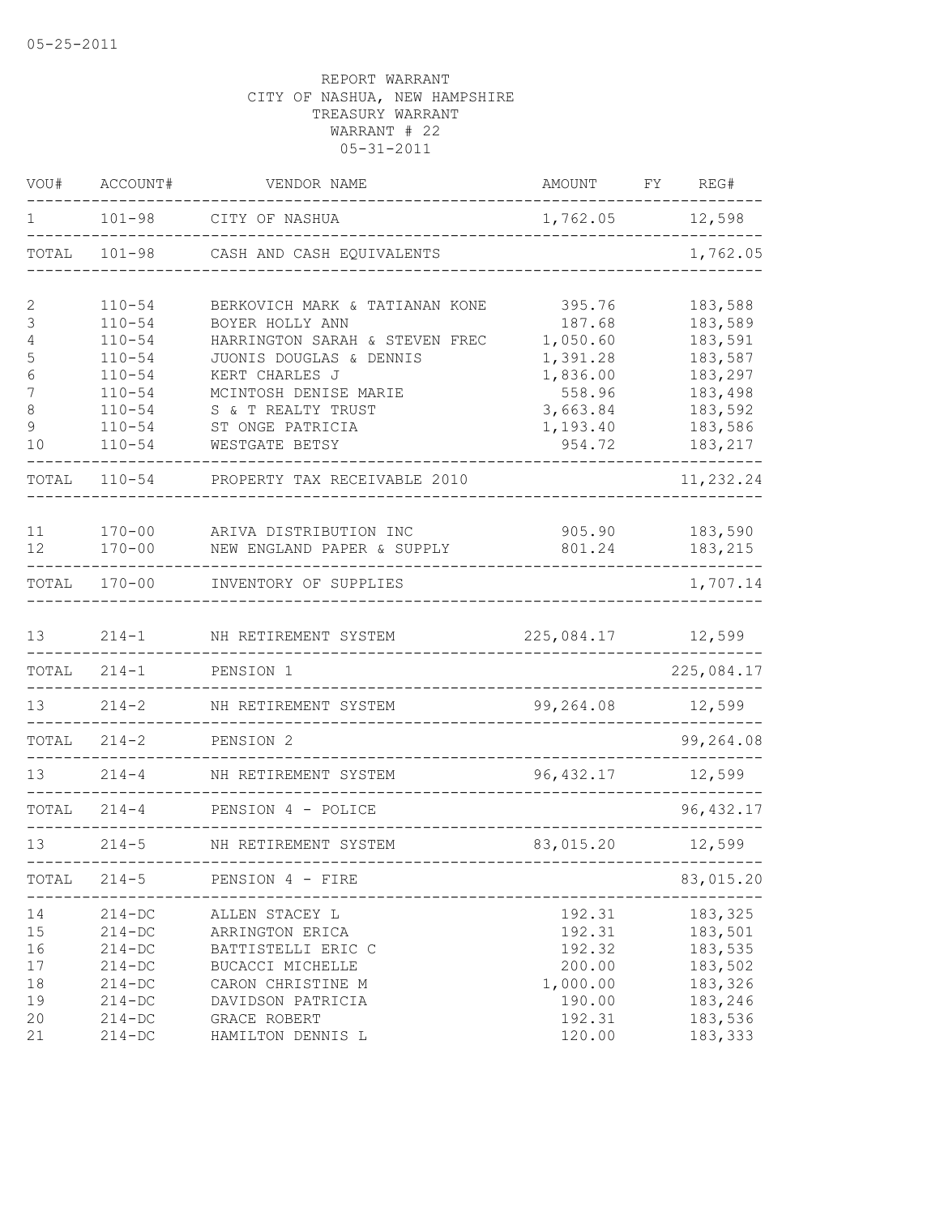05-25-2011

REPORT WARRANT
CITY OF NASHUA, NEW HAMPSHIRE
TREASURY WARRANT
WARRANT # 22
05-31-2011

| VOU# | ACCOUNT# | VENDOR NAME | AMOUNT | FY | REG# |
|---|---|---|---|---|---|
| 1 | 101-98 | CITY OF NASHUA | 1,762.05 | | 12,598 |
| TOTAL | 101-98 | CASH AND CASH EQUIVALENTS | | | 1,762.05 |
| 2 | 110-54 | BERKOVICH MARK & TATIANAN KONE | 395.76 | | 183,588 |
| 3 | 110-54 | BOYER HOLLY ANN | 187.68 | | 183,589 |
| 4 | 110-54 | HARRINGTON SARAH & STEVEN FREC | 1,050.60 | | 183,591 |
| 5 | 110-54 | JUONIS DOUGLAS & DENNIS | 1,391.28 | | 183,587 |
| 6 | 110-54 | KERT CHARLES J | 1,836.00 | | 183,297 |
| 7 | 110-54 | MCINTOSH DENISE MARIE | 558.96 | | 183,498 |
| 8 | 110-54 | S & T REALTY TRUST | 3,663.84 | | 183,592 |
| 9 | 110-54 | ST ONGE PATRICIA | 1,193.40 | | 183,586 |
| 10 | 110-54 | WESTGATE BETSY | 954.72 | | 183,217 |
| TOTAL | 110-54 | PROPERTY TAX RECEIVABLE 2010 | | | 11,232.24 |
| 11 | 170-00 | ARIVA DISTRIBUTION INC | 905.90 | | 183,590 |
| 12 | 170-00 | NEW ENGLAND PAPER & SUPPLY | 801.24 | | 183,215 |
| TOTAL | 170-00 | INVENTORY OF SUPPLIES | | | 1,707.14 |
| 13 | 214-1 | NH RETIREMENT SYSTEM | 225,084.17 | | 12,599 |
| TOTAL | 214-1 | PENSION 1 | | | 225,084.17 |
| 13 | 214-2 | NH RETIREMENT SYSTEM | 99,264.08 | | 12,599 |
| TOTAL | 214-2 | PENSION 2 | | | 99,264.08 |
| 13 | 214-4 | NH RETIREMENT SYSTEM | 96,432.17 | | 12,599 |
| TOTAL | 214-4 | PENSION 4 - POLICE | | | 96,432.17 |
| 13 | 214-5 | NH RETIREMENT SYSTEM | 83,015.20 | | 12,599 |
| TOTAL | 214-5 | PENSION 4 - FIRE | | | 83,015.20 |
| 14 | 214-DC | ALLEN STACEY L | 192.31 | | 183,325 |
| 15 | 214-DC | ARRINGTON ERICA | 192.31 | | 183,501 |
| 16 | 214-DC | BATTISTELLI ERIC C | 192.32 | | 183,535 |
| 17 | 214-DC | BUCACCI MICHELLE | 200.00 | | 183,502 |
| 18 | 214-DC | CARON CHRISTINE M | 1,000.00 | | 183,326 |
| 19 | 214-DC | DAVIDSON PATRICIA | 190.00 | | 183,246 |
| 20 | 214-DC | GRACE ROBERT | 192.31 | | 183,536 |
| 21 | 214-DC | HAMILTON DENNIS L | 120.00 | | 183,333 |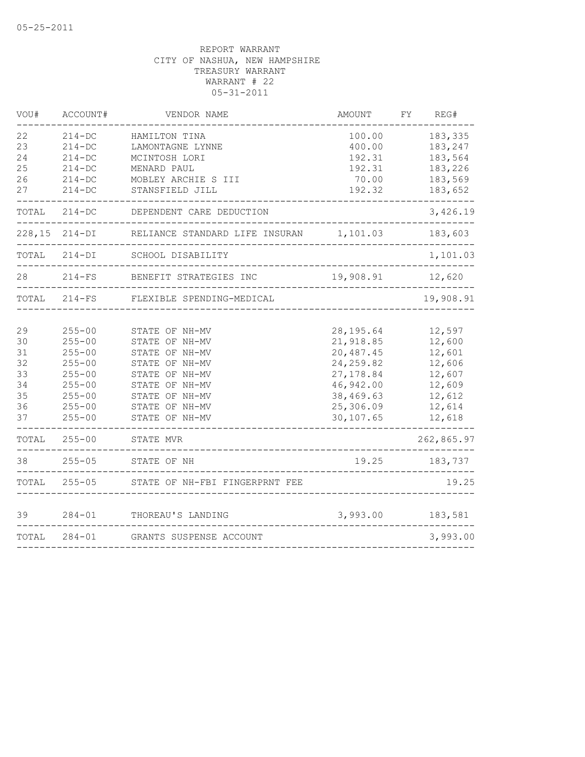05-25-2011

REPORT WARRANT
CITY OF NASHUA, NEW HAMPSHIRE
TREASURY WARRANT
WARRANT # 22
05-31-2011

| VOU# | ACCOUNT# | VENDOR NAME | AMOUNT | FY | REG# |
|---|---|---|---|---|---|
| 22 | 214-DC | HAMILTON TINA | 100.00 | | 183,335 |
| 23 | 214-DC | LAMONTAGNE LYNNE | 400.00 | | 183,247 |
| 24 | 214-DC | MCINTOSH LORI | 192.31 | | 183,564 |
| 25 | 214-DC | MENARD PAUL | 192.31 | | 183,226 |
| 26 | 214-DC | MOBLEY ARCHIE S III | 70.00 | | 183,569 |
| 27 | 214-DC | STANSFIELD JILL | 192.32 | | 183,652 |
| TOTAL | 214-DC | DEPENDENT CARE DEDUCTION | | | 3,426.19 |
| 228,15 | 214-DI | RELIANCE STANDARD LIFE INSURAN | 1,101.03 | | 183,603 |
| TOTAL | 214-DI | SCHOOL DISABILITY | | | 1,101.03 |
| 28 | 214-FS | BENEFIT STRATEGIES INC | 19,908.91 | | 12,620 |
| TOTAL | 214-FS | FLEXIBLE SPENDING-MEDICAL | | | 19,908.91 |
| 29 | 255-00 | STATE OF NH-MV | 28,195.64 | | 12,597 |
| 30 | 255-00 | STATE OF NH-MV | 21,918.85 | | 12,600 |
| 31 | 255-00 | STATE OF NH-MV | 20,487.45 | | 12,601 |
| 32 | 255-00 | STATE OF NH-MV | 24,259.82 | | 12,606 |
| 33 | 255-00 | STATE OF NH-MV | 27,178.84 | | 12,607 |
| 34 | 255-00 | STATE OF NH-MV | 46,942.00 | | 12,609 |
| 35 | 255-00 | STATE OF NH-MV | 38,469.63 | | 12,612 |
| 36 | 255-00 | STATE OF NH-MV | 25,306.09 | | 12,614 |
| 37 | 255-00 | STATE OF NH-MV | 30,107.65 | | 12,618 |
| TOTAL | 255-00 | STATE MVR | | | 262,865.97 |
| 38 | 255-05 | STATE OF NH | 19.25 | | 183,737 |
| TOTAL | 255-05 | STATE OF NH-FBI FINGERPRNT FEE | | | 19.25 |
| 39 | 284-01 | THOREAU'S LANDING | 3,993.00 | | 183,581 |
| TOTAL | 284-01 | GRANTS SUSPENSE ACCOUNT | | | 3,993.00 |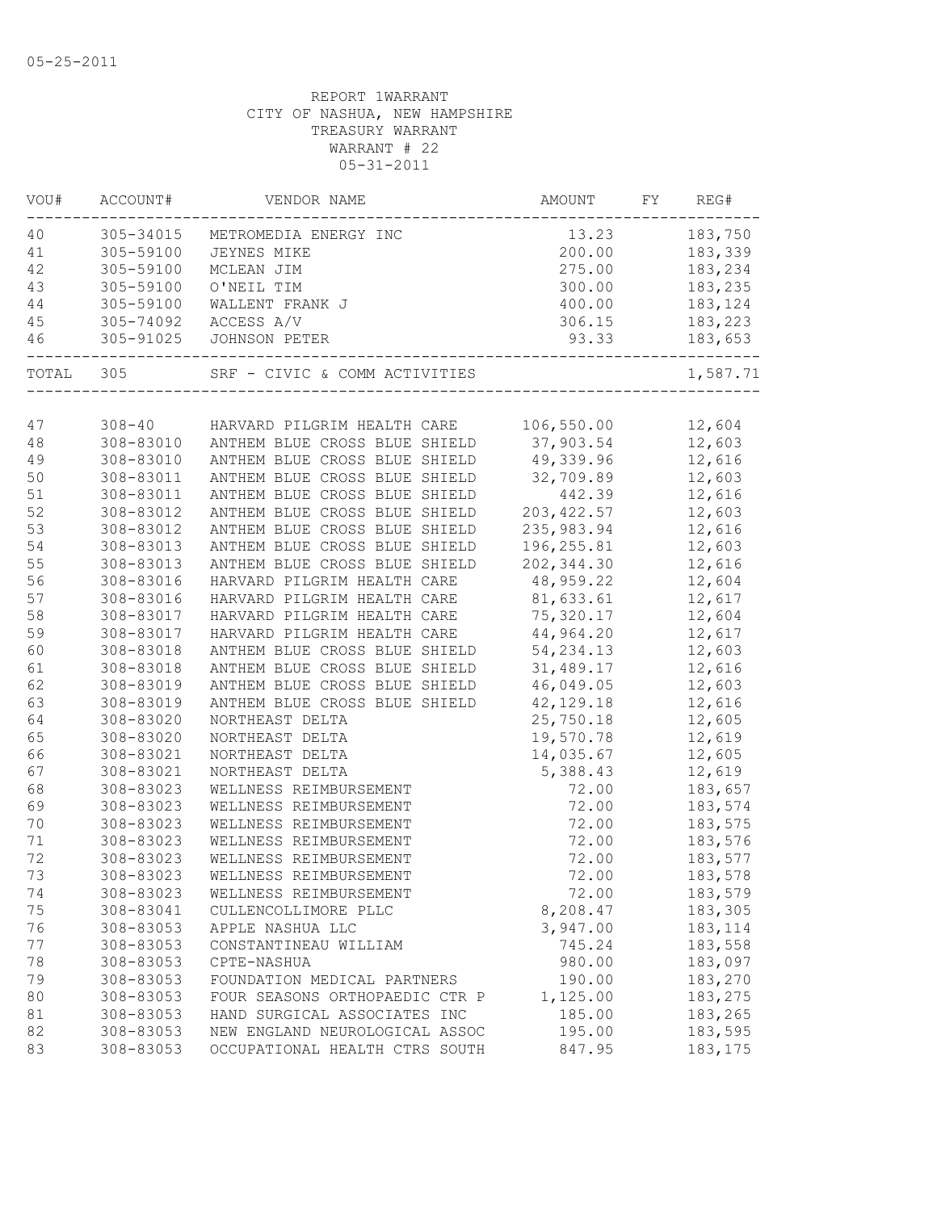05-25-2011

REPORT 1WARRANT
CITY OF NASHUA, NEW HAMPSHIRE
TREASURY WARRANT
WARRANT # 22
05-31-2011

| VOU# | ACCOUNT# | VENDOR NAME | AMOUNT | FY | REG# |
|---|---|---|---|---|---|
| 40 | 305-34015 | METROMEDIA ENERGY INC | 13.23 | | 183,750 |
| 41 | 305-59100 | JEYNES MIKE | 200.00 | | 183,339 |
| 42 | 305-59100 | MCLEAN JIM | 275.00 | | 183,234 |
| 43 | 305-59100 | O'NEIL TIM | 300.00 | | 183,235 |
| 44 | 305-59100 | WALLENT FRANK J | 400.00 | | 183,124 |
| 45 | 305-74092 | ACCESS A/V | 306.15 | | 183,223 |
| 46 | 305-91025 | JOHNSON PETER | 93.33 | | 183,653 |
| TOTAL | 305 | SRF - CIVIC & COMM ACTIVITIES | | | 1,587.71 |
| 47 | 308-40 | HARVARD PILGRIM HEALTH CARE | 106,550.00 | | 12,604 |
| 48 | 308-83010 | ANTHEM BLUE CROSS BLUE SHIELD | 37,903.54 | | 12,603 |
| 49 | 308-83010 | ANTHEM BLUE CROSS BLUE SHIELD | 49,339.96 | | 12,616 |
| 50 | 308-83011 | ANTHEM BLUE CROSS BLUE SHIELD | 32,709.89 | | 12,603 |
| 51 | 308-83011 | ANTHEM BLUE CROSS BLUE SHIELD | 442.39 | | 12,616 |
| 52 | 308-83012 | ANTHEM BLUE CROSS BLUE SHIELD | 203,422.57 | | 12,603 |
| 53 | 308-83012 | ANTHEM BLUE CROSS BLUE SHIELD | 235,983.94 | | 12,616 |
| 54 | 308-83013 | ANTHEM BLUE CROSS BLUE SHIELD | 196,255.81 | | 12,603 |
| 55 | 308-83013 | ANTHEM BLUE CROSS BLUE SHIELD | 202,344.30 | | 12,616 |
| 56 | 308-83016 | HARVARD PILGRIM HEALTH CARE | 48,959.22 | | 12,604 |
| 57 | 308-83016 | HARVARD PILGRIM HEALTH CARE | 81,633.61 | | 12,617 |
| 58 | 308-83017 | HARVARD PILGRIM HEALTH CARE | 75,320.17 | | 12,604 |
| 59 | 308-83017 | HARVARD PILGRIM HEALTH CARE | 44,964.20 | | 12,617 |
| 60 | 308-83018 | ANTHEM BLUE CROSS BLUE SHIELD | 54,234.13 | | 12,603 |
| 61 | 308-83018 | ANTHEM BLUE CROSS BLUE SHIELD | 31,489.17 | | 12,616 |
| 62 | 308-83019 | ANTHEM BLUE CROSS BLUE SHIELD | 46,049.05 | | 12,603 |
| 63 | 308-83019 | ANTHEM BLUE CROSS BLUE SHIELD | 42,129.18 | | 12,616 |
| 64 | 308-83020 | NORTHEAST DELTA | 25,750.18 | | 12,605 |
| 65 | 308-83020 | NORTHEAST DELTA | 19,570.78 | | 12,619 |
| 66 | 308-83021 | NORTHEAST DELTA | 14,035.67 | | 12,605 |
| 67 | 308-83021 | NORTHEAST DELTA | 5,388.43 | | 12,619 |
| 68 | 308-83023 | WELLNESS REIMBURSEMENT | 72.00 | | 183,657 |
| 69 | 308-83023 | WELLNESS REIMBURSEMENT | 72.00 | | 183,574 |
| 70 | 308-83023 | WELLNESS REIMBURSEMENT | 72.00 | | 183,575 |
| 71 | 308-83023 | WELLNESS REIMBURSEMENT | 72.00 | | 183,576 |
| 72 | 308-83023 | WELLNESS REIMBURSEMENT | 72.00 | | 183,577 |
| 73 | 308-83023 | WELLNESS REIMBURSEMENT | 72.00 | | 183,578 |
| 74 | 308-83023 | WELLNESS REIMBURSEMENT | 72.00 | | 183,579 |
| 75 | 308-83041 | CULLENCOLLIMORE PLLC | 8,208.47 | | 183,305 |
| 76 | 308-83053 | APPLE NASHUA LLC | 3,947.00 | | 183,114 |
| 77 | 308-83053 | CONSTANTINEAU WILLIAM | 745.24 | | 183,558 |
| 78 | 308-83053 | CPTE-NASHUA | 980.00 | | 183,097 |
| 79 | 308-83053 | FOUNDATION MEDICAL PARTNERS | 190.00 | | 183,270 |
| 80 | 308-83053 | FOUR SEASONS ORTHOPAEDIC CTR P | 1,125.00 | | 183,275 |
| 81 | 308-83053 | HAND SURGICAL ASSOCIATES INC | 185.00 | | 183,265 |
| 82 | 308-83053 | NEW ENGLAND NEUROLOGICAL ASSOC | 195.00 | | 183,595 |
| 83 | 308-83053 | OCCUPATIONAL HEALTH CTRS SOUTH | 847.95 | | 183,175 |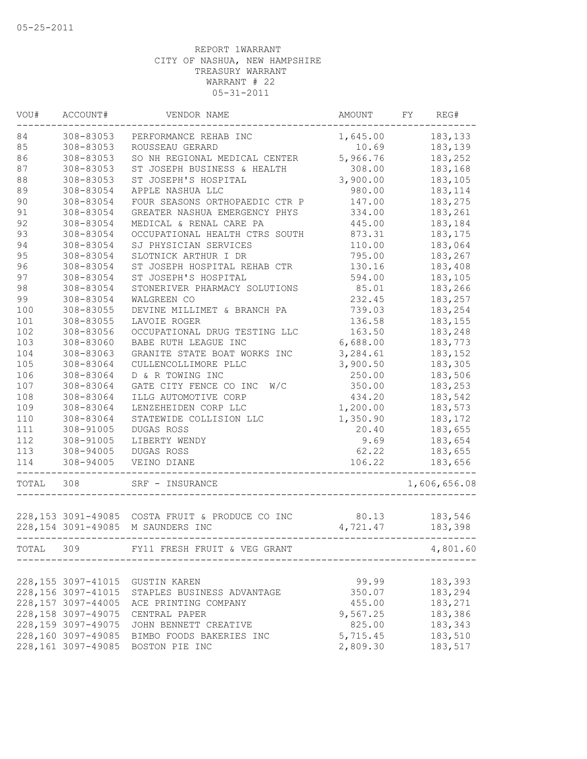05-25-2011

REPORT 1WARRANT
CITY OF NASHUA, NEW HAMPSHIRE
TREASURY WARRANT
WARRANT # 22
05-31-2011

| VOU# | ACCOUNT# | VENDOR NAME | AMOUNT | FY | REG# |
|---|---|---|---|---|---|
| 84 | 308-83053 | PERFORMANCE REHAB INC | 1,645.00 | | 183,133 |
| 85 | 308-83053 | ROUSSEAU GERARD | 10.69 | | 183,139 |
| 86 | 308-83053 | SO NH REGIONAL MEDICAL CENTER | 5,966.76 | | 183,252 |
| 87 | 308-83053 | ST JOSEPH BUSINESS & HEALTH | 308.00 | | 183,168 |
| 88 | 308-83053 | ST JOSEPH'S HOSPITAL | 3,900.00 | | 183,105 |
| 89 | 308-83054 | APPLE NASHUA LLC | 980.00 | | 183,114 |
| 90 | 308-83054 | FOUR SEASONS ORTHOPAEDIC CTR P | 147.00 | | 183,275 |
| 91 | 308-83054 | GREATER NASHUA EMERGENCY PHYS | 334.00 | | 183,261 |
| 92 | 308-83054 | MEDICAL & RENAL CARE PA | 445.00 | | 183,184 |
| 93 | 308-83054 | OCCUPATIONAL HEALTH CTRS SOUTH | 873.31 | | 183,175 |
| 94 | 308-83054 | SJ PHYSICIAN SERVICES | 110.00 | | 183,064 |
| 95 | 308-83054 | SLOTNICK ARTHUR I DR | 795.00 | | 183,267 |
| 96 | 308-83054 | ST JOSEPH HOSPITAL REHAB CTR | 130.16 | | 183,408 |
| 97 | 308-83054 | ST JOSEPH'S HOSPITAL | 594.00 | | 183,105 |
| 98 | 308-83054 | STONERIVER PHARMACY SOLUTIONS | 85.01 | | 183,266 |
| 99 | 308-83054 | WALGREEN CO | 232.45 | | 183,257 |
| 100 | 308-83055 | DEVINE MILLIMET & BRANCH PA | 739.03 | | 183,254 |
| 101 | 308-83055 | LAVOIE ROGER | 136.58 | | 183,155 |
| 102 | 308-83056 | OCCUPATIONAL DRUG TESTING LLC | 163.50 | | 183,248 |
| 103 | 308-83060 | BABE RUTH LEAGUE INC | 6,688.00 | | 183,773 |
| 104 | 308-83063 | GRANITE STATE BOAT WORKS INC | 3,284.61 | | 183,152 |
| 105 | 308-83064 | CULLENCOLLIMORE PLLC | 3,900.50 | | 183,305 |
| 106 | 308-83064 | D & R TOWING INC | 250.00 | | 183,506 |
| 107 | 308-83064 | GATE CITY FENCE CO INC W/C | 350.00 | | 183,253 |
| 108 | 308-83064 | ILLG AUTOMOTIVE CORP | 434.20 | | 183,542 |
| 109 | 308-83064 | LENZEHEIDEN CORP LLC | 1,200.00 | | 183,573 |
| 110 | 308-83064 | STATEWIDE COLLISION LLC | 1,350.90 | | 183,172 |
| 111 | 308-91005 | DUGAS ROSS | 20.40 | | 183,655 |
| 112 | 308-91005 | LIBERTY WENDY | 9.69 | | 183,654 |
| 113 | 308-94005 | DUGAS ROSS | 62.22 | | 183,655 |
| 114 | 308-94005 | VEINO DIANE | 106.22 | | 183,656 |
| TOTAL | 308 | SRF - INSURANCE | | | 1,606,656.08 |
| 228,153 | 3091-49085 | COSTA FRUIT & PRODUCE CO INC | 80.13 | | 183,546 |
| 228,154 | 3091-49085 | M SAUNDERS INC | 4,721.47 | | 183,398 |
| TOTAL | 309 | FY11 FRESH FRUIT & VEG GRANT | | | 4,801.60 |
| 228,155 | 3097-41015 | GUSTIN KAREN | 99.99 | | 183,393 |
| 228,156 | 3097-41015 | STAPLES BUSINESS ADVANTAGE | 350.07 | | 183,294 |
| 228,157 | 3097-44005 | ACE PRINTING COMPANY | 455.00 | | 183,271 |
| 228,158 | 3097-49075 | CENTRAL PAPER | 9,567.25 | | 183,386 |
| 228,159 | 3097-49075 | JOHN BENNETT CREATIVE | 825.00 | | 183,343 |
| 228,160 | 3097-49085 | BIMBO FOODS BAKERIES INC | 5,715.45 | | 183,510 |
| 228,161 | 3097-49085 | BOSTON PIE INC | 2,809.30 | | 183,517 |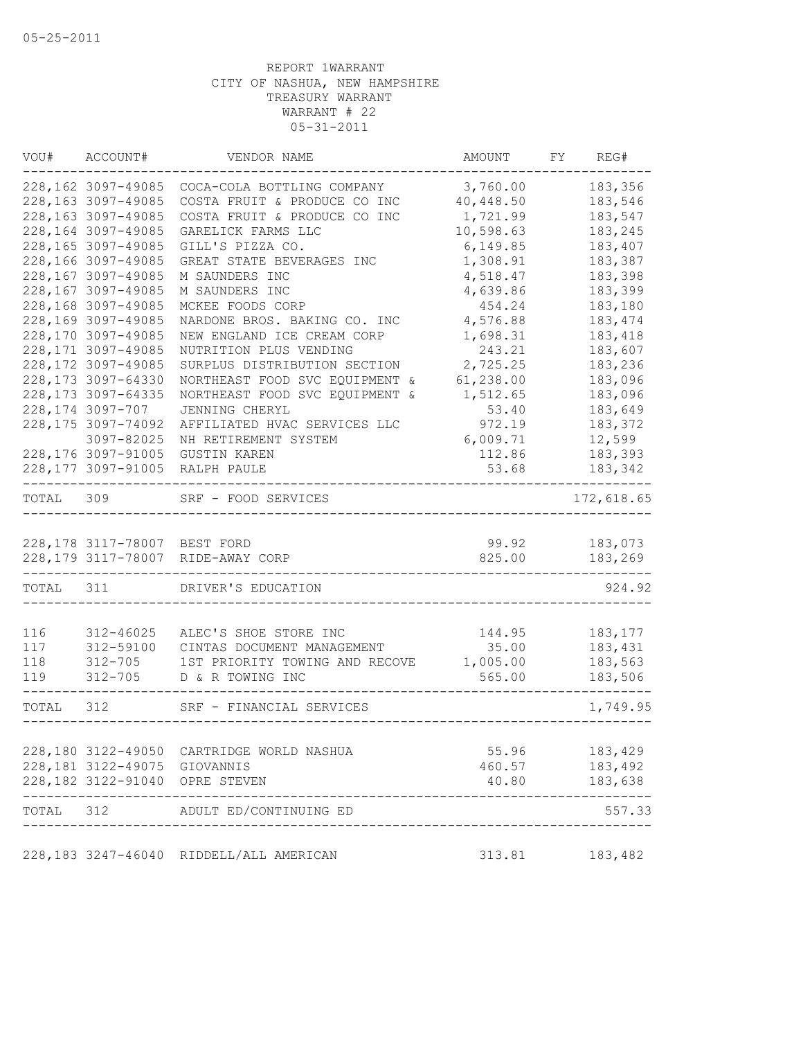05-25-2011

REPORT 1WARRANT
CITY OF NASHUA, NEW HAMPSHIRE
TREASURY WARRANT
WARRANT # 22
05-31-2011

| VOU# | ACCOUNT# | VENDOR NAME | AMOUNT | FY | REG# |
|---|---|---|---|---|---|
| 228,162 | 3097-49085 | COCA-COLA BOTTLING COMPANY | 3,760.00 | | 183,356 |
| 228,163 | 3097-49085 | COSTA FRUIT & PRODUCE CO INC | 40,448.50 | | 183,546 |
| 228,163 | 3097-49085 | COSTA FRUIT & PRODUCE CO INC | 1,721.99 | | 183,547 |
| 228,164 | 3097-49085 | GARELICK FARMS LLC | 10,598.63 | | 183,245 |
| 228,165 | 3097-49085 | GILL'S PIZZA CO. | 6,149.85 | | 183,407 |
| 228,166 | 3097-49085 | GREAT STATE BEVERAGES INC | 1,308.91 | | 183,387 |
| 228,167 | 3097-49085 | M SAUNDERS INC | 4,518.47 | | 183,398 |
| 228,167 | 3097-49085 | M SAUNDERS INC | 4,639.86 | | 183,399 |
| 228,168 | 3097-49085 | MCKEE FOODS CORP | 454.24 | | 183,180 |
| 228,169 | 3097-49085 | NARDONE BROS. BAKING CO. INC | 4,576.88 | | 183,474 |
| 228,170 | 3097-49085 | NEW ENGLAND ICE CREAM CORP | 1,698.31 | | 183,418 |
| 228,171 | 3097-49085 | NUTRITION PLUS VENDING | 243.21 | | 183,607 |
| 228,172 | 3097-49085 | SURPLUS DISTRIBUTION SECTION | 2,725.25 | | 183,236 |
| 228,173 | 3097-64330 | NORTHEAST FOOD SVC EQUIPMENT & | 61,238.00 | | 183,096 |
| 228,173 | 3097-64335 | NORTHEAST FOOD SVC EQUIPMENT & | 1,512.65 | | 183,096 |
| 228,174 | 3097-707 | JENNING CHERYL | 53.40 | | 183,649 |
| 228,175 | 3097-74092 | AFFILIATED HVAC SERVICES LLC | 972.19 | | 183,372 |
| | 3097-82025 | NH RETIREMENT SYSTEM | 6,009.71 | | 12,599 |
| 228,176 | 3097-91005 | GUSTIN KAREN | 112.86 | | 183,393 |
| 228,177 | 3097-91005 | RALPH PAULE | 53.68 | | 183,342 |
| TOTAL | 309 | SRF - FOOD SERVICES | | | 172,618.65 |
| 228,178 | 3117-78007 | BEST FORD | 99.92 | | 183,073 |
| 228,179 | 3117-78007 | RIDE-AWAY CORP | 825.00 | | 183,269 |
| TOTAL | 311 | DRIVER'S EDUCATION | | | 924.92 |
| 116 | 312-46025 | ALEC'S SHOE STORE INC | 144.95 | | 183,177 |
| 117 | 312-59100 | CINTAS DOCUMENT MANAGEMENT | 35.00 | | 183,431 |
| 118 | 312-705 | 1ST PRIORITY TOWING AND RECOVE | 1,005.00 | | 183,563 |
| 119 | 312-705 | D & R TOWING INC | 565.00 | | 183,506 |
| TOTAL | 312 | SRF - FINANCIAL SERVICES | | | 1,749.95 |
| 228,180 | 3122-49050 | CARTRIDGE WORLD NASHUA | 55.96 | | 183,429 |
| 228,181 | 3122-49075 | GIOVANNIS | 460.57 | | 183,492 |
| 228,182 | 3122-91040 | OPRE STEVEN | 40.80 | | 183,638 |
| TOTAL | 312 | ADULT ED/CONTINUING ED | | | 557.33 |
| 228,183 | 3247-46040 | RIDDELL/ALL AMERICAN | 313.81 | | 183,482 |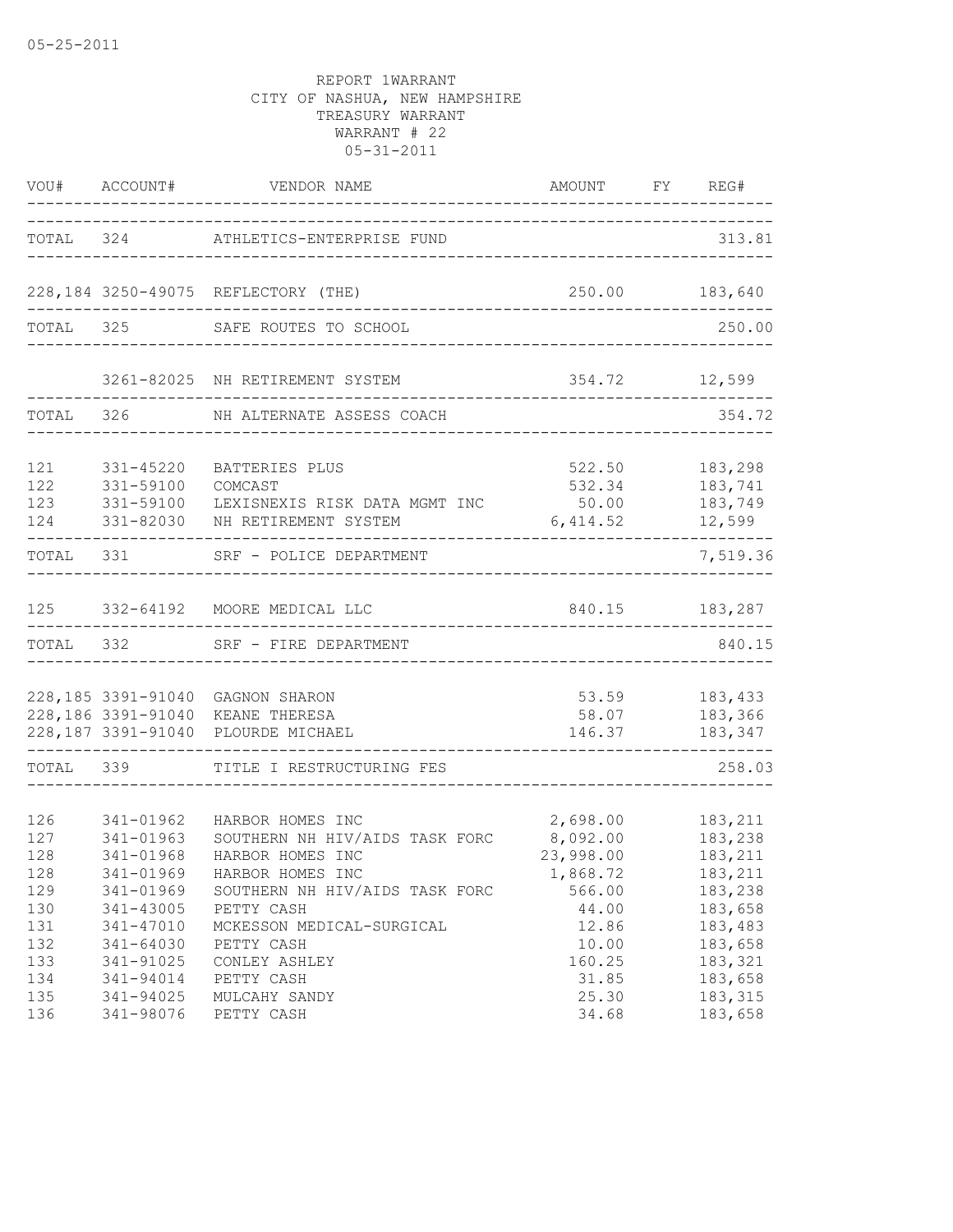05-25-2011

REPORT 1WARRANT
CITY OF NASHUA, NEW HAMPSHIRE
TREASURY WARRANT
WARRANT # 22
05-31-2011

| VOU# | ACCOUNT# | VENDOR NAME | AMOUNT | FY | REG# |
|---|---|---|---|---|---|
| TOTAL | 324 | ATHLETICS-ENTERPRISE FUND | | | 313.81 |
| 228,184 | 3250-49075 | REFLECTORY (THE) | 250.00 | | 183,640 |
| TOTAL | 325 | SAFE ROUTES TO SCHOOL | | | 250.00 |
| | 3261-82025 | NH RETIREMENT SYSTEM | 354.72 | | 12,599 |
| TOTAL | 326 | NH ALTERNATE ASSESS COACH | | | 354.72 |
| 121 | 331-45220 | BATTERIES PLUS | 522.50 | | 183,298 |
| 122 | 331-59100 | COMCAST | 532.34 | | 183,741 |
| 123 | 331-59100 | LEXISNEXIS RISK DATA MGMT INC | 50.00 | | 183,749 |
| 124 | 331-82030 | NH RETIREMENT SYSTEM | 6,414.52 | | 12,599 |
| TOTAL | 331 | SRF - POLICE DEPARTMENT | | | 7,519.36 |
| 125 | 332-64192 | MOORE MEDICAL LLC | 840.15 | | 183,287 |
| TOTAL | 332 | SRF - FIRE DEPARTMENT | | | 840.15 |
| 228,185 | 3391-91040 | GAGNON SHARON | 53.59 | | 183,433 |
| 228,186 | 3391-91040 | KEANE THERESA | 58.07 | | 183,366 |
| 228,187 | 3391-91040 | PLOURDE MICHAEL | 146.37 | | 183,347 |
| TOTAL | 339 | TITLE I RESTRUCTURING FES | | | 258.03 |
| 126 | 341-01962 | HARBOR HOMES INC | 2,698.00 | | 183,211 |
| 127 | 341-01963 | SOUTHERN NH HIV/AIDS TASK FORC | 8,092.00 | | 183,238 |
| 128 | 341-01968 | HARBOR HOMES INC | 23,998.00 | | 183,211 |
| 128 | 341-01969 | HARBOR HOMES INC | 1,868.72 | | 183,211 |
| 129 | 341-01969 | SOUTHERN NH HIV/AIDS TASK FORC | 566.00 | | 183,238 |
| 130 | 341-43005 | PETTY CASH | 44.00 | | 183,658 |
| 131 | 341-47010 | MCKESSON MEDICAL-SURGICAL | 12.86 | | 183,483 |
| 132 | 341-64030 | PETTY CASH | 10.00 | | 183,658 |
| 133 | 341-91025 | CONLEY ASHLEY | 160.25 | | 183,321 |
| 134 | 341-94014 | PETTY CASH | 31.85 | | 183,658 |
| 135 | 341-94025 | MULCAHY SANDY | 25.30 | | 183,315 |
| 136 | 341-98076 | PETTY CASH | 34.68 | | 183,658 |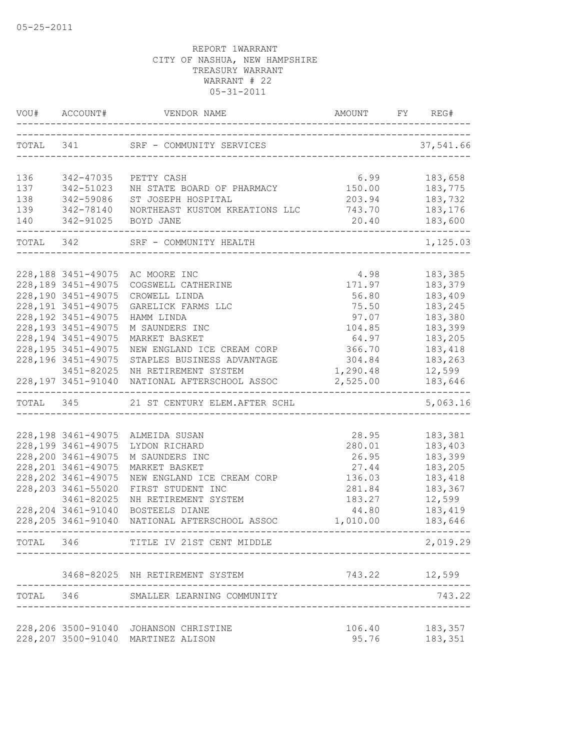05-25-2011

REPORT 1WARRANT
CITY OF NASHUA, NEW HAMPSHIRE
TREASURY WARRANT
WARRANT # 22
05-31-2011

| VOU# | ACCOUNT# | VENDOR NAME | AMOUNT | FY | REG# |
|---|---|---|---|---|---|
| TOTAL | 341 | SRF - COMMUNITY SERVICES | | | 37,541.66 |
| 136 | 342-47035 | PETTY CASH | 6.99 | | 183,658 |
| 137 | 342-51023 | NH STATE BOARD OF PHARMACY | 150.00 | | 183,775 |
| 138 | 342-59086 | ST JOSEPH HOSPITAL | 203.94 | | 183,732 |
| 139 | 342-78140 | NORTHEAST KUSTOM KREATIONS LLC | 743.70 | | 183,176 |
| 140 | 342-91025 | BOYD JANE | 20.40 | | 183,600 |
| TOTAL | 342 | SRF - COMMUNITY HEALTH | | | 1,125.03 |
| 228,188 | 3451-49075 | AC MOORE INC | 4.98 | | 183,385 |
| 228,189 | 3451-49075 | COGSWELL CATHERINE | 171.97 | | 183,379 |
| 228,190 | 3451-49075 | CROWELL LINDA | 56.80 | | 183,409 |
| 228,191 | 3451-49075 | GARELICK FARMS LLC | 75.50 | | 183,245 |
| 228,192 | 3451-49075 | HAMM LINDA | 97.07 | | 183,380 |
| 228,193 | 3451-49075 | M SAUNDERS INC | 104.85 | | 183,399 |
| 228,194 | 3451-49075 | MARKET BASKET | 64.97 | | 183,205 |
| 228,195 | 3451-49075 | NEW ENGLAND ICE CREAM CORP | 366.70 | | 183,418 |
| 228,196 | 3451-49075 | STAPLES BUSINESS ADVANTAGE | 304.84 | | 183,263 |
| | 3451-82025 | NH RETIREMENT SYSTEM | 1,290.48 | | 12,599 |
| 228,197 | 3451-91040 | NATIONAL AFTERSCHOOL ASSOC | 2,525.00 | | 183,646 |
| TOTAL | 345 | 21 ST CENTURY ELEM.AFTER SCHL | | | 5,063.16 |
| 228,198 | 3461-49075 | ALMEIDA SUSAN | 28.95 | | 183,381 |
| 228,199 | 3461-49075 | LYDON RICHARD | 280.01 | | 183,403 |
| 228,200 | 3461-49075 | M SAUNDERS INC | 26.95 | | 183,399 |
| 228,201 | 3461-49075 | MARKET BASKET | 27.44 | | 183,205 |
| 228,202 | 3461-49075 | NEW ENGLAND ICE CREAM CORP | 136.03 | | 183,418 |
| 228,203 | 3461-55020 | FIRST STUDENT INC | 281.84 | | 183,367 |
| | 3461-82025 | NH RETIREMENT SYSTEM | 183.27 | | 12,599 |
| 228,204 | 3461-91040 | BOSTEELS DIANE | 44.80 | | 183,419 |
| 228,205 | 3461-91040 | NATIONAL AFTERSCHOOL ASSOC | 1,010.00 | | 183,646 |
| TOTAL | 346 | TITLE IV 21ST CENT MIDDLE | | | 2,019.29 |
| | 3468-82025 | NH RETIREMENT SYSTEM | 743.22 | | 12,599 |
| TOTAL | 346 | SMALLER LEARNING COMMUNITY | | | 743.22 |
| 228,206 | 3500-91040 | JOHANSON CHRISTINE | 106.40 | | 183,357 |
| 228,207 | 3500-91040 | MARTINEZ ALISON | 95.76 | | 183,351 |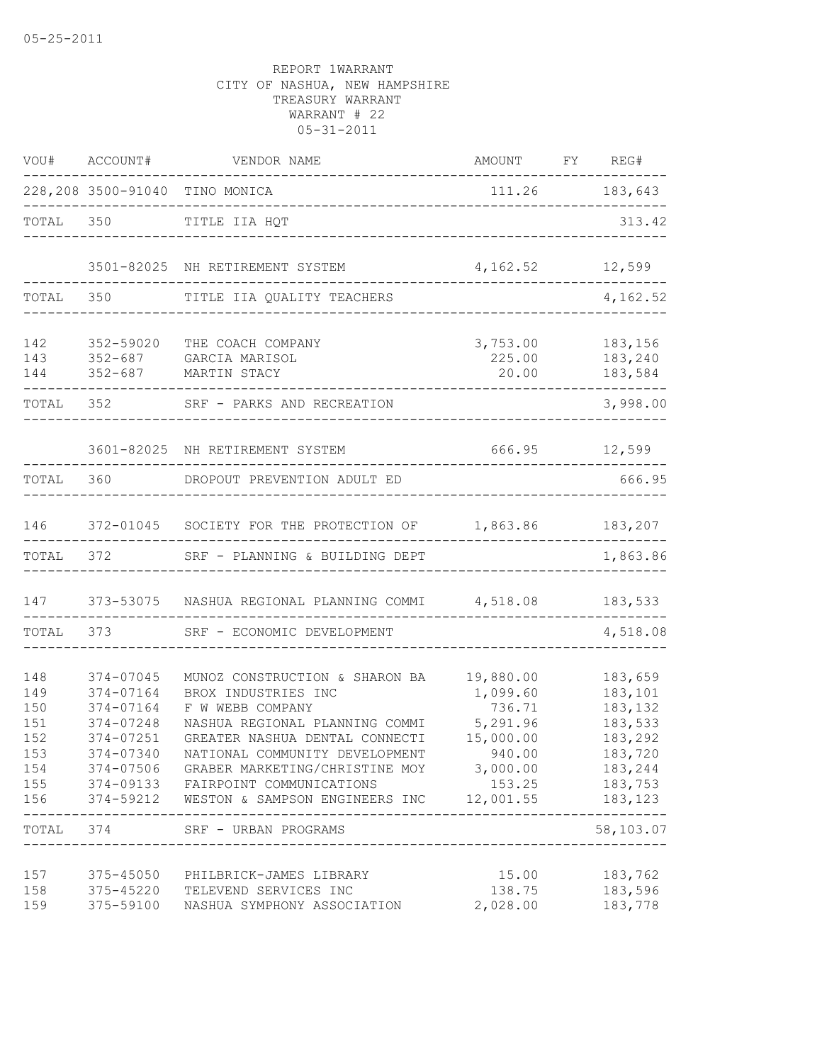05-25-2011

REPORT 1WARRANT
CITY OF NASHUA, NEW HAMPSHIRE
TREASURY WARRANT
WARRANT # 22
05-31-2011

| VOU# | ACCOUNT# | VENDOR NAME | AMOUNT | FY | REG# |
|---|---|---|---|---|---|
| 228,208 | 3500-91040 | TINO MONICA | 111.26 | | 183,643 |
| TOTAL | 350 | TITLE IIA HQT | | | 313.42 |
| | 3501-82025 | NH RETIREMENT SYSTEM | 4,162.52 | | 12,599 |
| TOTAL | 350 | TITLE IIA QUALITY TEACHERS | | | 4,162.52 |
| 142 | 352-59020 | THE COACH COMPANY | 3,753.00 | | 183,156 |
| 143 | 352-687 | GARCIA MARISOL | 225.00 | | 183,240 |
| 144 | 352-687 | MARTIN STACY | 20.00 | | 183,584 |
| TOTAL | 352 | SRF - PARKS AND RECREATION | | | 3,998.00 |
| | 3601-82025 | NH RETIREMENT SYSTEM | 666.95 | | 12,599 |
| TOTAL | 360 | DROPOUT PREVENTION ADULT ED | | | 666.95 |
| 146 | 372-01045 | SOCIETY FOR THE PROTECTION OF | 1,863.86 | | 183,207 |
| TOTAL | 372 | SRF - PLANNING & BUILDING DEPT | | | 1,863.86 |
| 147 | 373-53075 | NASHUA REGIONAL PLANNING COMMI | 4,518.08 | | 183,533 |
| TOTAL | 373 | SRF - ECONOMIC DEVELOPMENT | | | 4,518.08 |
| 148 | 374-07045 | MUNOZ CONSTRUCTION & SHARON BA | 19,880.00 | | 183,659 |
| 149 | 374-07164 | BROX INDUSTRIES INC | 1,099.60 | | 183,101 |
| 150 | 374-07164 | F W WEBB COMPANY | 736.71 | | 183,132 |
| 151 | 374-07248 | NASHUA REGIONAL PLANNING COMMI | 5,291.96 | | 183,533 |
| 152 | 374-07251 | GREATER NASHUA DENTAL CONNECTI | 15,000.00 | | 183,292 |
| 153 | 374-07340 | NATIONAL COMMUNITY DEVELOPMENT | 940.00 | | 183,720 |
| 154 | 374-07506 | GRABER MARKETING/CHRISTINE MOY | 3,000.00 | | 183,244 |
| 155 | 374-09133 | FAIRPOINT COMMUNICATIONS | 153.25 | | 183,753 |
| 156 | 374-59212 | WESTON & SAMPSON ENGINEERS INC | 12,001.55 | | 183,123 |
| TOTAL | 374 | SRF - URBAN PROGRAMS | | | 58,103.07 |
| 157 | 375-45050 | PHILBRICK-JAMES LIBRARY | 15.00 | | 183,762 |
| 158 | 375-45220 | TELEVEND SERVICES INC | 138.75 | | 183,596 |
| 159 | 375-59100 | NASHUA SYMPHONY ASSOCIATION | 2,028.00 | | 183,778 |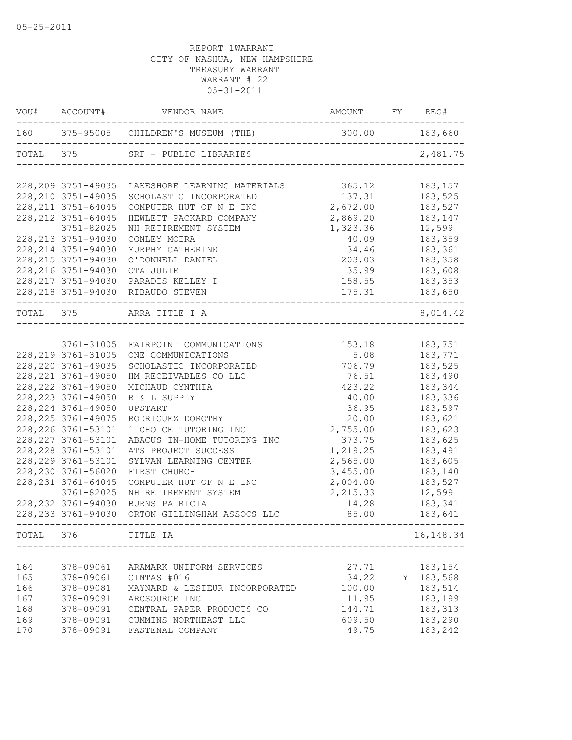05-25-2011

REPORT 1WARRANT
CITY OF NASHUA, NEW HAMPSHIRE
TREASURY WARRANT
WARRANT # 22
05-31-2011

| VOU# | ACCOUNT# | VENDOR NAME | AMOUNT | FY | REG# |
|---|---|---|---|---|---|
| 160 | 375-95005 | CHILDREN'S MUSEUM (THE) | 300.00 | | 183,660 |
| TOTAL | 375 | SRF - PUBLIC LIBRARIES | | | 2,481.75 |
| 228,209 | 3751-49035 | LAKESHORE LEARNING MATERIALS | 365.12 | | 183,157 |
| 228,210 | 3751-49035 | SCHOLASTIC INCORPORATED | 137.31 | | 183,525 |
| 228,211 | 3751-64045 | COMPUTER HUT OF N E INC | 2,672.00 | | 183,527 |
| 228,212 | 3751-64045 | HEWLETT PACKARD COMPANY | 2,869.20 | | 183,147 |
| | 3751-82025 | NH RETIREMENT SYSTEM | 1,323.36 | | 12,599 |
| 228,213 | 3751-94030 | CONLEY MOIRA | 40.09 | | 183,359 |
| 228,214 | 3751-94030 | MURPHY CATHERINE | 34.46 | | 183,361 |
| 228,215 | 3751-94030 | O'DONNELL DANIEL | 203.03 | | 183,358 |
| 228,216 | 3751-94030 | OTA JULIE | 35.99 | | 183,608 |
| 228,217 | 3751-94030 | PARADIS KELLEY I | 158.55 | | 183,353 |
| 228,218 | 3751-94030 | RIBAUDO STEVEN | 175.31 | | 183,650 |
| TOTAL | 375 | ARRA TITLE I A | | | 8,014.42 |
| | 3761-31005 | FAIRPOINT COMMUNICATIONS | 153.18 | | 183,751 |
| 228,219 | 3761-31005 | ONE COMMUNICATIONS | 5.08 | | 183,771 |
| 228,220 | 3761-49035 | SCHOLASTIC INCORPORATED | 706.79 | | 183,525 |
| 228,221 | 3761-49050 | HM RECEIVABLES CO LLC | 76.51 | | 183,490 |
| 228,222 | 3761-49050 | MICHAUD CYNTHIA | 423.22 | | 183,344 |
| 228,223 | 3761-49050 | R & L SUPPLY | 40.00 | | 183,336 |
| 228,224 | 3761-49050 | UPSTART | 36.95 | | 183,597 |
| 228,225 | 3761-49075 | RODRIGUEZ DOROTHY | 20.00 | | 183,621 |
| 228,226 | 3761-53101 | 1 CHOICE TUTORING INC | 2,755.00 | | 183,623 |
| 228,227 | 3761-53101 | ABACUS IN-HOME TUTORING INC | 373.75 | | 183,625 |
| 228,228 | 3761-53101 | ATS PROJECT SUCCESS | 1,219.25 | | 183,491 |
| 228,229 | 3761-53101 | SYLVAN LEARNING CENTER | 2,565.00 | | 183,605 |
| 228,230 | 3761-56020 | FIRST CHURCH | 3,455.00 | | 183,140 |
| 228,231 | 3761-64045 | COMPUTER HUT OF N E INC | 2,004.00 | | 183,527 |
| | 3761-82025 | NH RETIREMENT SYSTEM | 2,215.33 | | 12,599 |
| 228,232 | 3761-94030 | BURNS PATRICIA | 14.28 | | 183,341 |
| 228,233 | 3761-94030 | ORTON GILLINGHAM ASSOCS LLC | 85.00 | | 183,641 |
| TOTAL | 376 | TITLE IA | | | 16,148.34 |
| 164 | 378-09061 | ARAMARK UNIFORM SERVICES | 27.71 | | 183,154 |
| 165 | 378-09061 | CINTAS #016 | 34.22 | Y | 183,568 |
| 166 | 378-09081 | MAYNARD & LESIEUR INCORPORATED | 100.00 | | 183,514 |
| 167 | 378-09091 | ARCSOURCE INC | 11.95 | | 183,199 |
| 168 | 378-09091 | CENTRAL PAPER PRODUCTS CO | 144.71 | | 183,313 |
| 169 | 378-09091 | CUMMINS NORTHEAST LLC | 609.50 | | 183,290 |
| 170 | 378-09091 | FASTENAL COMPANY | 49.75 | | 183,242 |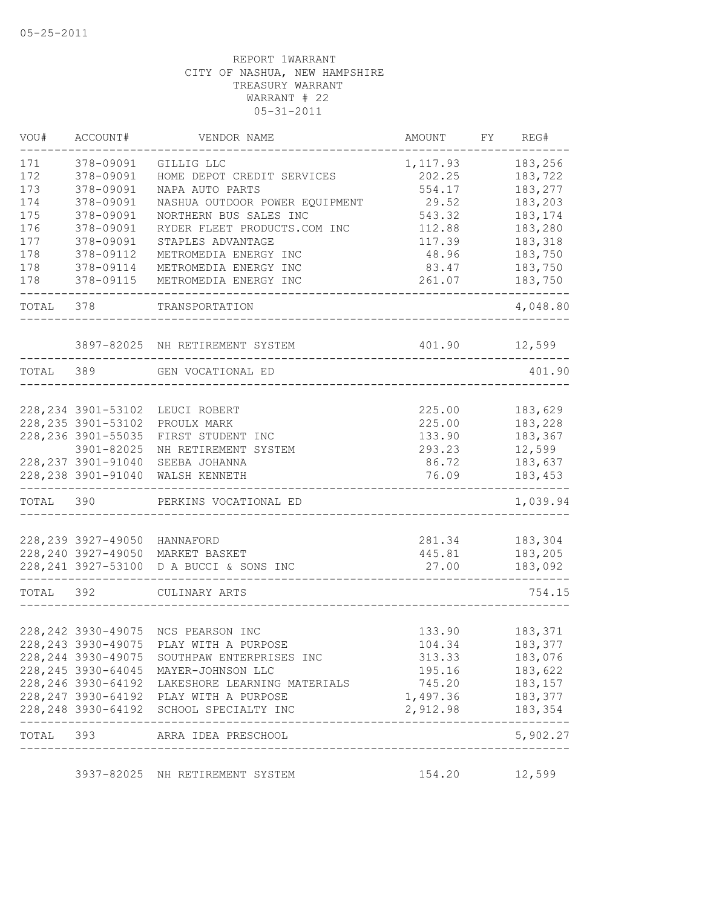05-25-2011

REPORT 1WARRANT
CITY OF NASHUA, NEW HAMPSHIRE
TREASURY WARRANT
WARRANT # 22
05-31-2011

| VOU# | ACCOUNT# | VENDOR NAME | AMOUNT | FY | REG# |
|---|---|---|---|---|---|
| 171 | 378-09091 | GILLIG LLC | 1,117.93 | | 183,256 |
| 172 | 378-09091 | HOME DEPOT CREDIT SERVICES | 202.25 | | 183,722 |
| 173 | 378-09091 | NAPA AUTO PARTS | 554.17 | | 183,277 |
| 174 | 378-09091 | NASHUA OUTDOOR POWER EQUIPMENT | 29.52 | | 183,203 |
| 175 | 378-09091 | NORTHERN BUS SALES INC | 543.32 | | 183,174 |
| 176 | 378-09091 | RYDER FLEET PRODUCTS.COM INC | 112.88 | | 183,280 |
| 177 | 378-09091 | STAPLES ADVANTAGE | 117.39 | | 183,318 |
| 178 | 378-09112 | METROMEDIA ENERGY INC | 48.96 | | 183,750 |
| 178 | 378-09114 | METROMEDIA ENERGY INC | 83.47 | | 183,750 |
| 178 | 378-09115 | METROMEDIA ENERGY INC | 261.07 | | 183,750 |
| TOTAL | 378 | TRANSPORTATION | | | 4,048.80 |
| | 3897-82025 | NH RETIREMENT SYSTEM | 401.90 | | 12,599 |
| TOTAL | 389 | GEN VOCATIONAL ED | | | 401.90 |
| 228,234 | 3901-53102 | LEUCI ROBERT | 225.00 | | 183,629 |
| 228,235 | 3901-53102 | PROULX MARK | 225.00 | | 183,228 |
| 228,236 | 3901-55035 | FIRST STUDENT INC | 133.90 | | 183,367 |
| | 3901-82025 | NH RETIREMENT SYSTEM | 293.23 | | 12,599 |
| 228,237 | 3901-91040 | SEEBA JOHANNA | 86.72 | | 183,637 |
| 228,238 | 3901-91040 | WALSH KENNETH | 76.09 | | 183,453 |
| TOTAL | 390 | PERKINS VOCATIONAL ED | | | 1,039.94 |
| 228,239 | 3927-49050 | HANNAFORD | 281.34 | | 183,304 |
| 228,240 | 3927-49050 | MARKET BASKET | 445.81 | | 183,205 |
| 228,241 | 3927-53100 | D A BUCCI & SONS INC | 27.00 | | 183,092 |
| TOTAL | 392 | CULINARY ARTS | | | 754.15 |
| 228,242 | 3930-49075 | NCS PEARSON INC | 133.90 | | 183,371 |
| 228,243 | 3930-49075 | PLAY WITH A PURPOSE | 104.34 | | 183,377 |
| 228,244 | 3930-49075 | SOUTHPAW ENTERPRISES INC | 313.33 | | 183,076 |
| 228,245 | 3930-64045 | MAYER-JOHNSON LLC | 195.16 | | 183,622 |
| 228,246 | 3930-64192 | LAKESHORE LEARNING MATERIALS | 745.20 | | 183,157 |
| 228,247 | 3930-64192 | PLAY WITH A PURPOSE | 1,497.36 | | 183,377 |
| 228,248 | 3930-64192 | SCHOOL SPECIALTY INC | 2,912.98 | | 183,354 |
| TOTAL | 393 | ARRA IDEA PRESCHOOL | | | 5,902.27 |
| | 3937-82025 | NH RETIREMENT SYSTEM | 154.20 | | 12,599 |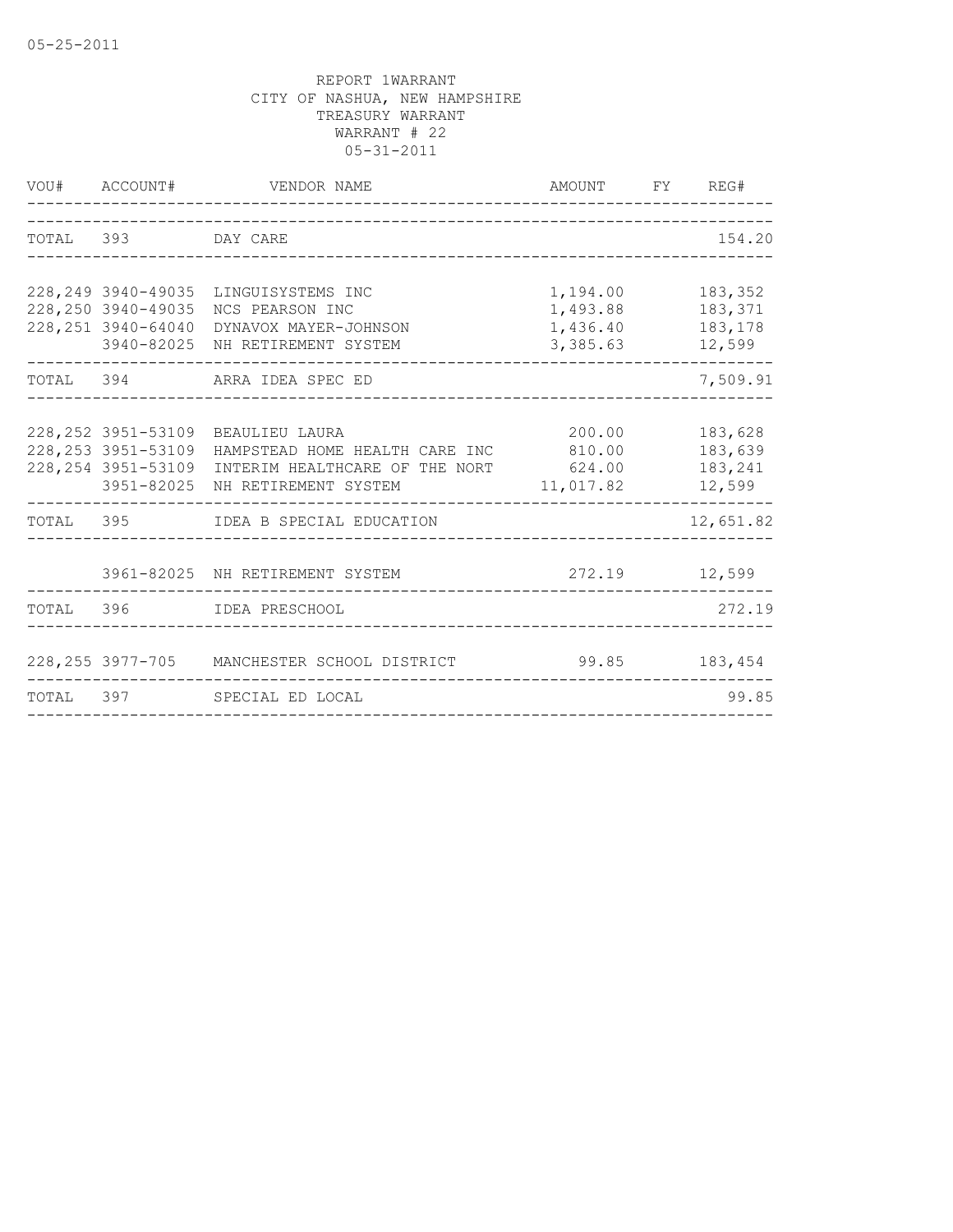05-25-2011

REPORT 1WARRANT
CITY OF NASHUA, NEW HAMPSHIRE
TREASURY WARRANT
WARRANT # 22
05-31-2011

| VOU# | ACCOUNT# | VENDOR NAME | AMOUNT | FY | REG# |
|---|---|---|---|---|---|
| TOTAL | 393 | DAY CARE | | | 154.20 |
| 228,249 | 3940-49035 | LINGUISYSTEMS INC | 1,194.00 | | 183,352 |
| 228,250 | 3940-49035 | NCS PEARSON INC | 1,493.88 | | 183,371 |
| 228,251 | 3940-64040 | DYNAVOX MAYER-JOHNSON | 1,436.40 | | 183,178 |
| | 3940-82025 | NH RETIREMENT SYSTEM | 3,385.63 | | 12,599 |
| TOTAL | 394 | ARRA IDEA SPEC ED | | | 7,509.91 |
| 228,252 | 3951-53109 | BEAULIEU LAURA | 200.00 | | 183,628 |
| 228,253 | 3951-53109 | HAMPSTEAD HOME HEALTH CARE INC | 810.00 | | 183,639 |
| 228,254 | 3951-53109 | INTERIM HEALTHCARE OF THE NORT | 624.00 | | 183,241 |
| | 3951-82025 | NH RETIREMENT SYSTEM | 11,017.82 | | 12,599 |
| TOTAL | 395 | IDEA B SPECIAL EDUCATION | | | 12,651.82 |
| | 3961-82025 | NH RETIREMENT SYSTEM | 272.19 | | 12,599 |
| TOTAL | 396 | IDEA PRESCHOOL | | | 272.19 |
| 228,255 | 3977-705 | MANCHESTER SCHOOL DISTRICT | 99.85 | | 183,454 |
| TOTAL | 397 | SPECIAL ED LOCAL | | | 99.85 |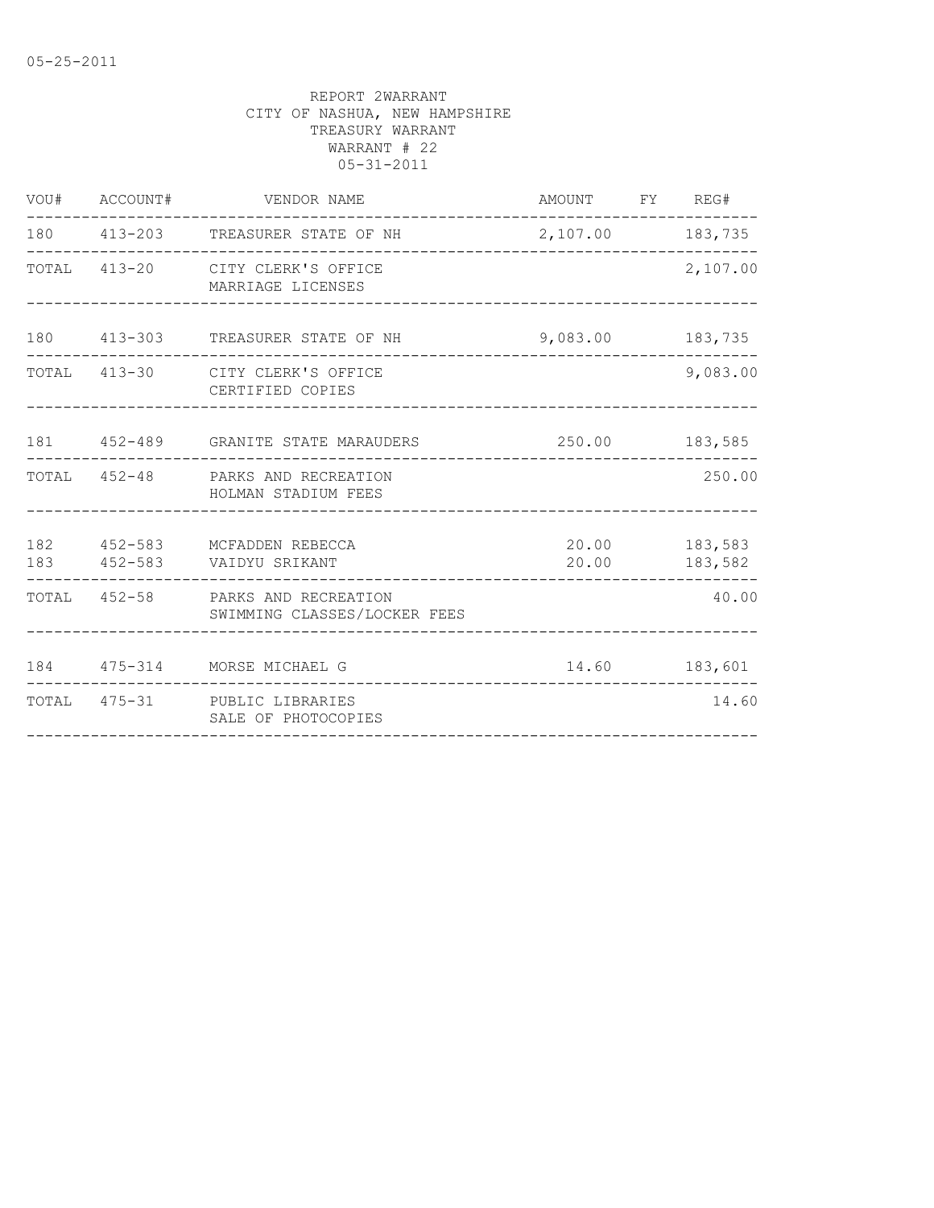05-25-2011

REPORT 2WARRANT
CITY OF NASHUA, NEW HAMPSHIRE
TREASURY WARRANT
WARRANT # 22
05-31-2011

| VOU# | ACCOUNT# | VENDOR NAME | AMOUNT | FY | REG# |
|---|---|---|---|---|---|
| 180 | 413-203 | TREASURER STATE OF NH | 2,107.00 | | 183,735 |
| TOTAL | 413-20 | CITY CLERK'S OFFICE<br>MARRIAGE LICENSES | | | 2,107.00 |
| 180 | 413-303 | TREASURER STATE OF NH | 9,083.00 | | 183,735 |
| TOTAL | 413-30 | CITY CLERK'S OFFICE<br>CERTIFIED COPIES | | | 9,083.00 |
| 181 | 452-489 | GRANITE STATE MARAUDERS | 250.00 | | 183,585 |
| TOTAL | 452-48 | PARKS AND RECREATION<br>HOLMAN STADIUM FEES | | | 250.00 |
| 182 | 452-583 | MCFADDEN REBECCA | 20.00 | | 183,583 |
| 183 | 452-583 | VAIDYU SRIKANT | 20.00 | | 183,582 |
| TOTAL | 452-58 | PARKS AND RECREATION<br>SWIMMING CLASSES/LOCKER FEES | | | 40.00 |
| 184 | 475-314 | MORSE MICHAEL G | 14.60 | | 183,601 |
| TOTAL | 475-31 | PUBLIC LIBRARIES<br>SALE OF PHOTOCOPIES | | | 14.60 |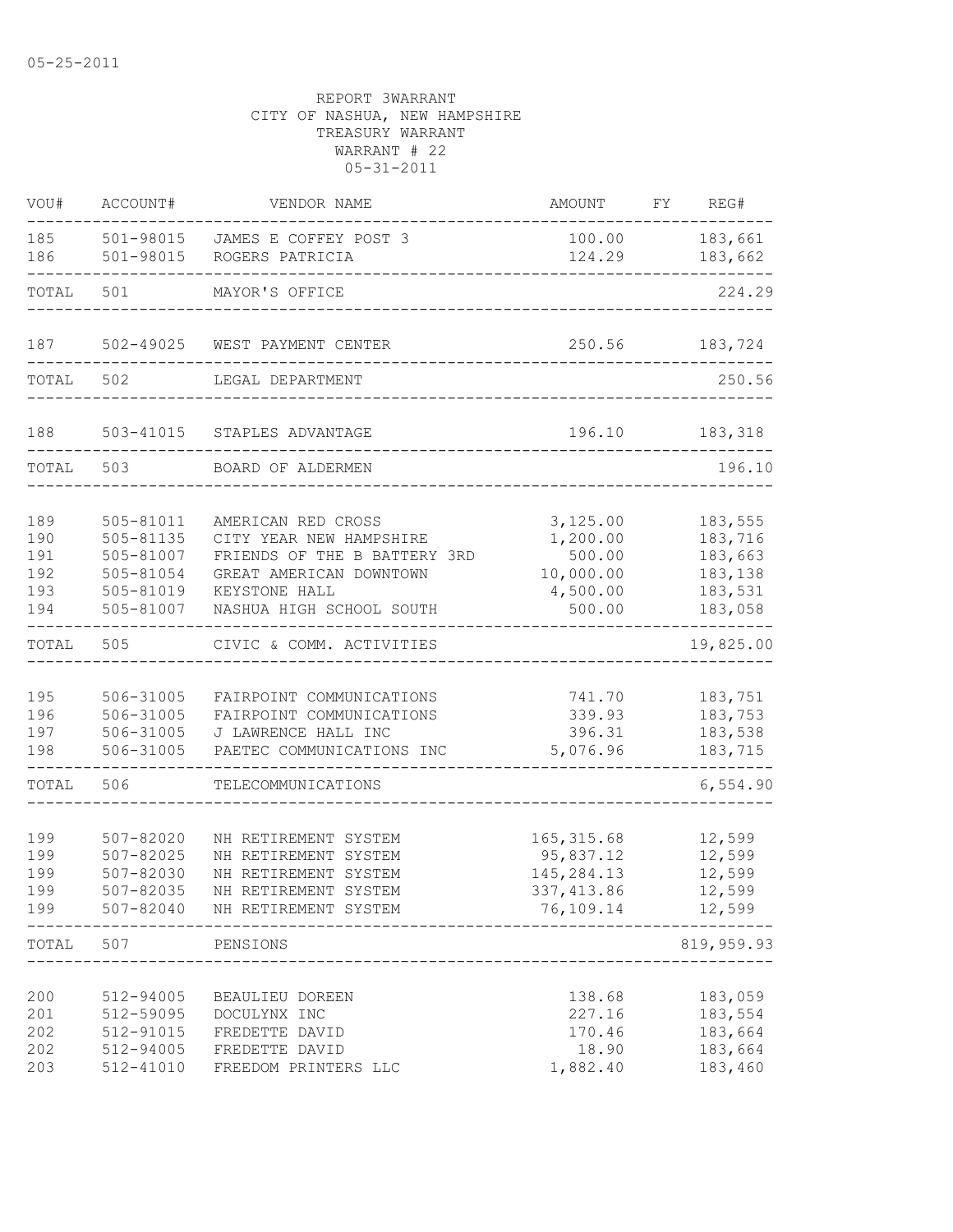05-25-2011

REPORT 3WARRANT
CITY OF NASHUA, NEW HAMPSHIRE
TREASURY WARRANT
WARRANT # 22
05-31-2011

| VOU# | ACCOUNT# | VENDOR NAME | AMOUNT | FY | REG# |
|---|---|---|---|---|---|
| 185 | 501-98015 | JAMES E COFFEY POST 3 | 100.00 | | 183,661 |
| 186 | 501-98015 | ROGERS PATRICIA | 124.29 | | 183,662 |
| TOTAL | 501 | MAYOR'S OFFICE | | | 224.29 |
| 187 | 502-49025 | WEST PAYMENT CENTER | 250.56 | | 183,724 |
| TOTAL | 502 | LEGAL DEPARTMENT | | | 250.56 |
| 188 | 503-41015 | STAPLES ADVANTAGE | 196.10 | | 183,318 |
| TOTAL | 503 | BOARD OF ALDERMEN | | | 196.10 |
| 189 | 505-81011 | AMERICAN RED CROSS | 3,125.00 | | 183,555 |
| 190 | 505-81135 | CITY YEAR NEW HAMPSHIRE | 1,200.00 | | 183,716 |
| 191 | 505-81007 | FRIENDS OF THE B BATTERY 3RD | 500.00 | | 183,663 |
| 192 | 505-81054 | GREAT AMERICAN DOWNTOWN | 10,000.00 | | 183,138 |
| 193 | 505-81019 | KEYSTONE HALL | 4,500.00 | | 183,531 |
| 194 | 505-81007 | NASHUA HIGH SCHOOL SOUTH | 500.00 | | 183,058 |
| TOTAL | 505 | CIVIC & COMM. ACTIVITIES | | | 19,825.00 |
| 195 | 506-31005 | FAIRPOINT COMMUNICATIONS | 741.70 | | 183,751 |
| 196 | 506-31005 | FAIRPOINT COMMUNICATIONS | 339.93 | | 183,753 |
| 197 | 506-31005 | J LAWRENCE HALL INC | 396.31 | | 183,538 |
| 198 | 506-31005 | PAETEC COMMUNICATIONS INC | 5,076.96 | | 183,715 |
| TOTAL | 506 | TELECOMMUNICATIONS | | | 6,554.90 |
| 199 | 507-82020 | NH RETIREMENT SYSTEM | 165,315.68 | | 12,599 |
| 199 | 507-82025 | NH RETIREMENT SYSTEM | 95,837.12 | | 12,599 |
| 199 | 507-82030 | NH RETIREMENT SYSTEM | 145,284.13 | | 12,599 |
| 199 | 507-82035 | NH RETIREMENT SYSTEM | 337,413.86 | | 12,599 |
| 199 | 507-82040 | NH RETIREMENT SYSTEM | 76,109.14 | | 12,599 |
| TOTAL | 507 | PENSIONS | | | 819,959.93 |
| 200 | 512-94005 | BEAULIEU DOREEN | 138.68 | | 183,059 |
| 201 | 512-59095 | DOCULYNX INC | 227.16 | | 183,554 |
| 202 | 512-91015 | FREDETTE DAVID | 170.46 | | 183,664 |
| 202 | 512-94005 | FREDETTE DAVID | 18.90 | | 183,664 |
| 203 | 512-41010 | FREEDOM PRINTERS LLC | 1,882.40 | | 183,460 |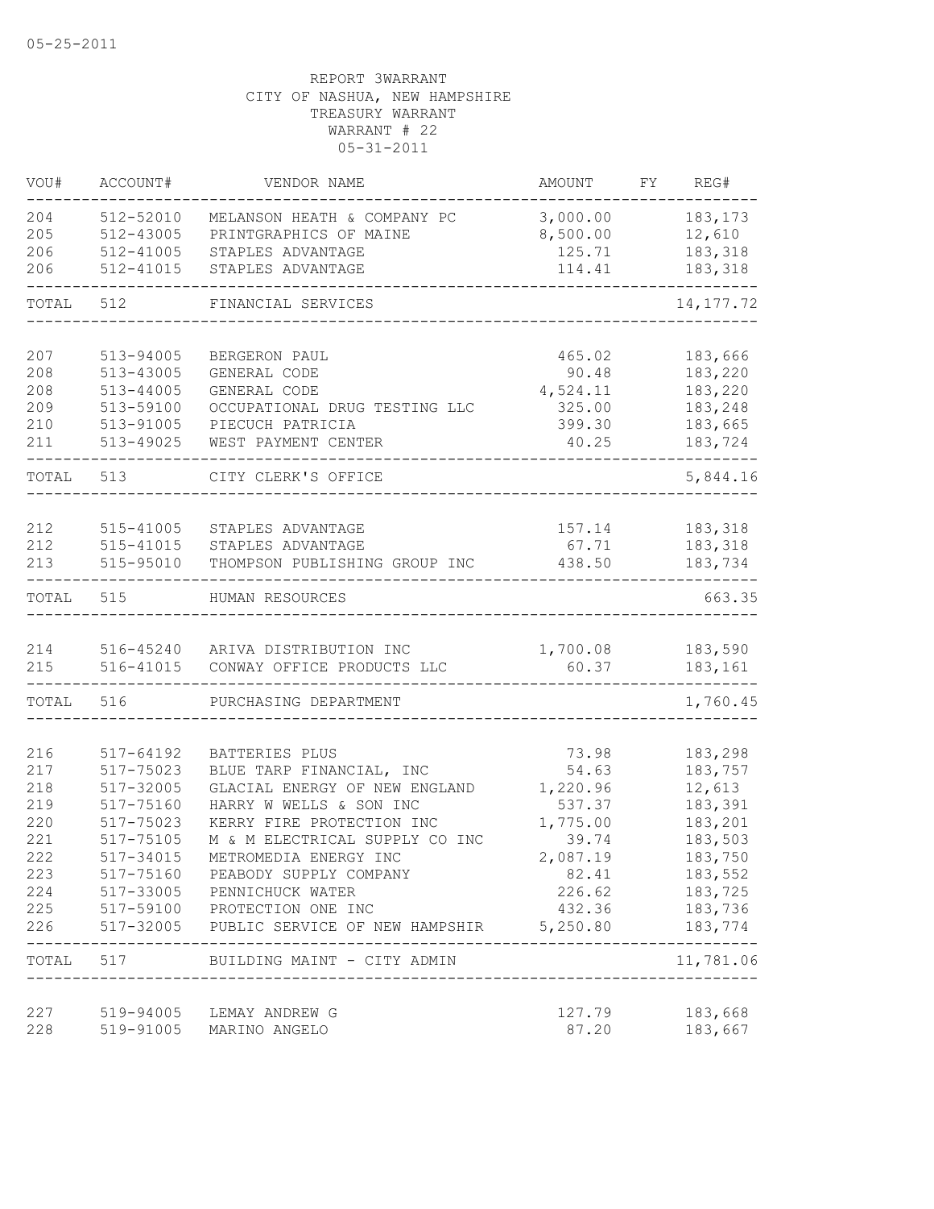05-25-2011

REPORT 3WARRANT
CITY OF NASHUA, NEW HAMPSHIRE
TREASURY WARRANT
WARRANT # 22
05-31-2011

| VOU# | ACCOUNT# | VENDOR NAME | AMOUNT | FY | REG# |
|---|---|---|---|---|---|
| 204 | 512-52010 | MELANSON HEATH & COMPANY PC | 3,000.00 | | 183,173 |
| 205 | 512-43005 | PRINTGRAPHICS OF MAINE | 8,500.00 | | 12,610 |
| 206 | 512-41005 | STAPLES ADVANTAGE | 125.71 | | 183,318 |
| 206 | 512-41015 | STAPLES ADVANTAGE | 114.41 | | 183,318 |
| TOTAL | 512 | FINANCIAL SERVICES | | | 14,177.72 |
| 207 | 513-94005 | BERGERON PAUL | 465.02 | | 183,666 |
| 208 | 513-43005 | GENERAL CODE | 90.48 | | 183,220 |
| 208 | 513-44005 | GENERAL CODE | 4,524.11 | | 183,220 |
| 209 | 513-59100 | OCCUPATIONAL DRUG TESTING LLC | 325.00 | | 183,248 |
| 210 | 513-91005 | PIECUCH PATRICIA | 399.30 | | 183,665 |
| 211 | 513-49025 | WEST PAYMENT CENTER | 40.25 | | 183,724 |
| TOTAL | 513 | CITY CLERK'S OFFICE | | | 5,844.16 |
| 212 | 515-41005 | STAPLES ADVANTAGE | 157.14 | | 183,318 |
| 212 | 515-41015 | STAPLES ADVANTAGE | 67.71 | | 183,318 |
| 213 | 515-95010 | THOMPSON PUBLISHING GROUP INC | 438.50 | | 183,734 |
| TOTAL | 515 | HUMAN RESOURCES | | | 663.35 |
| 214 | 516-45240 | ARIVA DISTRIBUTION INC | 1,700.08 | | 183,590 |
| 215 | 516-41015 | CONWAY OFFICE PRODUCTS LLC | 60.37 | | 183,161 |
| TOTAL | 516 | PURCHASING DEPARTMENT | | | 1,760.45 |
| 216 | 517-64192 | BATTERIES PLUS | 73.98 | | 183,298 |
| 217 | 517-75023 | BLUE TARP FINANCIAL, INC | 54.63 | | 183,757 |
| 218 | 517-32005 | GLACIAL ENERGY OF NEW ENGLAND | 1,220.96 | | 12,613 |
| 219 | 517-75160 | HARRY W WELLS & SON INC | 537.37 | | 183,391 |
| 220 | 517-75023 | KERRY FIRE PROTECTION INC | 1,775.00 | | 183,201 |
| 221 | 517-75105 | M & M ELECTRICAL SUPPLY CO INC | 39.74 | | 183,503 |
| 222 | 517-34015 | METROMEDIA ENERGY INC | 2,087.19 | | 183,750 |
| 223 | 517-75160 | PEABODY SUPPLY COMPANY | 82.41 | | 183,552 |
| 224 | 517-33005 | PENNICHUCK WATER | 226.62 | | 183,725 |
| 225 | 517-59100 | PROTECTION ONE INC | 432.36 | | 183,736 |
| 226 | 517-32005 | PUBLIC SERVICE OF NEW HAMPSHIR | 5,250.80 | | 183,774 |
| TOTAL | 517 | BUILDING MAINT - CITY ADMIN | | | 11,781.06 |
| 227 | 519-94005 | LEMAY ANDREW G | 127.79 | | 183,668 |
| 228 | 519-91005 | MARINO ANGELO | 87.20 | | 183,667 |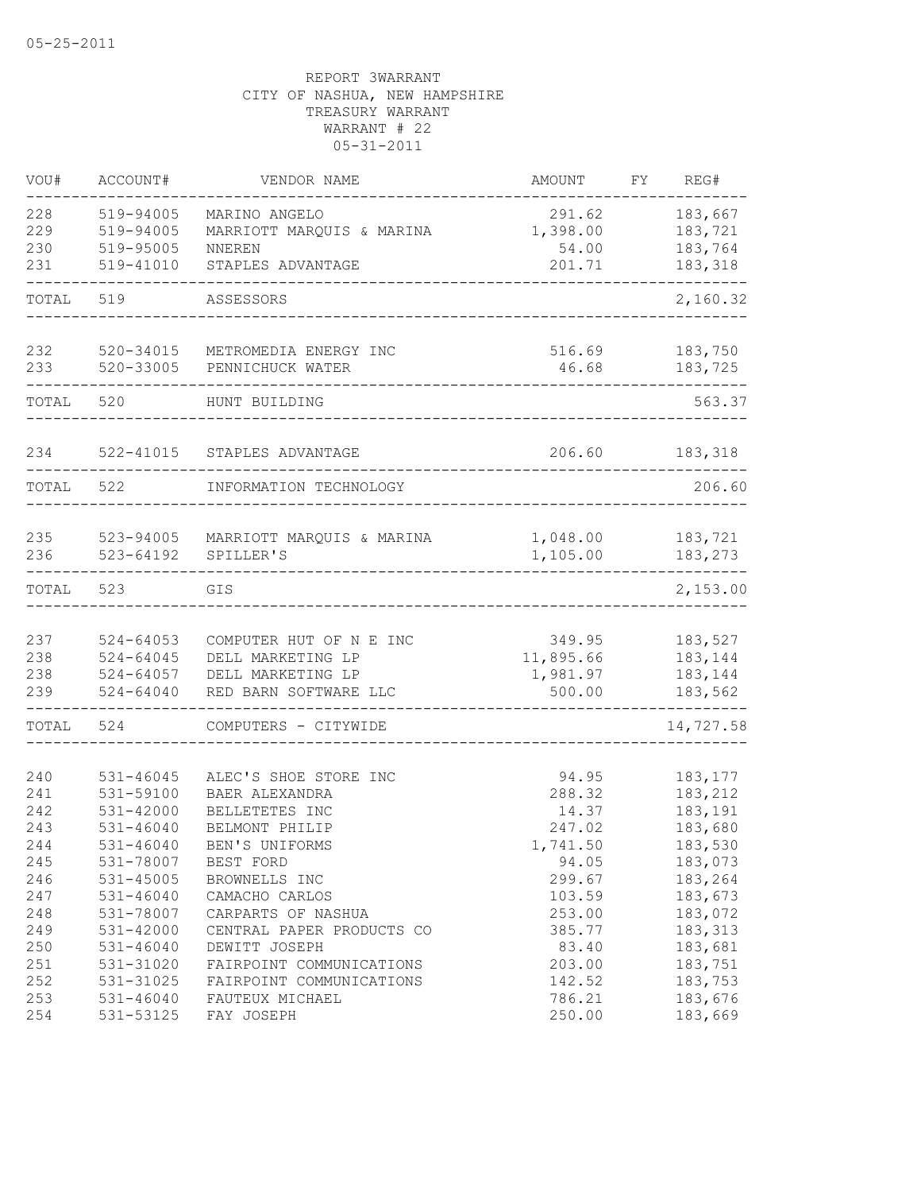05-25-2011

REPORT 3WARRANT
CITY OF NASHUA, NEW HAMPSHIRE
TREASURY WARRANT
WARRANT # 22
05-31-2011

| VOU# | ACCOUNT# | VENDOR NAME | AMOUNT | FY | REG# |
|---|---|---|---|---|---|
| 228 | 519-94005 | MARINO ANGELO | 291.62 | | 183,667 |
| 229 | 519-94005 | MARRIOTT MARQUIS & MARINA | 1,398.00 | | 183,721 |
| 230 | 519-95005 | NNEREN | 54.00 | | 183,764 |
| 231 | 519-41010 | STAPLES ADVANTAGE | 201.71 | | 183,318 |
| TOTAL | 519 | ASSESSORS | | | 2,160.32 |
| 232 | 520-34015 | METROMEDIA ENERGY INC | 516.69 | | 183,750 |
| 233 | 520-33005 | PENNICHUCK WATER | 46.68 | | 183,725 |
| TOTAL | 520 | HUNT BUILDING | | | 563.37 |
| 234 | 522-41015 | STAPLES ADVANTAGE | 206.60 | | 183,318 |
| TOTAL | 522 | INFORMATION TECHNOLOGY | | | 206.60 |
| 235 | 523-94005 | MARRIOTT MARQUIS & MARINA | 1,048.00 | | 183,721 |
| 236 | 523-64192 | SPILLER'S | 1,105.00 | | 183,273 |
| TOTAL | 523 | GIS | | | 2,153.00 |
| 237 | 524-64053 | COMPUTER HUT OF N E INC | 349.95 | | 183,527 |
| 238 | 524-64045 | DELL MARKETING LP | 11,895.66 | | 183,144 |
| 238 | 524-64057 | DELL MARKETING LP | 1,981.97 | | 183,144 |
| 239 | 524-64040 | RED BARN SOFTWARE LLC | 500.00 | | 183,562 |
| TOTAL | 524 | COMPUTERS - CITYWIDE | | | 14,727.58 |
| 240 | 531-46045 | ALEC'S SHOE STORE INC | 94.95 | | 183,177 |
| 241 | 531-59100 | BAER ALEXANDRA | 288.32 | | 183,212 |
| 242 | 531-42000 | BELLETETES INC | 14.37 | | 183,191 |
| 243 | 531-46040 | BELMONT PHILIP | 247.02 | | 183,680 |
| 244 | 531-46040 | BEN'S UNIFORMS | 1,741.50 | | 183,530 |
| 245 | 531-78007 | BEST FORD | 94.05 | | 183,073 |
| 246 | 531-45005 | BROWNELLS INC | 299.67 | | 183,264 |
| 247 | 531-46040 | CAMACHO CARLOS | 103.59 | | 183,673 |
| 248 | 531-78007 | CARPARTS OF NASHUA | 253.00 | | 183,072 |
| 249 | 531-42000 | CENTRAL PAPER PRODUCTS CO | 385.77 | | 183,313 |
| 250 | 531-46040 | DEWITT JOSEPH | 83.40 | | 183,681 |
| 251 | 531-31020 | FAIRPOINT COMMUNICATIONS | 203.00 | | 183,751 |
| 252 | 531-31025 | FAIRPOINT COMMUNICATIONS | 142.52 | | 183,753 |
| 253 | 531-46040 | FAUTEUX MICHAEL | 786.21 | | 183,676 |
| 254 | 531-53125 | FAY JOSEPH | 250.00 | | 183,669 |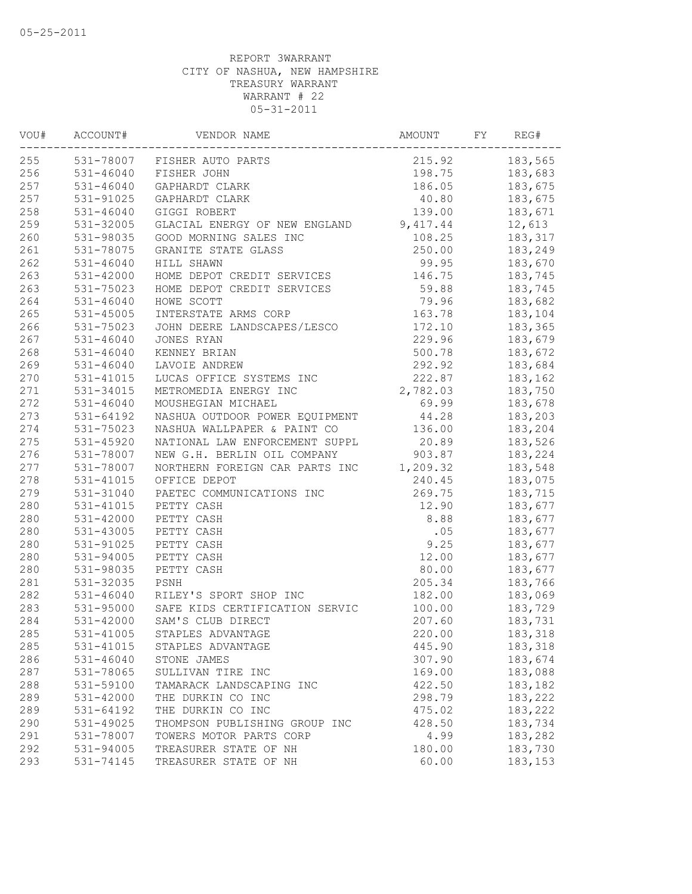05-25-2011

REPORT 3WARRANT
CITY OF NASHUA, NEW HAMPSHIRE
TREASURY WARRANT
WARRANT # 22
05-31-2011

| VOU# | ACCOUNT# | VENDOR NAME | AMOUNT | FY | REG# |
|---|---|---|---|---|---|
| 255 | 531-78007 | FISHER AUTO PARTS | 215.92 | | 183,565 |
| 256 | 531-46040 | FISHER JOHN | 198.75 | | 183,683 |
| 257 | 531-46040 | GAPHARDT CLARK | 186.05 | | 183,675 |
| 257 | 531-91025 | GAPHARDT CLARK | 40.80 | | 183,675 |
| 258 | 531-46040 | GIGGI ROBERT | 139.00 | | 183,671 |
| 259 | 531-32005 | GLACIAL ENERGY OF NEW ENGLAND | 9,417.44 | | 12,613 |
| 260 | 531-98035 | GOOD MORNING SALES INC | 108.25 | | 183,317 |
| 261 | 531-78075 | GRANITE STATE GLASS | 250.00 | | 183,249 |
| 262 | 531-46040 | HILL SHAWN | 99.95 | | 183,670 |
| 263 | 531-42000 | HOME DEPOT CREDIT SERVICES | 146.75 | | 183,745 |
| 263 | 531-75023 | HOME DEPOT CREDIT SERVICES | 59.88 | | 183,745 |
| 264 | 531-46040 | HOWE SCOTT | 79.96 | | 183,682 |
| 265 | 531-45005 | INTERSTATE ARMS CORP | 163.78 | | 183,104 |
| 266 | 531-75023 | JOHN DEERE LANDSCAPES/LESCO | 172.10 | | 183,365 |
| 267 | 531-46040 | JONES RYAN | 229.96 | | 183,679 |
| 268 | 531-46040 | KENNEY BRIAN | 500.78 | | 183,672 |
| 269 | 531-46040 | LAVOIE ANDREW | 292.92 | | 183,684 |
| 270 | 531-41015 | LUCAS OFFICE SYSTEMS INC | 222.87 | | 183,162 |
| 271 | 531-34015 | METROMEDIA ENERGY INC | 2,782.03 | | 183,750 |
| 272 | 531-46040 | MOUSHEGIAN MICHAEL | 69.99 | | 183,678 |
| 273 | 531-64192 | NASHUA OUTDOOR POWER EQUIPMENT | 44.28 | | 183,203 |
| 274 | 531-75023 | NASHUA WALLPAPER & PAINT CO | 136.00 | | 183,204 |
| 275 | 531-45920 | NATIONAL LAW ENFORCEMENT SUPPL | 20.89 | | 183,526 |
| 276 | 531-78007 | NEW G.H. BERLIN OIL COMPANY | 903.87 | | 183,224 |
| 277 | 531-78007 | NORTHERN FOREIGN CAR PARTS INC | 1,209.32 | | 183,548 |
| 278 | 531-41015 | OFFICE DEPOT | 240.45 | | 183,075 |
| 279 | 531-31040 | PAETEC COMMUNICATIONS INC | 269.75 | | 183,715 |
| 280 | 531-41015 | PETTY CASH | 12.90 | | 183,677 |
| 280 | 531-42000 | PETTY CASH | 8.88 | | 183,677 |
| 280 | 531-43005 | PETTY CASH | .05 | | 183,677 |
| 280 | 531-91025 | PETTY CASH | 9.25 | | 183,677 |
| 280 | 531-94005 | PETTY CASH | 12.00 | | 183,677 |
| 280 | 531-98035 | PETTY CASH | 80.00 | | 183,677 |
| 281 | 531-32035 | PSNH | 205.34 | | 183,766 |
| 282 | 531-46040 | RILEY'S SPORT SHOP INC | 182.00 | | 183,069 |
| 283 | 531-95000 | SAFE KIDS CERTIFICATION SERVIC | 100.00 | | 183,729 |
| 284 | 531-42000 | SAM'S CLUB DIRECT | 207.60 | | 183,731 |
| 285 | 531-41005 | STAPLES ADVANTAGE | 220.00 | | 183,318 |
| 285 | 531-41015 | STAPLES ADVANTAGE | 445.90 | | 183,318 |
| 286 | 531-46040 | STONE JAMES | 307.90 | | 183,674 |
| 287 | 531-78065 | SULLIVAN TIRE INC | 169.00 | | 183,088 |
| 288 | 531-59100 | TAMARACK LANDSCAPING INC | 422.50 | | 183,182 |
| 289 | 531-42000 | THE DURKIN CO INC | 298.79 | | 183,222 |
| 289 | 531-64192 | THE DURKIN CO INC | 475.02 | | 183,222 |
| 290 | 531-49025 | THOMPSON PUBLISHING GROUP INC | 428.50 | | 183,734 |
| 291 | 531-78007 | TOWERS MOTOR PARTS CORP | 4.99 | | 183,282 |
| 292 | 531-94005 | TREASURER STATE OF NH | 180.00 | | 183,730 |
| 293 | 531-74145 | TREASURER STATE OF NH | 60.00 | | 183,153 |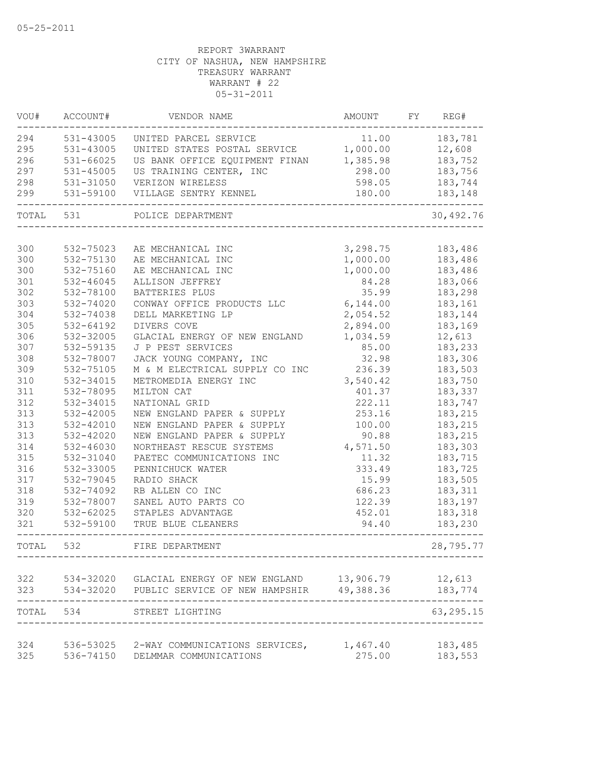05-25-2011

REPORT 3WARRANT
CITY OF NASHUA, NEW HAMPSHIRE
TREASURY WARRANT
WARRANT # 22
05-31-2011

| VOU# | ACCOUNT# | VENDOR NAME | AMOUNT | FY | REG# |
|---|---|---|---|---|---|
| 294 | 531-43005 | UNITED PARCEL SERVICE | 11.00 | | 183,781 |
| 295 | 531-43005 | UNITED STATES POSTAL SERVICE | 1,000.00 | | 12,608 |
| 296 | 531-66025 | US BANK OFFICE EQUIPMENT FINAN | 1,385.98 | | 183,752 |
| 297 | 531-45005 | US TRAINING CENTER, INC | 298.00 | | 183,756 |
| 298 | 531-31050 | VERIZON WIRELESS | 598.05 | | 183,744 |
| 299 | 531-59100 | VILLAGE SENTRY KENNEL | 180.00 | | 183,148 |
| TOTAL | 531 | POLICE DEPARTMENT | | | 30,492.76 |
| 300 | 532-75023 | AE MECHANICAL INC | 3,298.75 | | 183,486 |
| 300 | 532-75130 | AE MECHANICAL INC | 1,000.00 | | 183,486 |
| 300 | 532-75160 | AE MECHANICAL INC | 1,000.00 | | 183,486 |
| 301 | 532-46045 | ALLISON JEFFREY | 84.28 | | 183,066 |
| 302 | 532-78100 | BATTERIES PLUS | 35.99 | | 183,298 |
| 303 | 532-74020 | CONWAY OFFICE PRODUCTS LLC | 6,144.00 | | 183,161 |
| 304 | 532-74038 | DELL MARKETING LP | 2,054.52 | | 183,144 |
| 305 | 532-64192 | DIVERS COVE | 2,894.00 | | 183,169 |
| 306 | 532-32005 | GLACIAL ENERGY OF NEW ENGLAND | 1,034.59 | | 12,613 |
| 307 | 532-59135 | J P PEST SERVICES | 85.00 | | 183,233 |
| 308 | 532-78007 | JACK YOUNG COMPANY, INC | 32.98 | | 183,306 |
| 309 | 532-75105 | M & M ELECTRICAL SUPPLY CO INC | 236.39 | | 183,503 |
| 310 | 532-34015 | METROMEDIA ENERGY INC | 3,540.42 | | 183,750 |
| 311 | 532-78095 | MILTON CAT | 401.37 | | 183,337 |
| 312 | 532-34015 | NATIONAL GRID | 222.11 | | 183,747 |
| 313 | 532-42005 | NEW ENGLAND PAPER & SUPPLY | 253.16 | | 183,215 |
| 313 | 532-42010 | NEW ENGLAND PAPER & SUPPLY | 100.00 | | 183,215 |
| 313 | 532-42020 | NEW ENGLAND PAPER & SUPPLY | 90.88 | | 183,215 |
| 314 | 532-46030 | NORTHEAST RESCUE SYSTEMS | 4,571.50 | | 183,303 |
| 315 | 532-31040 | PAETEC COMMUNICATIONS INC | 11.32 | | 183,715 |
| 316 | 532-33005 | PENNICHUCK WATER | 333.49 | | 183,725 |
| 317 | 532-79045 | RADIO SHACK | 15.99 | | 183,505 |
| 318 | 532-74092 | RB ALLEN CO INC | 686.23 | | 183,311 |
| 319 | 532-78007 | SANEL AUTO PARTS CO | 122.39 | | 183,197 |
| 320 | 532-62025 | STAPLES ADVANTAGE | 452.01 | | 183,318 |
| 321 | 532-59100 | TRUE BLUE CLEANERS | 94.40 | | 183,230 |
| TOTAL | 532 | FIRE DEPARTMENT | | | 28,795.77 |
| 322 | 534-32020 | GLACIAL ENERGY OF NEW ENGLAND | 13,906.79 | | 12,613 |
| 323 | 534-32020 | PUBLIC SERVICE OF NEW HAMPSHIR | 49,388.36 | | 183,774 |
| TOTAL | 534 | STREET LIGHTING | | | 63,295.15 |
| 324 | 536-53025 | 2-WAY COMMUNICATIONS SERVICES, | 1,467.40 | | 183,485 |
| 325 | 536-74150 | DELMMAR COMMUNICATIONS | 275.00 | | 183,553 |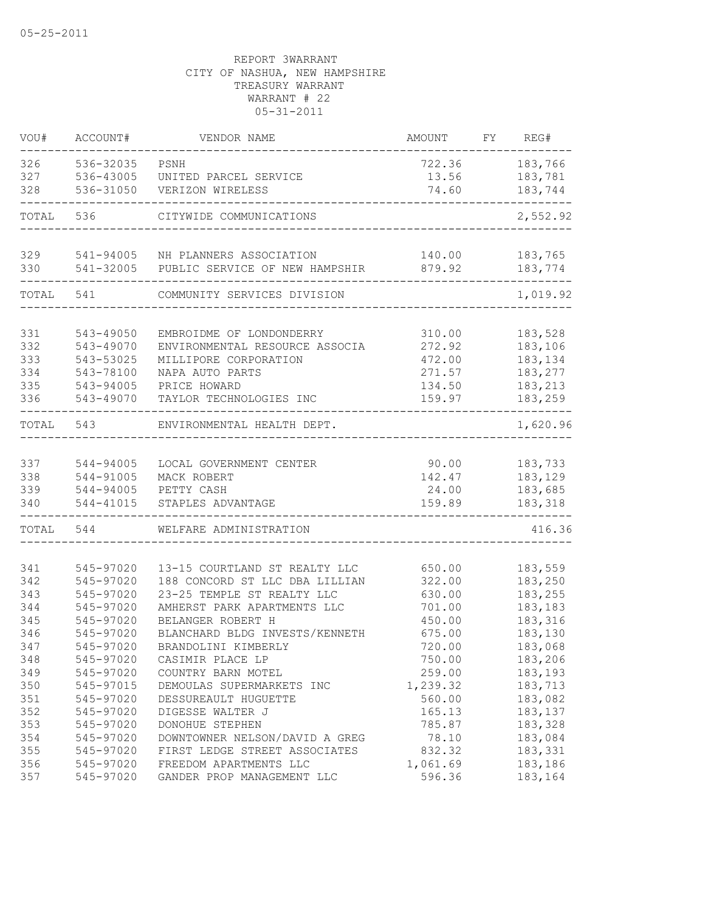05-25-2011

REPORT 3WARRANT
CITY OF NASHUA, NEW HAMPSHIRE
TREASURY WARRANT
WARRANT # 22
05-31-2011

| VOU# | ACCOUNT# | VENDOR NAME | AMOUNT | FY | REG# |
|---|---|---|---|---|---|
| 326 | 536-32035 | PSNH | 722.36 | | 183,766 |
| 327 | 536-43005 | UNITED PARCEL SERVICE | 13.56 | | 183,781 |
| 328 | 536-31050 | VERIZON WIRELESS | 74.60 | | 183,744 |
| TOTAL | 536 | CITYWIDE COMMUNICATIONS | | | 2,552.92 |
| 329 | 541-94005 | NH PLANNERS ASSOCIATION | 140.00 | | 183,765 |
| 330 | 541-32005 | PUBLIC SERVICE OF NEW HAMPSHIR | 879.92 | | 183,774 |
| TOTAL | 541 | COMMUNITY SERVICES DIVISION | | | 1,019.92 |
| 331 | 543-49050 | EMBROIDME OF LONDONDERRY | 310.00 | | 183,528 |
| 332 | 543-49070 | ENVIRONMENTAL RESOURCE ASSOCIA | 272.92 | | 183,106 |
| 333 | 543-53025 | MILLIPORE CORPORATION | 472.00 | | 183,134 |
| 334 | 543-78100 | NAPA AUTO PARTS | 271.57 | | 183,277 |
| 335 | 543-94005 | PRICE HOWARD | 134.50 | | 183,213 |
| 336 | 543-49070 | TAYLOR TECHNOLOGIES INC | 159.97 | | 183,259 |
| TOTAL | 543 | ENVIRONMENTAL HEALTH DEPT. | | | 1,620.96 |
| 337 | 544-94005 | LOCAL GOVERNMENT CENTER | 90.00 | | 183,733 |
| 338 | 544-91005 | MACK ROBERT | 142.47 | | 183,129 |
| 339 | 544-94005 | PETTY CASH | 24.00 | | 183,685 |
| 340 | 544-41015 | STAPLES ADVANTAGE | 159.89 | | 183,318 |
| TOTAL | 544 | WELFARE ADMINISTRATION | | | 416.36 |
| 341 | 545-97020 | 13-15 COURTLAND ST REALTY LLC | 650.00 | | 183,559 |
| 342 | 545-97020 | 188 CONCORD ST LLC DBA LILLIAN | 322.00 | | 183,250 |
| 343 | 545-97020 | 23-25 TEMPLE ST REALTY LLC | 630.00 | | 183,255 |
| 344 | 545-97020 | AMHERST PARK APARTMENTS LLC | 701.00 | | 183,183 |
| 345 | 545-97020 | BELANGER ROBERT H | 450.00 | | 183,316 |
| 346 | 545-97020 | BLANCHARD BLDG INVESTS/KENNETH | 675.00 | | 183,130 |
| 347 | 545-97020 | BRANDOLINI KIMBERLY | 720.00 | | 183,068 |
| 348 | 545-97020 | CASIMIR PLACE LP | 750.00 | | 183,206 |
| 349 | 545-97020 | COUNTRY BARN MOTEL | 259.00 | | 183,193 |
| 350 | 545-97015 | DEMOULAS SUPERMARKETS INC | 1,239.32 | | 183,713 |
| 351 | 545-97020 | DESSUREAULT HUGUETTE | 560.00 | | 183,082 |
| 352 | 545-97020 | DIGESSE WALTER J | 165.13 | | 183,137 |
| 353 | 545-97020 | DONOHUE STEPHEN | 785.87 | | 183,328 |
| 354 | 545-97020 | DOWNTOWNER NELSON/DAVID A GREG | 78.10 | | 183,084 |
| 355 | 545-97020 | FIRST LEDGE STREET ASSOCIATES | 832.32 | | 183,331 |
| 356 | 545-97020 | FREEDOM APARTMENTS LLC | 1,061.69 | | 183,186 |
| 357 | 545-97020 | GANDER PROP MANAGEMENT LLC | 596.36 | | 183,164 |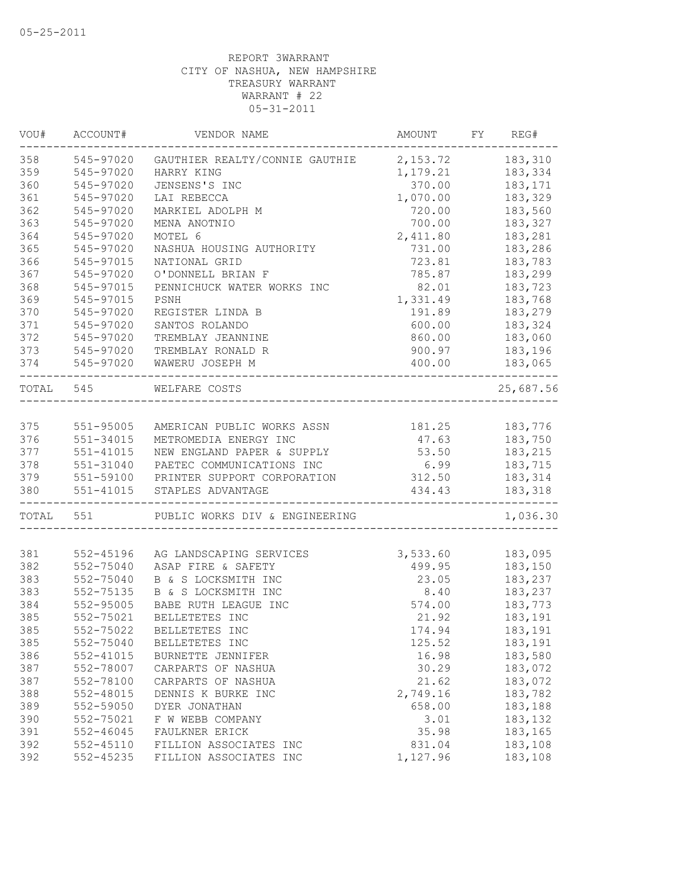05-25-2011

REPORT 3WARRANT
CITY OF NASHUA, NEW HAMPSHIRE
TREASURY WARRANT
WARRANT # 22
05-31-2011

| VOU# | ACCOUNT# | VENDOR NAME | AMOUNT | FY | REG# |
|---|---|---|---|---|---|
| 358 | 545-97020 | GAUTHIER REALTY/CONNIE GAUTHIE | 2,153.72 | | 183,310 |
| 359 | 545-97020 | HARRY KING | 1,179.21 | | 183,334 |
| 360 | 545-97020 | JENSENS'S INC | 370.00 | | 183,171 |
| 361 | 545-97020 | LAI REBECCA | 1,070.00 | | 183,329 |
| 362 | 545-97020 | MARKIEL ADOLPH M | 720.00 | | 183,560 |
| 363 | 545-97020 | MENA ANOTNIO | 700.00 | | 183,327 |
| 364 | 545-97020 | MOTEL 6 | 2,411.80 | | 183,281 |
| 365 | 545-97020 | NASHUA HOUSING AUTHORITY | 731.00 | | 183,286 |
| 366 | 545-97015 | NATIONAL GRID | 723.81 | | 183,783 |
| 367 | 545-97020 | O'DONNELL BRIAN F | 785.87 | | 183,299 |
| 368 | 545-97015 | PENNICHUCK WATER WORKS INC | 82.01 | | 183,723 |
| 369 | 545-97015 | PSNH | 1,331.49 | | 183,768 |
| 370 | 545-97020 | REGISTER LINDA B | 191.89 | | 183,279 |
| 371 | 545-97020 | SANTOS ROLANDO | 600.00 | | 183,324 |
| 372 | 545-97020 | TREMBLAY JEANNINE | 860.00 | | 183,060 |
| 373 | 545-97020 | TREMBLAY RONALD R | 900.97 | | 183,196 |
| 374 | 545-97020 | WAWERU JOSEPH M | 400.00 | | 183,065 |
| TOTAL | 545 | WELFARE COSTS | | | 25,687.56 |
| 375 | 551-95005 | AMERICAN PUBLIC WORKS ASSN | 181.25 | | 183,776 |
| 376 | 551-34015 | METROMEDIA ENERGY INC | 47.63 | | 183,750 |
| 377 | 551-41015 | NEW ENGLAND PAPER & SUPPLY | 53.50 | | 183,215 |
| 378 | 551-31040 | PAETEC COMMUNICATIONS INC | 6.99 | | 183,715 |
| 379 | 551-59100 | PRINTER SUPPORT CORPORATION | 312.50 | | 183,314 |
| 380 | 551-41015 | STAPLES ADVANTAGE | 434.43 | | 183,318 |
| TOTAL | 551 | PUBLIC WORKS DIV & ENGINEERING | | | 1,036.30 |
| 381 | 552-45196 | AG LANDSCAPING SERVICES | 3,533.60 | | 183,095 |
| 382 | 552-75040 | ASAP FIRE & SAFETY | 499.95 | | 183,150 |
| 383 | 552-75040 | B & S LOCKSMITH INC | 23.05 | | 183,237 |
| 383 | 552-75135 | B & S LOCKSMITH INC | 8.40 | | 183,237 |
| 384 | 552-95005 | BABE RUTH LEAGUE INC | 574.00 | | 183,773 |
| 385 | 552-75021 | BELLETETES INC | 21.92 | | 183,191 |
| 385 | 552-75022 | BELLETETES INC | 174.94 | | 183,191 |
| 385 | 552-75040 | BELLETETES INC | 125.52 | | 183,191 |
| 386 | 552-41015 | BURNETTE JENNIFER | 16.98 | | 183,580 |
| 387 | 552-78007 | CARPARTS OF NASHUA | 30.29 | | 183,072 |
| 387 | 552-78100 | CARPARTS OF NASHUA | 21.62 | | 183,072 |
| 388 | 552-48015 | DENNIS K BURKE INC | 2,749.16 | | 183,782 |
| 389 | 552-59050 | DYER JONATHAN | 658.00 | | 183,188 |
| 390 | 552-75021 | F W WEBB COMPANY | 3.01 | | 183,132 |
| 391 | 552-46045 | FAULKNER ERICK | 35.98 | | 183,165 |
| 392 | 552-45110 | FILLION ASSOCIATES INC | 831.04 | | 183,108 |
| 392 | 552-45235 | FILLION ASSOCIATES INC | 1,127.96 | | 183,108 |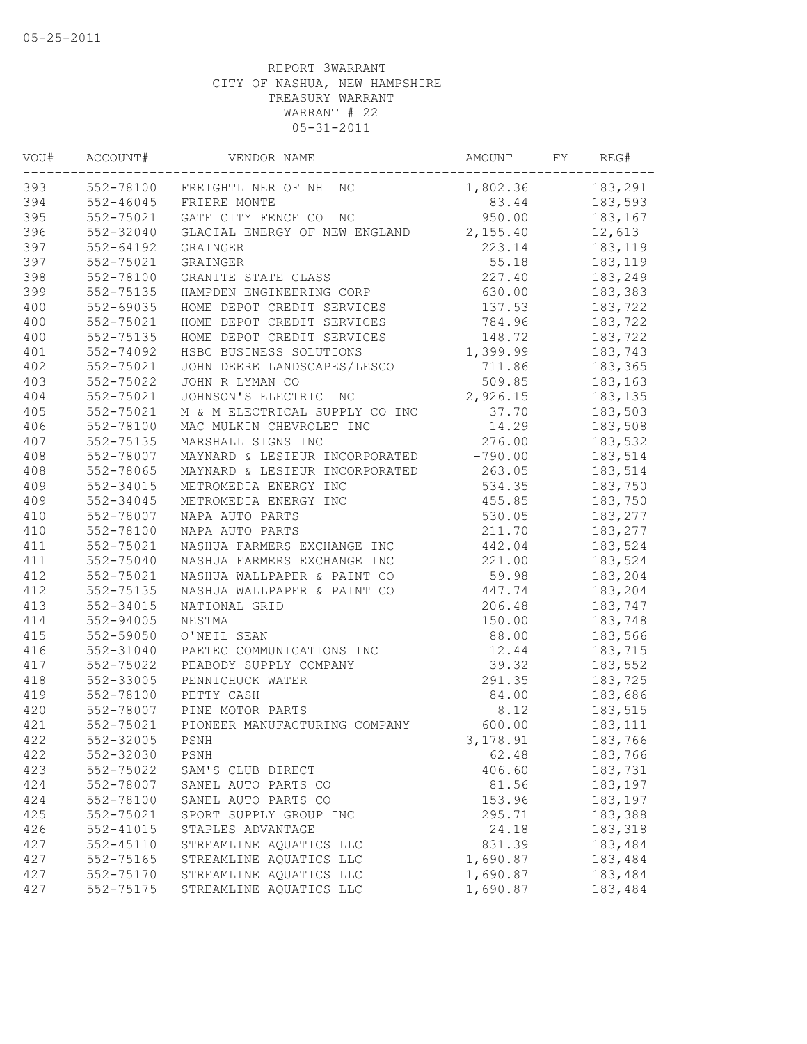05-25-2011

REPORT 3WARRANT
CITY OF NASHUA, NEW HAMPSHIRE
TREASURY WARRANT
WARRANT # 22
05-31-2011

| VOU# | ACCOUNT# | VENDOR NAME | AMOUNT | FY | REG# |
|---|---|---|---|---|---|
| 393 | 552-78100 | FREIGHTLINER OF NH INC | 1,802.36 | | 183,291 |
| 394 | 552-46045 | FRIERE MONTE | 83.44 | | 183,593 |
| 395 | 552-75021 | GATE CITY FENCE CO INC | 950.00 | | 183,167 |
| 396 | 552-32040 | GLACIAL ENERGY OF NEW ENGLAND | 2,155.40 | | 12,613 |
| 397 | 552-64192 | GRAINGER | 223.14 | | 183,119 |
| 397 | 552-75021 | GRAINGER | 55.18 | | 183,119 |
| 398 | 552-78100 | GRANITE STATE GLASS | 227.40 | | 183,249 |
| 399 | 552-75135 | HAMPDEN ENGINEERING CORP | 630.00 | | 183,383 |
| 400 | 552-69035 | HOME DEPOT CREDIT SERVICES | 137.53 | | 183,722 |
| 400 | 552-75021 | HOME DEPOT CREDIT SERVICES | 784.96 | | 183,722 |
| 400 | 552-75135 | HOME DEPOT CREDIT SERVICES | 148.72 | | 183,722 |
| 401 | 552-74092 | HSBC BUSINESS SOLUTIONS | 1,399.99 | | 183,743 |
| 402 | 552-75021 | JOHN DEERE LANDSCAPES/LESCO | 711.86 | | 183,365 |
| 403 | 552-75022 | JOHN R LYMAN CO | 509.85 | | 183,163 |
| 404 | 552-75021 | JOHNSON'S ELECTRIC INC | 2,926.15 | | 183,135 |
| 405 | 552-75021 | M & M ELECTRICAL SUPPLY CO INC | 37.70 | | 183,503 |
| 406 | 552-78100 | MAC MULKIN CHEVROLET INC | 14.29 | | 183,508 |
| 407 | 552-75135 | MARSHALL SIGNS INC | 276.00 | | 183,532 |
| 408 | 552-78007 | MAYNARD & LESIEUR INCORPORATED | -790.00 | | 183,514 |
| 408 | 552-78065 | MAYNARD & LESIEUR INCORPORATED | 263.05 | | 183,514 |
| 409 | 552-34015 | METROMEDIA ENERGY INC | 534.35 | | 183,750 |
| 409 | 552-34045 | METROMEDIA ENERGY INC | 455.85 | | 183,750 |
| 410 | 552-78007 | NAPA AUTO PARTS | 530.05 | | 183,277 |
| 410 | 552-78100 | NAPA AUTO PARTS | 211.70 | | 183,277 |
| 411 | 552-75021 | NASHUA FARMERS EXCHANGE INC | 442.04 | | 183,524 |
| 411 | 552-75040 | NASHUA FARMERS EXCHANGE INC | 221.00 | | 183,524 |
| 412 | 552-75021 | NASHUA WALLPAPER & PAINT CO | 59.98 | | 183,204 |
| 412 | 552-75135 | NASHUA WALLPAPER & PAINT CO | 447.74 | | 183,204 |
| 413 | 552-34015 | NATIONAL GRID | 206.48 | | 183,747 |
| 414 | 552-94005 | NESTMA | 150.00 | | 183,748 |
| 415 | 552-59050 | O'NEIL SEAN | 88.00 | | 183,566 |
| 416 | 552-31040 | PAETEC COMMUNICATIONS INC | 12.44 | | 183,715 |
| 417 | 552-75022 | PEABODY SUPPLY COMPANY | 39.32 | | 183,552 |
| 418 | 552-33005 | PENNICHUCK WATER | 291.35 | | 183,725 |
| 419 | 552-78100 | PETTY CASH | 84.00 | | 183,686 |
| 420 | 552-78007 | PINE MOTOR PARTS | 8.12 | | 183,515 |
| 421 | 552-75021 | PIONEER MANUFACTURING COMPANY | 600.00 | | 183,111 |
| 422 | 552-32005 | PSNH | 3,178.91 | | 183,766 |
| 422 | 552-32030 | PSNH | 62.48 | | 183,766 |
| 423 | 552-75022 | SAM'S CLUB DIRECT | 406.60 | | 183,731 |
| 424 | 552-78007 | SANEL AUTO PARTS CO | 81.56 | | 183,197 |
| 424 | 552-78100 | SANEL AUTO PARTS CO | 153.96 | | 183,197 |
| 425 | 552-75021 | SPORT SUPPLY GROUP INC | 295.71 | | 183,388 |
| 426 | 552-41015 | STAPLES ADVANTAGE | 24.18 | | 183,318 |
| 427 | 552-45110 | STREAMLINE AQUATICS LLC | 831.39 | | 183,484 |
| 427 | 552-75165 | STREAMLINE AQUATICS LLC | 1,690.87 | | 183,484 |
| 427 | 552-75170 | STREAMLINE AQUATICS LLC | 1,690.87 | | 183,484 |
| 427 | 552-75175 | STREAMLINE AQUATICS LLC | 1,690.87 | | 183,484 |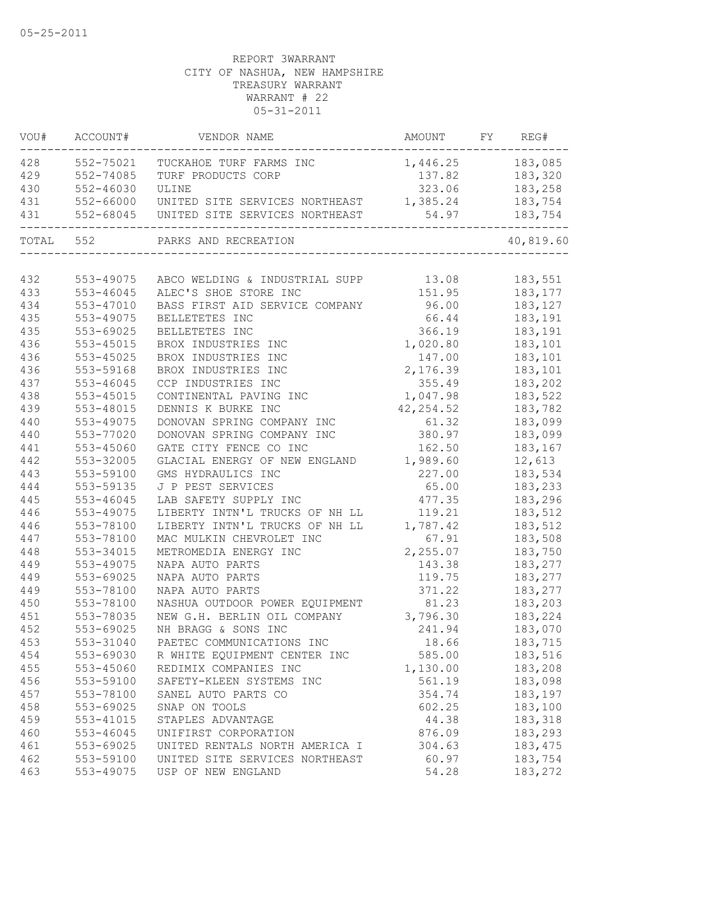05-25-2011

REPORT 3WARRANT
CITY OF NASHUA, NEW HAMPSHIRE
TREASURY WARRANT
WARRANT # 22
05-31-2011

| VOU# | ACCOUNT# | VENDOR NAME | AMOUNT | FY | REG# |
|---|---|---|---|---|---|
| 428 | 552-75021 | TUCKAHOE TURF FARMS INC | 1,446.25 | | 183,085 |
| 429 | 552-74085 | TURF PRODUCTS CORP | 137.82 | | 183,320 |
| 430 | 552-46030 | ULINE | 323.06 | | 183,258 |
| 431 | 552-66000 | UNITED SITE SERVICES NORTHEAST | 1,385.24 | | 183,754 |
| 431 | 552-68045 | UNITED SITE SERVICES NORTHEAST | 54.97 | | 183,754 |
| TOTAL | 552 | PARKS AND RECREATION | | | 40,819.60 |
| 432 | 553-49075 | ABCO WELDING & INDUSTRIAL SUPP | 13.08 | | 183,551 |
| 433 | 553-46045 | ALEC'S SHOE STORE INC | 151.95 | | 183,177 |
| 434 | 553-47010 | BASS FIRST AID SERVICE COMPANY | 96.00 | | 183,127 |
| 435 | 553-49075 | BELLETETES INC | 66.44 | | 183,191 |
| 435 | 553-69025 | BELLETETES INC | 366.19 | | 183,191 |
| 436 | 553-45015 | BROX INDUSTRIES INC | 1,020.80 | | 183,101 |
| 436 | 553-45025 | BROX INDUSTRIES INC | 147.00 | | 183,101 |
| 436 | 553-59168 | BROX INDUSTRIES INC | 2,176.39 | | 183,101 |
| 437 | 553-46045 | CCP INDUSTRIES INC | 355.49 | | 183,202 |
| 438 | 553-45015 | CONTINENTAL PAVING INC | 1,047.98 | | 183,522 |
| 439 | 553-48015 | DENNIS K BURKE INC | 42,254.52 | | 183,782 |
| 440 | 553-49075 | DONOVAN SPRING COMPANY INC | 61.32 | | 183,099 |
| 440 | 553-77020 | DONOVAN SPRING COMPANY INC | 380.97 | | 183,099 |
| 441 | 553-45060 | GATE CITY FENCE CO INC | 162.50 | | 183,167 |
| 442 | 553-32005 | GLACIAL ENERGY OF NEW ENGLAND | 1,989.60 | | 12,613 |
| 443 | 553-59100 | GMS HYDRAULICS INC | 227.00 | | 183,534 |
| 444 | 553-59135 | J P PEST SERVICES | 65.00 | | 183,233 |
| 445 | 553-46045 | LAB SAFETY SUPPLY INC | 477.35 | | 183,296 |
| 446 | 553-49075 | LIBERTY INTN'L TRUCKS OF NH LL | 119.21 | | 183,512 |
| 446 | 553-78100 | LIBERTY INTN'L TRUCKS OF NH LL | 1,787.42 | | 183,512 |
| 447 | 553-78100 | MAC MULKIN CHEVROLET INC | 67.91 | | 183,508 |
| 448 | 553-34015 | METROMEDIA ENERGY INC | 2,255.07 | | 183,750 |
| 449 | 553-49075 | NAPA AUTO PARTS | 143.38 | | 183,277 |
| 449 | 553-69025 | NAPA AUTO PARTS | 119.75 | | 183,277 |
| 449 | 553-78100 | NAPA AUTO PARTS | 371.22 | | 183,277 |
| 450 | 553-78100 | NASHUA OUTDOOR POWER EQUIPMENT | 81.23 | | 183,203 |
| 451 | 553-78035 | NEW G.H. BERLIN OIL COMPANY | 3,796.30 | | 183,224 |
| 452 | 553-69025 | NH BRAGG & SONS INC | 241.94 | | 183,070 |
| 453 | 553-31040 | PAETEC COMMUNICATIONS INC | 18.66 | | 183,715 |
| 454 | 553-69030 | R WHITE EQUIPMENT CENTER INC | 585.00 | | 183,516 |
| 455 | 553-45060 | REDIMIX COMPANIES INC | 1,130.00 | | 183,208 |
| 456 | 553-59100 | SAFETY-KLEEN SYSTEMS INC | 561.19 | | 183,098 |
| 457 | 553-78100 | SANEL AUTO PARTS CO | 354.74 | | 183,197 |
| 458 | 553-69025 | SNAP ON TOOLS | 602.25 | | 183,100 |
| 459 | 553-41015 | STAPLES ADVANTAGE | 44.38 | | 183,318 |
| 460 | 553-46045 | UNIFIRST CORPORATION | 876.09 | | 183,293 |
| 461 | 553-69025 | UNITED RENTALS NORTH AMERICA I | 304.63 | | 183,475 |
| 462 | 553-59100 | UNITED SITE SERVICES NORTHEAST | 60.97 | | 183,754 |
| 463 | 553-49075 | USP OF NEW ENGLAND | 54.28 | | 183,272 |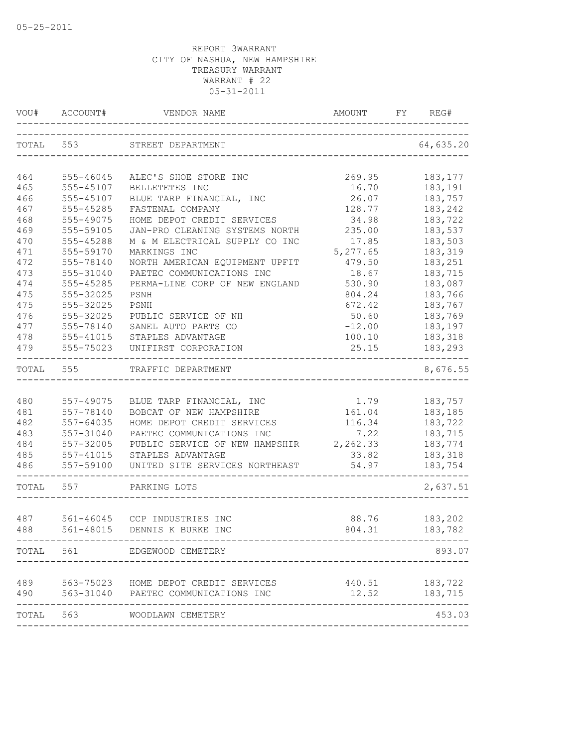05-25-2011

REPORT 3WARRANT
CITY OF NASHUA, NEW HAMPSHIRE
TREASURY WARRANT
WARRANT # 22
05-31-2011

| VOU# | ACCOUNT# | VENDOR NAME | AMOUNT | FY | REG# |
|---|---|---|---|---|---|
| TOTAL | 553 | STREET DEPARTMENT | | | 64,635.20 |
| 464 | 555-46045 | ALEC'S SHOE STORE INC | 269.95 | | 183,177 |
| 465 | 555-45107 | BELLETETES INC | 16.70 | | 183,191 |
| 466 | 555-45107 | BLUE TARP FINANCIAL, INC | 26.07 | | 183,757 |
| 467 | 555-45285 | FASTENAL COMPANY | 128.77 | | 183,242 |
| 468 | 555-49075 | HOME DEPOT CREDIT SERVICES | 34.98 | | 183,722 |
| 469 | 555-59105 | JAN-PRO CLEANING SYSTEMS NORTH | 235.00 | | 183,537 |
| 470 | 555-45288 | M & M ELECTRICAL SUPPLY CO INC | 17.85 | | 183,503 |
| 471 | 555-59170 | MARKINGS INC | 5,277.65 | | 183,319 |
| 472 | 555-78140 | NORTH AMERICAN EQUIPMENT UPFIT | 479.50 | | 183,251 |
| 473 | 555-31040 | PAETEC COMMUNICATIONS INC | 18.67 | | 183,715 |
| 474 | 555-45285 | PERMA-LINE CORP OF NEW ENGLAND | 530.90 | | 183,087 |
| 475 | 555-32025 | PSNH | 804.24 | | 183,766 |
| 475 | 555-32025 | PSNH | 672.42 | | 183,767 |
| 476 | 555-32025 | PUBLIC SERVICE OF NH | 50.60 | | 183,769 |
| 477 | 555-78140 | SANEL AUTO PARTS CO | -12.00 | | 183,197 |
| 478 | 555-41015 | STAPLES ADVANTAGE | 100.10 | | 183,318 |
| 479 | 555-75023 | UNIFIRST CORPORATION | 25.15 | | 183,293 |
| TOTAL | 555 | TRAFFIC DEPARTMENT | | | 8,676.55 |
| 480 | 557-49075 | BLUE TARP FINANCIAL, INC | 1.79 | | 183,757 |
| 481 | 557-78140 | BOBCAT OF NEW HAMPSHIRE | 161.04 | | 183,185 |
| 482 | 557-64035 | HOME DEPOT CREDIT SERVICES | 116.34 | | 183,722 |
| 483 | 557-31040 | PAETEC COMMUNICATIONS INC | 7.22 | | 183,715 |
| 484 | 557-32005 | PUBLIC SERVICE OF NEW HAMPSHIR | 2,262.33 | | 183,774 |
| 485 | 557-41015 | STAPLES ADVANTAGE | 33.82 | | 183,318 |
| 486 | 557-59100 | UNITED SITE SERVICES NORTHEAST | 54.97 | | 183,754 |
| TOTAL | 557 | PARKING LOTS | | | 2,637.51 |
| 487 | 561-46045 | CCP INDUSTRIES INC | 88.76 | | 183,202 |
| 488 | 561-48015 | DENNIS K BURKE INC | 804.31 | | 183,782 |
| TOTAL | 561 | EDGEWOOD CEMETERY | | | 893.07 |
| 489 | 563-75023 | HOME DEPOT CREDIT SERVICES | 440.51 | | 183,722 |
| 490 | 563-31040 | PAETEC COMMUNICATIONS INC | 12.52 | | 183,715 |
| TOTAL | 563 | WOODLAWN CEMETERY | | | 453.03 |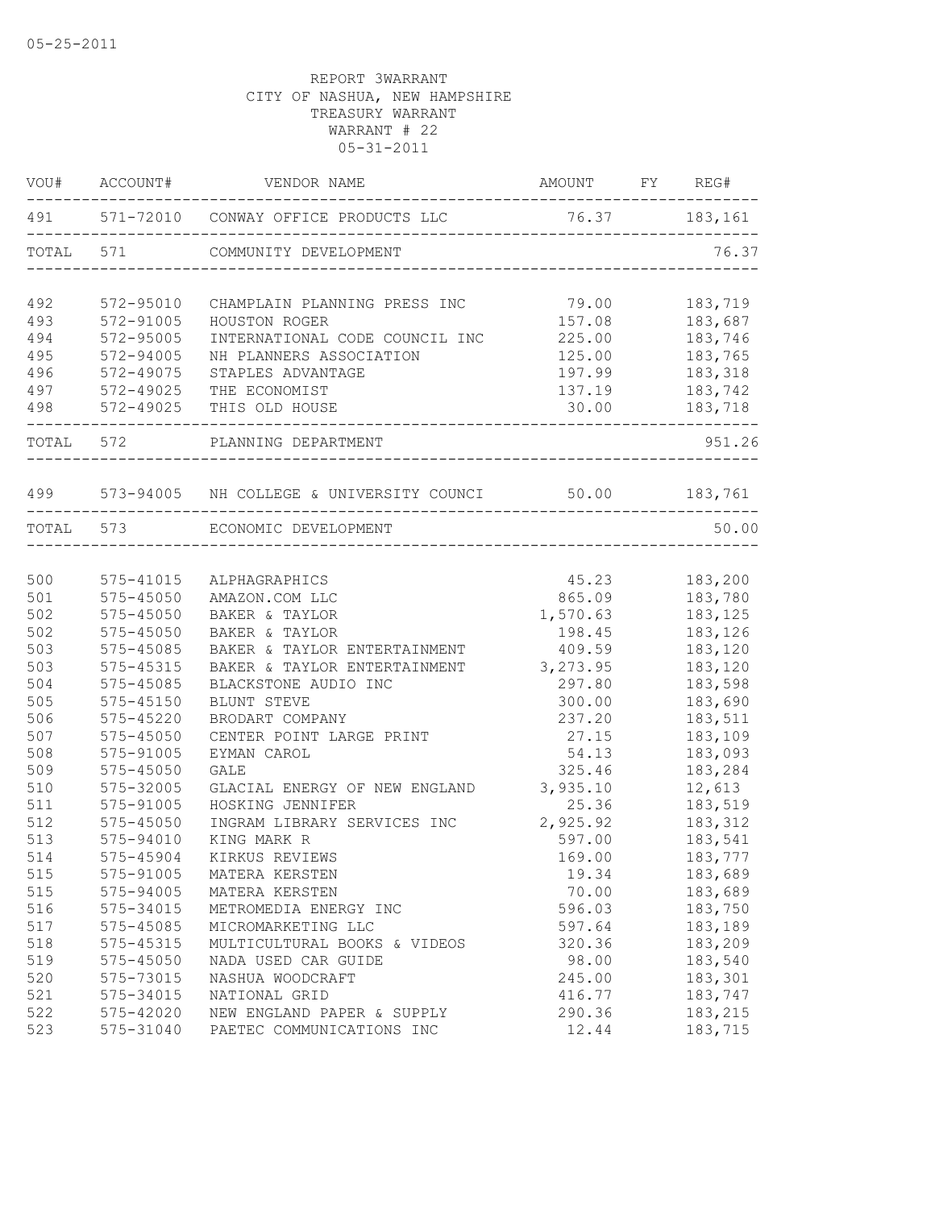05-25-2011

REPORT 3WARRANT
CITY OF NASHUA, NEW HAMPSHIRE
TREASURY WARRANT
WARRANT # 22
05-31-2011

| VOU# | ACCOUNT# | VENDOR NAME | AMOUNT | FY | REG# |
|---|---|---|---|---|---|
| 491 | 571-72010 | CONWAY OFFICE PRODUCTS LLC | 76.37 | | 183,161 |
| TOTAL | 571 | COMMUNITY DEVELOPMENT | | | 76.37 |
| 492 | 572-95010 | CHAMPLAIN PLANNING PRESS INC | 79.00 | | 183,719 |
| 493 | 572-91005 | HOUSTON ROGER | 157.08 | | 183,687 |
| 494 | 572-95005 | INTERNATIONAL CODE COUNCIL INC | 225.00 | | 183,746 |
| 495 | 572-94005 | NH PLANNERS ASSOCIATION | 125.00 | | 183,765 |
| 496 | 572-49075 | STAPLES ADVANTAGE | 197.99 | | 183,318 |
| 497 | 572-49025 | THE ECONOMIST | 137.19 | | 183,742 |
| 498 | 572-49025 | THIS OLD HOUSE | 30.00 | | 183,718 |
| TOTAL | 572 | PLANNING DEPARTMENT | | | 951.26 |
| 499 | 573-94005 | NH COLLEGE & UNIVERSITY COUNCI | 50.00 | | 183,761 |
| TOTAL | 573 | ECONOMIC DEVELOPMENT | | | 50.00 |
| 500 | 575-41015 | ALPHAGRAPHICS | 45.23 | | 183,200 |
| 501 | 575-45050 | AMAZON.COM LLC | 865.09 | | 183,780 |
| 502 | 575-45050 | BAKER & TAYLOR | 1,570.63 | | 183,125 |
| 502 | 575-45050 | BAKER & TAYLOR | 198.45 | | 183,126 |
| 503 | 575-45085 | BAKER & TAYLOR ENTERTAINMENT | 409.59 | | 183,120 |
| 503 | 575-45315 | BAKER & TAYLOR ENTERTAINMENT | 3,273.95 | | 183,120 |
| 504 | 575-45085 | BLACKSTONE AUDIO INC | 297.80 | | 183,598 |
| 505 | 575-45150 | BLUNT STEVE | 300.00 | | 183,690 |
| 506 | 575-45220 | BRODART COMPANY | 237.20 | | 183,511 |
| 507 | 575-45050 | CENTER POINT LARGE PRINT | 27.15 | | 183,109 |
| 508 | 575-91005 | EYMAN CAROL | 54.13 | | 183,093 |
| 509 | 575-45050 | GALE | 325.46 | | 183,284 |
| 510 | 575-32005 | GLACIAL ENERGY OF NEW ENGLAND | 3,935.10 | | 12,613 |
| 511 | 575-91005 | HOSKING JENNIFER | 25.36 | | 183,519 |
| 512 | 575-45050 | INGRAM LIBRARY SERVICES INC | 2,925.92 | | 183,312 |
| 513 | 575-94010 | KING MARK R | 597.00 | | 183,541 |
| 514 | 575-45904 | KIRKUS REVIEWS | 169.00 | | 183,777 |
| 515 | 575-91005 | MATERA KERSTEN | 19.34 | | 183,689 |
| 515 | 575-94005 | MATERA KERSTEN | 70.00 | | 183,689 |
| 516 | 575-34015 | METROMEDIA ENERGY INC | 596.03 | | 183,750 |
| 517 | 575-45085 | MICROMARKETING LLC | 597.64 | | 183,189 |
| 518 | 575-45315 | MULTICULTURAL BOOKS & VIDEOS | 320.36 | | 183,209 |
| 519 | 575-45050 | NADA USED CAR GUIDE | 98.00 | | 183,540 |
| 520 | 575-73015 | NASHUA WOODCRAFT | 245.00 | | 183,301 |
| 521 | 575-34015 | NATIONAL GRID | 416.77 | | 183,747 |
| 522 | 575-42020 | NEW ENGLAND PAPER & SUPPLY | 290.36 | | 183,215 |
| 523 | 575-31040 | PAETEC COMMUNICATIONS INC | 12.44 | | 183,715 |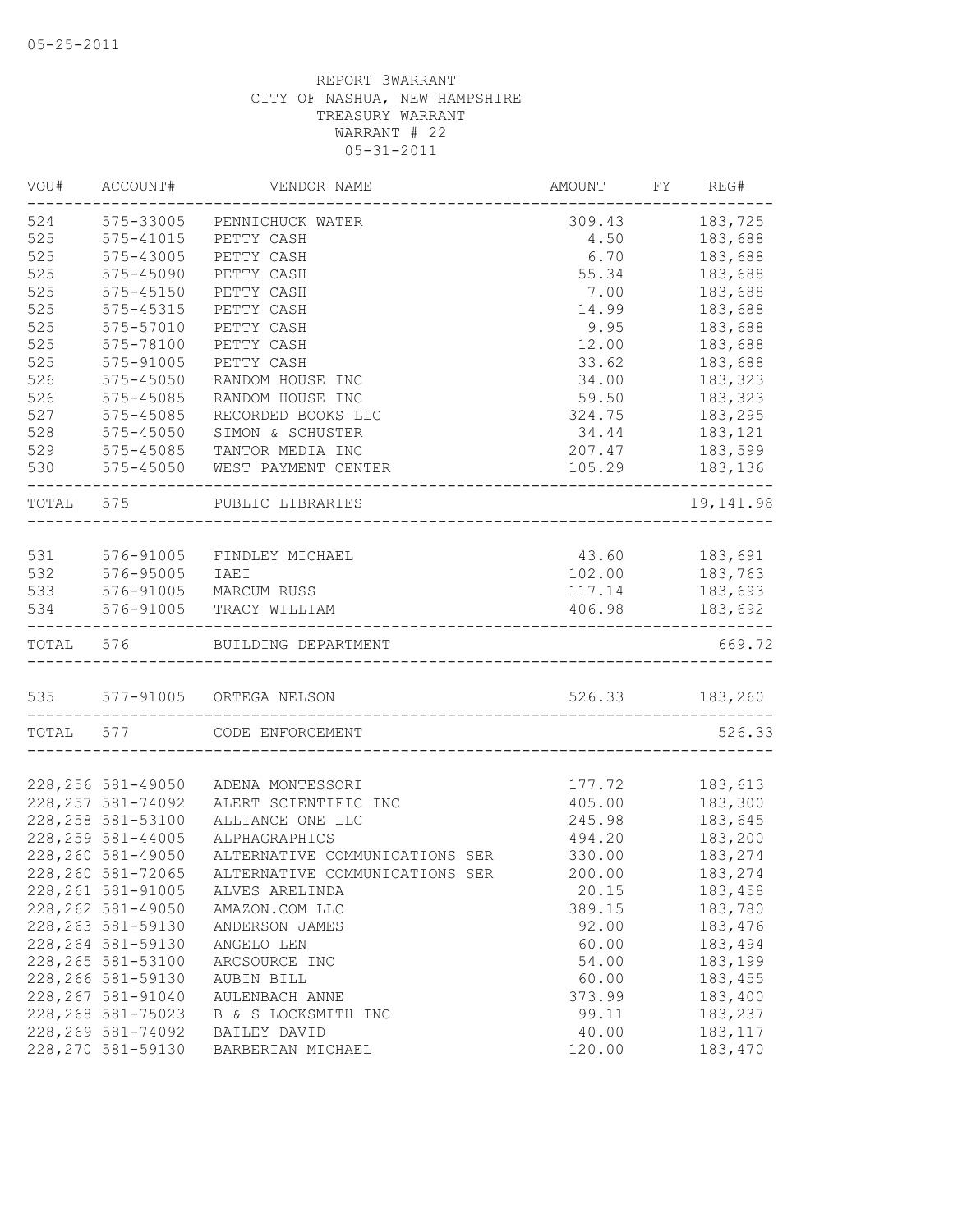05-25-2011

REPORT 3WARRANT
CITY OF NASHUA, NEW HAMPSHIRE
TREASURY WARRANT
WARRANT # 22
05-31-2011

| VOU# | ACCOUNT# | VENDOR NAME | AMOUNT | FY | REG# |
|---|---|---|---|---|---|
| 524 | 575-33005 | PENNICHUCK WATER | 309.43 | | 183,725 |
| 525 | 575-41015 | PETTY CASH | 4.50 | | 183,688 |
| 525 | 575-43005 | PETTY CASH | 6.70 | | 183,688 |
| 525 | 575-45090 | PETTY CASH | 55.34 | | 183,688 |
| 525 | 575-45150 | PETTY CASH | 7.00 | | 183,688 |
| 525 | 575-45315 | PETTY CASH | 14.99 | | 183,688 |
| 525 | 575-57010 | PETTY CASH | 9.95 | | 183,688 |
| 525 | 575-78100 | PETTY CASH | 12.00 | | 183,688 |
| 525 | 575-91005 | PETTY CASH | 33.62 | | 183,688 |
| 526 | 575-45050 | RANDOM HOUSE INC | 34.00 | | 183,323 |
| 526 | 575-45085 | RANDOM HOUSE INC | 59.50 | | 183,323 |
| 527 | 575-45085 | RECORDED BOOKS LLC | 324.75 | | 183,295 |
| 528 | 575-45050 | SIMON & SCHUSTER | 34.44 | | 183,121 |
| 529 | 575-45085 | TANTOR MEDIA INC | 207.47 | | 183,599 |
| 530 | 575-45050 | WEST PAYMENT CENTER | 105.29 | | 183,136 |
| TOTAL | 575 | PUBLIC LIBRARIES | | | 19,141.98 |
| 531 | 576-91005 | FINDLEY MICHAEL | 43.60 | | 183,691 |
| 532 | 576-95005 | IAEI | 102.00 | | 183,763 |
| 533 | 576-91005 | MARCUM RUSS | 117.14 | | 183,693 |
| 534 | 576-91005 | TRACY WILLIAM | 406.98 | | 183,692 |
| TOTAL | 576 | BUILDING DEPARTMENT | | | 669.72 |
| 535 | 577-91005 | ORTEGA NELSON | 526.33 | | 183,260 |
| TOTAL | 577 | CODE ENFORCEMENT | | | 526.33 |
| 228,256 | 581-49050 | ADENA MONTESSORI | 177.72 | | 183,613 |
| 228,257 | 581-74092 | ALERT SCIENTIFIC INC | 405.00 | | 183,300 |
| 228,258 | 581-53100 | ALLIANCE ONE LLC | 245.98 | | 183,645 |
| 228,259 | 581-44005 | ALPHAGRAPHICS | 494.20 | | 183,200 |
| 228,260 | 581-49050 | ALTERNATIVE COMMUNICATIONS SER | 330.00 | | 183,274 |
| 228,260 | 581-72065 | ALTERNATIVE COMMUNICATIONS SER | 200.00 | | 183,274 |
| 228,261 | 581-91005 | ALVES ARELINDA | 20.15 | | 183,458 |
| 228,262 | 581-49050 | AMAZON.COM LLC | 389.15 | | 183,780 |
| 228,263 | 581-59130 | ANDERSON JAMES | 92.00 | | 183,476 |
| 228,264 | 581-59130 | ANGELO LEN | 60.00 | | 183,494 |
| 228,265 | 581-53100 | ARCSOURCE INC | 54.00 | | 183,199 |
| 228,266 | 581-59130 | AUBIN BILL | 60.00 | | 183,455 |
| 228,267 | 581-91040 | AULENBACH ANNE | 373.99 | | 183,400 |
| 228,268 | 581-75023 | B & S LOCKSMITH INC | 99.11 | | 183,237 |
| 228,269 | 581-74092 | BAILEY DAVID | 40.00 | | 183,117 |
| 228,270 | 581-59130 | BARBERIAN MICHAEL | 120.00 | | 183,470 |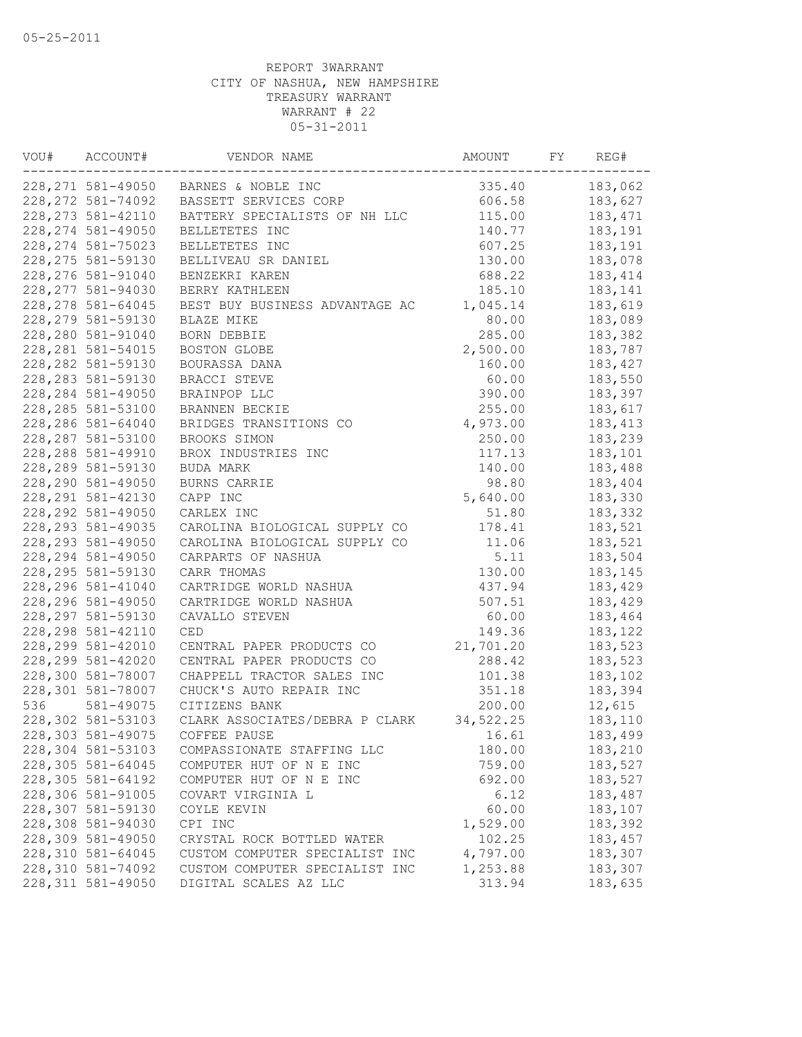05-25-2011

REPORT 3WARRANT
CITY OF NASHUA, NEW HAMPSHIRE
TREASURY WARRANT
WARRANT # 22
05-31-2011

| VOU# | ACCOUNT# | VENDOR NAME | AMOUNT | FY | REG# |
|---|---|---|---|---|---|
| 228,271 | 581-49050 | BARNES & NOBLE INC | 335.40 | | 183,062 |
| 228,272 | 581-74092 | BASSETT SERVICES CORP | 606.58 | | 183,627 |
| 228,273 | 581-42110 | BATTERY SPECIALISTS OF NH LLC | 115.00 | | 183,471 |
| 228,274 | 581-49050 | BELLETETES INC | 140.77 | | 183,191 |
| 228,274 | 581-75023 | BELLETETES INC | 607.25 | | 183,191 |
| 228,275 | 581-59130 | BELLIVEAU SR DANIEL | 130.00 | | 183,078 |
| 228,276 | 581-91040 | BENZEKRI KAREN | 688.22 | | 183,414 |
| 228,277 | 581-94030 | BERRY KATHLEEN | 185.10 | | 183,141 |
| 228,278 | 581-64045 | BEST BUY BUSINESS ADVANTAGE AC | 1,045.14 | | 183,619 |
| 228,279 | 581-59130 | BLAZE MIKE | 80.00 | | 183,089 |
| 228,280 | 581-91040 | BORN DEBBIE | 285.00 | | 183,382 |
| 228,281 | 581-54015 | BOSTON GLOBE | 2,500.00 | | 183,787 |
| 228,282 | 581-59130 | BOURASSA DANA | 160.00 | | 183,427 |
| 228,283 | 581-59130 | BRACCI STEVE | 60.00 | | 183,550 |
| 228,284 | 581-49050 | BRAINPOP LLC | 390.00 | | 183,397 |
| 228,285 | 581-53100 | BRANNEN BECKIE | 255.00 | | 183,617 |
| 228,286 | 581-64040 | BRIDGES TRANSITIONS CO | 4,973.00 | | 183,413 |
| 228,287 | 581-53100 | BROOKS SIMON | 250.00 | | 183,239 |
| 228,288 | 581-49910 | BROX INDUSTRIES INC | 117.13 | | 183,101 |
| 228,289 | 581-59130 | BUDA MARK | 140.00 | | 183,488 |
| 228,290 | 581-49050 | BURNS CARRIE | 98.80 | | 183,404 |
| 228,291 | 581-42130 | CAPP INC | 5,640.00 | | 183,330 |
| 228,292 | 581-49050 | CARLEX INC | 51.80 | | 183,332 |
| 228,293 | 581-49035 | CAROLINA BIOLOGICAL SUPPLY CO | 178.41 | | 183,521 |
| 228,293 | 581-49050 | CAROLINA BIOLOGICAL SUPPLY CO | 11.06 | | 183,521 |
| 228,294 | 581-49050 | CARPARTS OF NASHUA | 5.11 | | 183,504 |
| 228,295 | 581-59130 | CARR THOMAS | 130.00 | | 183,145 |
| 228,296 | 581-41040 | CARTRIDGE WORLD NASHUA | 437.94 | | 183,429 |
| 228,296 | 581-49050 | CARTRIDGE WORLD NASHUA | 507.51 | | 183,429 |
| 228,297 | 581-59130 | CAVALLO STEVEN | 60.00 | | 183,464 |
| 228,298 | 581-42110 | CED | 149.36 | | 183,122 |
| 228,299 | 581-42010 | CENTRAL PAPER PRODUCTS CO | 21,701.20 | | 183,523 |
| 228,299 | 581-42020 | CENTRAL PAPER PRODUCTS CO | 288.42 | | 183,523 |
| 228,300 | 581-78007 | CHAPPELL TRACTOR SALES INC | 101.38 | | 183,102 |
| 228,301 | 581-78007 | CHUCK'S AUTO REPAIR INC | 351.18 | | 183,394 |
| 536 | 581-49075 | CITIZENS BANK | 200.00 | | 12,615 |
| 228,302 | 581-53103 | CLARK ASSOCIATES/DEBRA P CLARK | 34,522.25 | | 183,110 |
| 228,303 | 581-49075 | COFFEE PAUSE | 16.61 | | 183,499 |
| 228,304 | 581-53103 | COMPASSIONATE STAFFING LLC | 180.00 | | 183,210 |
| 228,305 | 581-64045 | COMPUTER HUT OF N E INC | 759.00 | | 183,527 |
| 228,305 | 581-64192 | COMPUTER HUT OF N E INC | 692.00 | | 183,527 |
| 228,306 | 581-91005 | COVART VIRGINIA L | 6.12 | | 183,487 |
| 228,307 | 581-59130 | COYLE KEVIN | 60.00 | | 183,107 |
| 228,308 | 581-94030 | CPI INC | 1,529.00 | | 183,392 |
| 228,309 | 581-49050 | CRYSTAL ROCK BOTTLED WATER | 102.25 | | 183,457 |
| 228,310 | 581-64045 | CUSTOM COMPUTER SPECIALIST INC | 4,797.00 | | 183,307 |
| 228,310 | 581-74092 | CUSTOM COMPUTER SPECIALIST INC | 1,253.88 | | 183,307 |
| 228,311 | 581-49050 | DIGITAL SCALES AZ LLC | 313.94 | | 183,635 |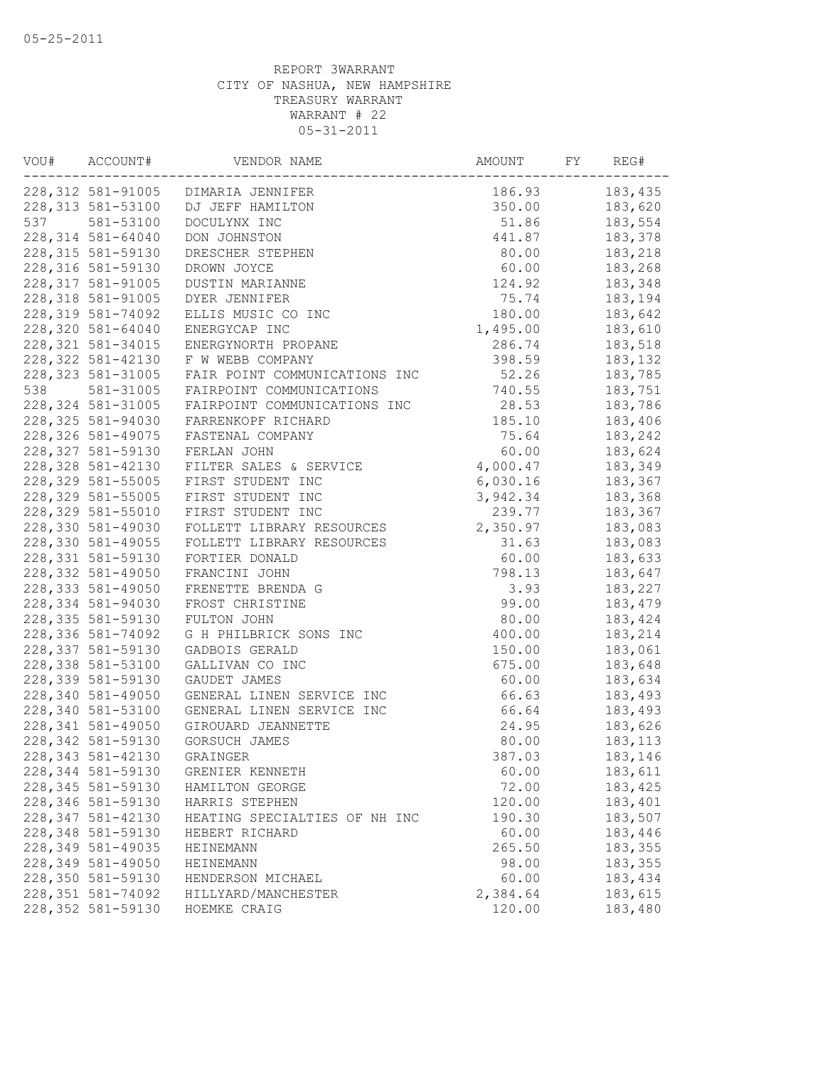05-25-2011

REPORT 3WARRANT
CITY OF NASHUA, NEW HAMPSHIRE
TREASURY WARRANT
WARRANT # 22
05-31-2011

| VOU# | ACCOUNT# | VENDOR NAME | AMOUNT | FY | REG# |
|---|---|---|---|---|---|
| 228,312 | 581-91005 | DIMARIA JENNIFER | 186.93 | | 183,435 |
| 228,313 | 581-53100 | DJ JEFF HAMILTON | 350.00 | | 183,620 |
| 537 | 581-53100 | DOCULYNX INC | 51.86 | | 183,554 |
| 228,314 | 581-64040 | DON JOHNSTON | 441.87 | | 183,378 |
| 228,315 | 581-59130 | DRESCHER STEPHEN | 80.00 | | 183,218 |
| 228,316 | 581-59130 | DROWN JOYCE | 60.00 | | 183,268 |
| 228,317 | 581-91005 | DUSTIN MARIANNE | 124.92 | | 183,348 |
| 228,318 | 581-91005 | DYER JENNIFER | 75.74 | | 183,194 |
| 228,319 | 581-74092 | ELLIS MUSIC CO INC | 180.00 | | 183,642 |
| 228,320 | 581-64040 | ENERGYCAP INC | 1,495.00 | | 183,610 |
| 228,321 | 581-34015 | ENERGYNORTH PROPANE | 286.74 | | 183,518 |
| 228,322 | 581-42130 | F W WEBB COMPANY | 398.59 | | 183,132 |
| 228,323 | 581-31005 | FAIR POINT COMMUNICATIONS INC | 52.26 | | 183,785 |
| 538 | 581-31005 | FAIRPOINT COMMUNICATIONS | 740.55 | | 183,751 |
| 228,324 | 581-31005 | FAIRPOINT COMMUNICATIONS INC | 28.53 | | 183,786 |
| 228,325 | 581-94030 | FARRENKOPF RICHARD | 185.10 | | 183,406 |
| 228,326 | 581-49075 | FASTENAL COMPANY | 75.64 | | 183,242 |
| 228,327 | 581-59130 | FERLAN JOHN | 60.00 | | 183,624 |
| 228,328 | 581-42130 | FILTER SALES & SERVICE | 4,000.47 | | 183,349 |
| 228,329 | 581-55005 | FIRST STUDENT INC | 6,030.16 | | 183,367 |
| 228,329 | 581-55005 | FIRST STUDENT INC | 3,942.34 | | 183,368 |
| 228,329 | 581-55010 | FIRST STUDENT INC | 239.77 | | 183,367 |
| 228,330 | 581-49030 | FOLLETT LIBRARY RESOURCES | 2,350.97 | | 183,083 |
| 228,330 | 581-49055 | FOLLETT LIBRARY RESOURCES | 31.63 | | 183,083 |
| 228,331 | 581-59130 | FORTIER DONALD | 60.00 | | 183,633 |
| 228,332 | 581-49050 | FRANCINI JOHN | 798.13 | | 183,647 |
| 228,333 | 581-49050 | FRENETTE BRENDA G | 3.93 | | 183,227 |
| 228,334 | 581-94030 | FROST CHRISTINE | 99.00 | | 183,479 |
| 228,335 | 581-59130 | FULTON JOHN | 80.00 | | 183,424 |
| 228,336 | 581-74092 | G H PHILBRICK SONS INC | 400.00 | | 183,214 |
| 228,337 | 581-59130 | GADBOIS GERALD | 150.00 | | 183,061 |
| 228,338 | 581-53100 | GALLIVAN CO INC | 675.00 | | 183,648 |
| 228,339 | 581-59130 | GAUDET JAMES | 60.00 | | 183,634 |
| 228,340 | 581-49050 | GENERAL LINEN SERVICE INC | 66.63 | | 183,493 |
| 228,340 | 581-53100 | GENERAL LINEN SERVICE INC | 66.64 | | 183,493 |
| 228,341 | 581-49050 | GIROUARD JEANNETTE | 24.95 | | 183,626 |
| 228,342 | 581-59130 | GORSUCH JAMES | 80.00 | | 183,113 |
| 228,343 | 581-42130 | GRAINGER | 387.03 | | 183,146 |
| 228,344 | 581-59130 | GRENIER KENNETH | 60.00 | | 183,611 |
| 228,345 | 581-59130 | HAMILTON GEORGE | 72.00 | | 183,425 |
| 228,346 | 581-59130 | HARRIS STEPHEN | 120.00 | | 183,401 |
| 228,347 | 581-42130 | HEATING SPECIALTIES OF NH INC | 190.30 | | 183,507 |
| 228,348 | 581-59130 | HEBERT RICHARD | 60.00 | | 183,446 |
| 228,349 | 581-49035 | HEINEMANN | 265.50 | | 183,355 |
| 228,349 | 581-49050 | HEINEMANN | 98.00 | | 183,355 |
| 228,350 | 581-59130 | HENDERSON MICHAEL | 60.00 | | 183,434 |
| 228,351 | 581-74092 | HILLYARD/MANCHESTER | 2,384.64 | | 183,615 |
| 228,352 | 581-59130 | HOEMKE CRAIG | 120.00 | | 183,480 |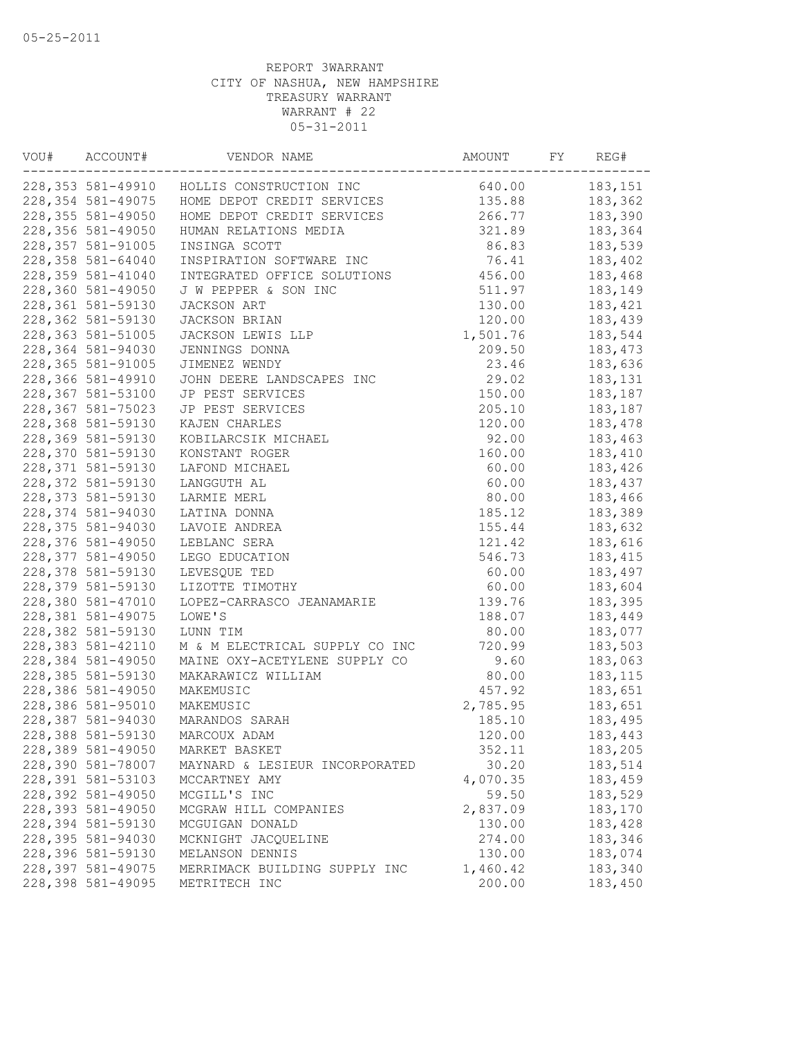05-25-2011

REPORT 3WARRANT
CITY OF NASHUA, NEW HAMPSHIRE
TREASURY WARRANT
WARRANT # 22
05-31-2011

| VOU# | ACCOUNT# | VENDOR NAME | AMOUNT | FY | REG# |
|---|---|---|---|---|---|
| 228,353 | 581-49910 | HOLLIS CONSTRUCTION INC | 640.00 | | 183,151 |
| 228,354 | 581-49075 | HOME DEPOT CREDIT SERVICES | 135.88 | | 183,362 |
| 228,355 | 581-49050 | HOME DEPOT CREDIT SERVICES | 266.77 | | 183,390 |
| 228,356 | 581-49050 | HUMAN RELATIONS MEDIA | 321.89 | | 183,364 |
| 228,357 | 581-91005 | INSINGA SCOTT | 86.83 | | 183,539 |
| 228,358 | 581-64040 | INSPIRATION SOFTWARE INC | 76.41 | | 183,402 |
| 228,359 | 581-41040 | INTEGRATED OFFICE SOLUTIONS | 456.00 | | 183,468 |
| 228,360 | 581-49050 | J W PEPPER & SON INC | 511.97 | | 183,149 |
| 228,361 | 581-59130 | JACKSON ART | 130.00 | | 183,421 |
| 228,362 | 581-59130 | JACKSON BRIAN | 120.00 | | 183,439 |
| 228,363 | 581-51005 | JACKSON LEWIS LLP | 1,501.76 | | 183,544 |
| 228,364 | 581-94030 | JENNINGS DONNA | 209.50 | | 183,473 |
| 228,365 | 581-91005 | JIMENEZ WENDY | 23.46 | | 183,636 |
| 228,366 | 581-49910 | JOHN DEERE LANDSCAPES INC | 29.02 | | 183,131 |
| 228,367 | 581-53100 | JP PEST SERVICES | 150.00 | | 183,187 |
| 228,367 | 581-75023 | JP PEST SERVICES | 205.10 | | 183,187 |
| 228,368 | 581-59130 | KAJEN CHARLES | 120.00 | | 183,478 |
| 228,369 | 581-59130 | KOBILARCSIK MICHAEL | 92.00 | | 183,463 |
| 228,370 | 581-59130 | KONSTANT ROGER | 160.00 | | 183,410 |
| 228,371 | 581-59130 | LAFOND MICHAEL | 60.00 | | 183,426 |
| 228,372 | 581-59130 | LANGGUTH AL | 60.00 | | 183,437 |
| 228,373 | 581-59130 | LARMIE MERL | 80.00 | | 183,466 |
| 228,374 | 581-94030 | LATINA DONNA | 185.12 | | 183,389 |
| 228,375 | 581-94030 | LAVOIE ANDREA | 155.44 | | 183,632 |
| 228,376 | 581-49050 | LEBLANC SERA | 121.42 | | 183,616 |
| 228,377 | 581-49050 | LEGO EDUCATION | 546.73 | | 183,415 |
| 228,378 | 581-59130 | LEVESQUE TED | 60.00 | | 183,497 |
| 228,379 | 581-59130 | LIZOTTE TIMOTHY | 60.00 | | 183,604 |
| 228,380 | 581-47010 | LOPEZ-CARRASCO JEANAMARIE | 139.76 | | 183,395 |
| 228,381 | 581-49075 | LOWE'S | 188.07 | | 183,449 |
| 228,382 | 581-59130 | LUNN TIM | 80.00 | | 183,077 |
| 228,383 | 581-42110 | M & M ELECTRICAL SUPPLY CO INC | 720.99 | | 183,503 |
| 228,384 | 581-49050 | MAINE OXY-ACETYLENE SUPPLY CO | 9.60 | | 183,063 |
| 228,385 | 581-59130 | MAKARAWICZ WILLIAM | 80.00 | | 183,115 |
| 228,386 | 581-49050 | MAKEMUSIC | 457.92 | | 183,651 |
| 228,386 | 581-95010 | MAKEMUSIC | 2,785.95 | | 183,651 |
| 228,387 | 581-94030 | MARANDOS SARAH | 185.10 | | 183,495 |
| 228,388 | 581-59130 | MARCOUX ADAM | 120.00 | | 183,443 |
| 228,389 | 581-49050 | MARKET BASKET | 352.11 | | 183,205 |
| 228,390 | 581-78007 | MAYNARD & LESIEUR INCORPORATED | 30.20 | | 183,514 |
| 228,391 | 581-53103 | MCCARTNEY AMY | 4,070.35 | | 183,459 |
| 228,392 | 581-49050 | MCGILL'S INC | 59.50 | | 183,529 |
| 228,393 | 581-49050 | MCGRAW HILL COMPANIES | 2,837.09 | | 183,170 |
| 228,394 | 581-59130 | MCGUIGAN DONALD | 130.00 | | 183,428 |
| 228,395 | 581-94030 | MCKNIGHT JACQUELINE | 274.00 | | 183,346 |
| 228,396 | 581-59130 | MELANSON DENNIS | 130.00 | | 183,074 |
| 228,397 | 581-49075 | MERRIMACK BUILDING SUPPLY INC | 1,460.42 | | 183,340 |
| 228,398 | 581-49095 | METRITECH INC | 200.00 | | 183,450 |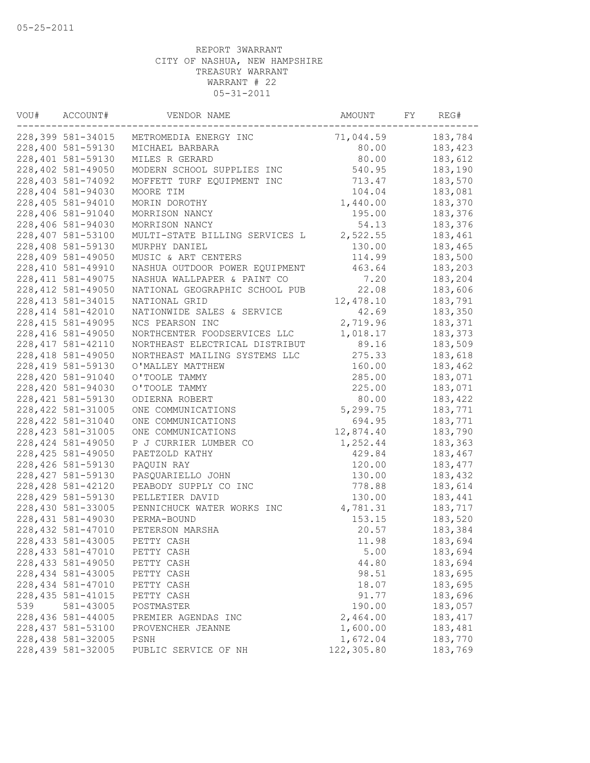05-25-2011

REPORT 3WARRANT
CITY OF NASHUA, NEW HAMPSHIRE
TREASURY WARRANT
WARRANT # 22
05-31-2011

| VOU# | ACCOUNT# | VENDOR NAME | AMOUNT | FY | REG# |
|---|---|---|---|---|---|
| 228,399 | 581-34015 | METROMEDIA ENERGY INC | 71,044.59 | | 183,784 |
| 228,400 | 581-59130 | MICHAEL BARBARA | 80.00 | | 183,423 |
| 228,401 | 581-59130 | MILES R GERARD | 80.00 | | 183,612 |
| 228,402 | 581-49050 | MODERN SCHOOL SUPPLIES INC | 540.95 | | 183,190 |
| 228,403 | 581-74092 | MOFFETT TURF EQUIPMENT INC | 713.47 | | 183,570 |
| 228,404 | 581-94030 | MOORE TIM | 104.04 | | 183,081 |
| 228,405 | 581-94010 | MORIN DOROTHY | 1,440.00 | | 183,370 |
| 228,406 | 581-91040 | MORRISON NANCY | 195.00 | | 183,376 |
| 228,406 | 581-94030 | MORRISON NANCY | 54.13 | | 183,376 |
| 228,407 | 581-53100 | MULTI-STATE BILLING SERVICES L | 2,522.55 | | 183,461 |
| 228,408 | 581-59130 | MURPHY DANIEL | 130.00 | | 183,465 |
| 228,409 | 581-49050 | MUSIC & ART CENTERS | 114.99 | | 183,500 |
| 228,410 | 581-49910 | NASHUA OUTDOOR POWER EQUIPMENT | 463.64 | | 183,203 |
| 228,411 | 581-49075 | NASHUA WALLPAPER & PAINT CO | 7.20 | | 183,204 |
| 228,412 | 581-49050 | NATIONAL GEOGRAPHIC SCHOOL PUB | 22.08 | | 183,606 |
| 228,413 | 581-34015 | NATIONAL GRID | 12,478.10 | | 183,791 |
| 228,414 | 581-42010 | NATIONWIDE SALES & SERVICE | 42.69 | | 183,350 |
| 228,415 | 581-49095 | NCS PEARSON INC | 2,719.96 | | 183,371 |
| 228,416 | 581-49050 | NORTHCENTER FOODSERVICES LLC | 1,018.17 | | 183,373 |
| 228,417 | 581-42110 | NORTHEAST ELECTRICAL DISTRIBUT | 89.16 | | 183,509 |
| 228,418 | 581-49050 | NORTHEAST MAILING SYSTEMS LLC | 275.33 | | 183,618 |
| 228,419 | 581-59130 | O'MALLEY MATTHEW | 160.00 | | 183,462 |
| 228,420 | 581-91040 | O'TOOLE TAMMY | 285.00 | | 183,071 |
| 228,420 | 581-94030 | O'TOOLE TAMMY | 225.00 | | 183,071 |
| 228,421 | 581-59130 | ODIERNA ROBERT | 80.00 | | 183,422 |
| 228,422 | 581-31005 | ONE COMMUNICATIONS | 5,299.75 | | 183,771 |
| 228,422 | 581-31040 | ONE COMMUNICATIONS | 694.95 | | 183,771 |
| 228,423 | 581-31005 | ONE COMMUNICATIONS | 12,874.40 | | 183,790 |
| 228,424 | 581-49050 | P J CURRIER LUMBER CO | 1,252.44 | | 183,363 |
| 228,425 | 581-49050 | PAETZOLD KATHY | 429.84 | | 183,467 |
| 228,426 | 581-59130 | PAQUIN RAY | 120.00 | | 183,477 |
| 228,427 | 581-59130 | PASQUARIELLO JOHN | 130.00 | | 183,432 |
| 228,428 | 581-42120 | PEABODY SUPPLY CO INC | 778.88 | | 183,614 |
| 228,429 | 581-59130 | PELLETIER DAVID | 130.00 | | 183,441 |
| 228,430 | 581-33005 | PENNICHUCK WATER WORKS INC | 4,781.31 | | 183,717 |
| 228,431 | 581-49030 | PERMA-BOUND | 153.15 | | 183,520 |
| 228,432 | 581-47010 | PETERSON MARSHA | 20.57 | | 183,384 |
| 228,433 | 581-43005 | PETTY CASH | 11.98 | | 183,694 |
| 228,433 | 581-47010 | PETTY CASH | 5.00 | | 183,694 |
| 228,433 | 581-49050 | PETTY CASH | 44.80 | | 183,694 |
| 228,434 | 581-43005 | PETTY CASH | 98.51 | | 183,695 |
| 228,434 | 581-47010 | PETTY CASH | 18.07 | | 183,695 |
| 228,435 | 581-41015 | PETTY CASH | 91.77 | | 183,696 |
| 539 | 581-43005 | POSTMASTER | 190.00 | | 183,057 |
| 228,436 | 581-44005 | PREMIER AGENDAS INC | 2,464.00 | | 183,417 |
| 228,437 | 581-53100 | PROVENCHER JEANNE | 1,600.00 | | 183,481 |
| 228,438 | 581-32005 | PSNH | 1,672.04 | | 183,770 |
| 228,439 | 581-32005 | PUBLIC SERVICE OF NH | 122,305.80 | | 183,769 |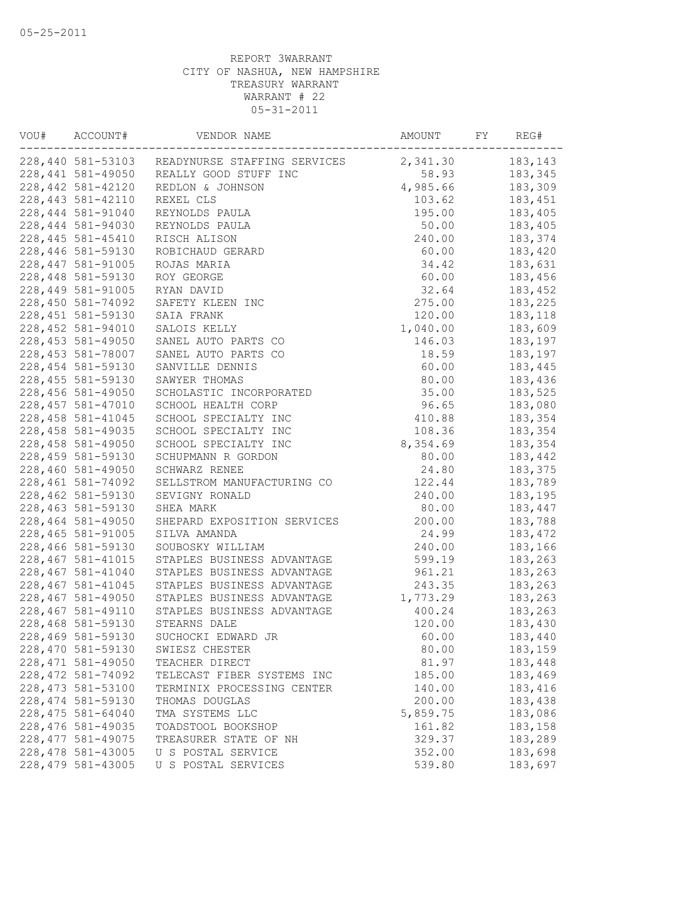05-25-2011

REPORT 3WARRANT
CITY OF NASHUA, NEW HAMPSHIRE
TREASURY WARRANT
WARRANT # 22
05-31-2011

| VOU# | ACCOUNT# | VENDOR NAME | AMOUNT | FY | REG# |
|---|---|---|---|---|---|
| 228,440 | 581-53103 | READYNURSE STAFFING SERVICES | 2,341.30 | | 183,143 |
| 228,441 | 581-49050 | REALLY GOOD STUFF INC | 58.93 | | 183,345 |
| 228,442 | 581-42120 | REDLON & JOHNSON | 4,985.66 | | 183,309 |
| 228,443 | 581-42110 | REXEL CLS | 103.62 | | 183,451 |
| 228,444 | 581-91040 | REYNOLDS PAULA | 195.00 | | 183,405 |
| 228,444 | 581-94030 | REYNOLDS PAULA | 50.00 | | 183,405 |
| 228,445 | 581-45410 | RISCH ALISON | 240.00 | | 183,374 |
| 228,446 | 581-59130 | ROBICHAUD GERARD | 60.00 | | 183,420 |
| 228,447 | 581-91005 | ROJAS MARIA | 34.42 | | 183,631 |
| 228,448 | 581-59130 | ROY GEORGE | 60.00 | | 183,456 |
| 228,449 | 581-91005 | RYAN DAVID | 32.64 | | 183,452 |
| 228,450 | 581-74092 | SAFETY KLEEN INC | 275.00 | | 183,225 |
| 228,451 | 581-59130 | SAIA FRANK | 120.00 | | 183,118 |
| 228,452 | 581-94010 | SALOIS KELLY | 1,040.00 | | 183,609 |
| 228,453 | 581-49050 | SANEL AUTO PARTS CO | 146.03 | | 183,197 |
| 228,453 | 581-78007 | SANEL AUTO PARTS CO | 18.59 | | 183,197 |
| 228,454 | 581-59130 | SANVILLE DENNIS | 60.00 | | 183,445 |
| 228,455 | 581-59130 | SAWYER THOMAS | 80.00 | | 183,436 |
| 228,456 | 581-49050 | SCHOLASTIC INCORPORATED | 35.00 | | 183,525 |
| 228,457 | 581-47010 | SCHOOL HEALTH CORP | 96.65 | | 183,080 |
| 228,458 | 581-41045 | SCHOOL SPECIALTY INC | 410.88 | | 183,354 |
| 228,458 | 581-49035 | SCHOOL SPECIALTY INC | 108.36 | | 183,354 |
| 228,458 | 581-49050 | SCHOOL SPECIALTY INC | 8,354.69 | | 183,354 |
| 228,459 | 581-59130 | SCHUPMANN R GORDON | 80.00 | | 183,442 |
| 228,460 | 581-49050 | SCHWARZ RENEE | 24.80 | | 183,375 |
| 228,461 | 581-74092 | SELLSTROM MANUFACTURING CO | 122.44 | | 183,789 |
| 228,462 | 581-59130 | SEVIGNY RONALD | 240.00 | | 183,195 |
| 228,463 | 581-59130 | SHEA MARK | 80.00 | | 183,447 |
| 228,464 | 581-49050 | SHEPARD EXPOSITION SERVICES | 200.00 | | 183,788 |
| 228,465 | 581-91005 | SILVA AMANDA | 24.99 | | 183,472 |
| 228,466 | 581-59130 | SOUBOSKY WILLIAM | 240.00 | | 183,166 |
| 228,467 | 581-41015 | STAPLES BUSINESS ADVANTAGE | 599.19 | | 183,263 |
| 228,467 | 581-41040 | STAPLES BUSINESS ADVANTAGE | 961.21 | | 183,263 |
| 228,467 | 581-41045 | STAPLES BUSINESS ADVANTAGE | 243.35 | | 183,263 |
| 228,467 | 581-49050 | STAPLES BUSINESS ADVANTAGE | 1,773.29 | | 183,263 |
| 228,467 | 581-49110 | STAPLES BUSINESS ADVANTAGE | 400.24 | | 183,263 |
| 228,468 | 581-59130 | STEARNS DALE | 120.00 | | 183,430 |
| 228,469 | 581-59130 | SUCHOCKI EDWARD JR | 60.00 | | 183,440 |
| 228,470 | 581-59130 | SWIESZ CHESTER | 80.00 | | 183,159 |
| 228,471 | 581-49050 | TEACHER DIRECT | 81.97 | | 183,448 |
| 228,472 | 581-74092 | TELECAST FIBER SYSTEMS INC | 185.00 | | 183,469 |
| 228,473 | 581-53100 | TERMINIX PROCESSING CENTER | 140.00 | | 183,416 |
| 228,474 | 581-59130 | THOMAS DOUGLAS | 200.00 | | 183,438 |
| 228,475 | 581-64040 | TMA SYSTEMS LLC | 5,859.75 | | 183,086 |
| 228,476 | 581-49035 | TOADSTOOL BOOKSHOP | 161.82 | | 183,158 |
| 228,477 | 581-49075 | TREASURER STATE OF NH | 329.37 | | 183,289 |
| 228,478 | 581-43005 | U S POSTAL SERVICE | 352.00 | | 183,698 |
| 228,479 | 581-43005 | U S POSTAL SERVICES | 539.80 | | 183,697 |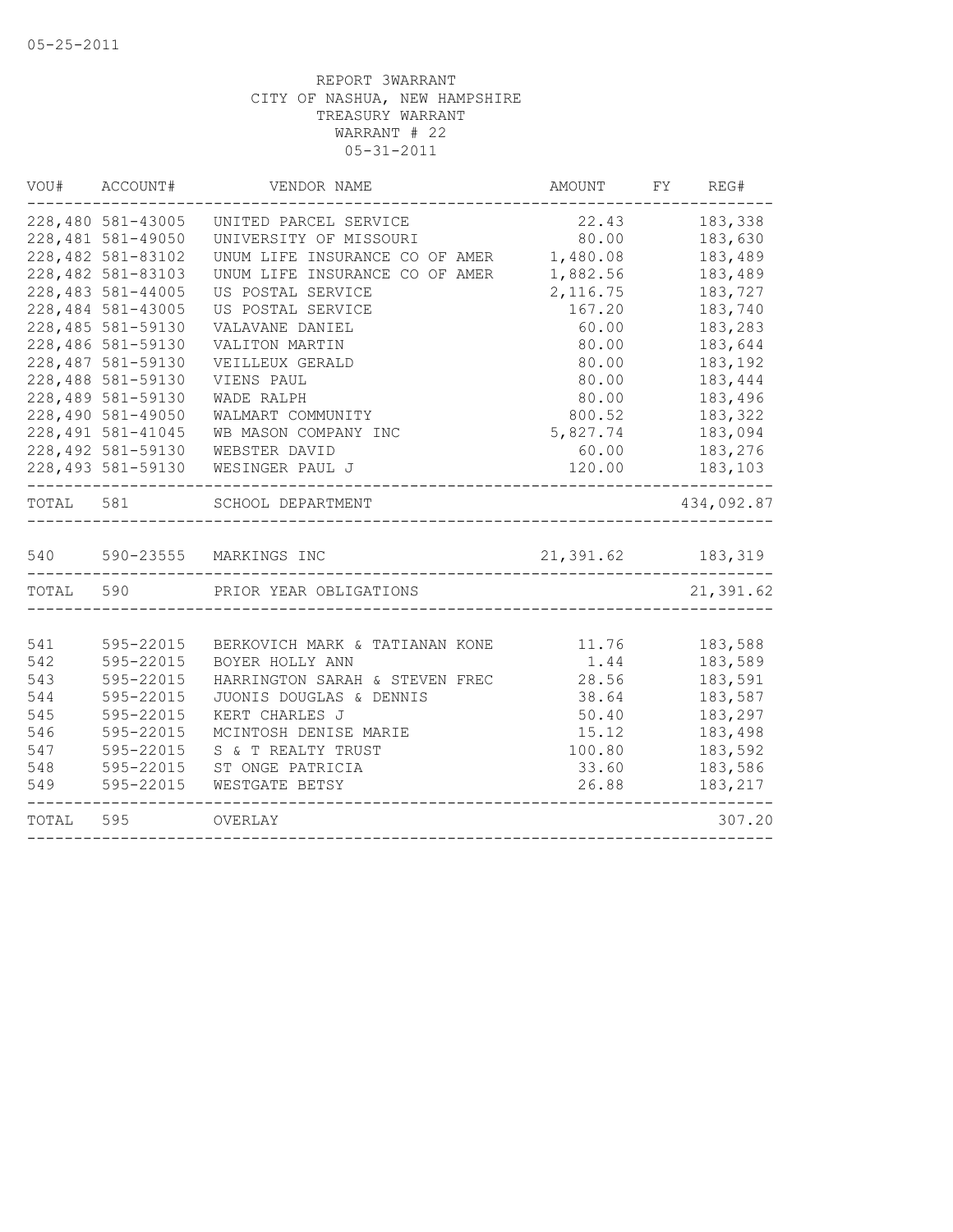REPORT 3WARRANT
CITY OF NASHUA, NEW HAMPSHIRE
TREASURY WARRANT
WARRANT # 22
05-31-2011

| VOU# | ACCOUNT# | VENDOR NAME | AMOUNT | FY | REG# |
|---|---|---|---|---|---|
| 228,480 | 581-43005 | UNITED PARCEL SERVICE | 22.43 | | 183,338 |
| 228,481 | 581-49050 | UNIVERSITY OF MISSOURI | 80.00 | | 183,630 |
| 228,482 | 581-83102 | UNUM LIFE INSURANCE CO OF AMER | 1,480.08 | | 183,489 |
| 228,482 | 581-83103 | UNUM LIFE INSURANCE CO OF AMER | 1,882.56 | | 183,489 |
| 228,483 | 581-44005 | US POSTAL SERVICE | 2,116.75 | | 183,727 |
| 228,484 | 581-43005 | US POSTAL SERVICE | 167.20 | | 183,740 |
| 228,485 | 581-59130 | VALAVANE DANIEL | 60.00 | | 183,283 |
| 228,486 | 581-59130 | VALITON MARTIN | 80.00 | | 183,644 |
| 228,487 | 581-59130 | VEILLEUX GERALD | 80.00 | | 183,192 |
| 228,488 | 581-59130 | VIENS PAUL | 80.00 | | 183,444 |
| 228,489 | 581-59130 | WADE RALPH | 80.00 | | 183,496 |
| 228,490 | 581-49050 | WALMART COMMUNITY | 800.52 | | 183,322 |
| 228,491 | 581-41045 | WB MASON COMPANY INC | 5,827.74 | | 183,094 |
| 228,492 | 581-59130 | WEBSTER DAVID | 60.00 | | 183,276 |
| 228,493 | 581-59130 | WESINGER PAUL J | 120.00 | | 183,103 |
| TOTAL | 581 | SCHOOL DEPARTMENT | | | 434,092.87 |
| 540 | 590-23555 | MARKINGS INC | 21,391.62 | | 183,319 |
| TOTAL | 590 | PRIOR YEAR OBLIGATIONS | | | 21,391.62 |
| 541 | 595-22015 | BERKOVICH MARK & TATIANAN KONE | 11.76 | | 183,588 |
| 542 | 595-22015 | BOYER HOLLY ANN | 1.44 | | 183,589 |
| 543 | 595-22015 | HARRINGTON SARAH & STEVEN FREC | 28.56 | | 183,591 |
| 544 | 595-22015 | JUONIS DOUGLAS & DENNIS | 38.64 | | 183,587 |
| 545 | 595-22015 | KERT CHARLES J | 50.40 | | 183,297 |
| 546 | 595-22015 | MCINTOSH DENISE MARIE | 15.12 | | 183,498 |
| 547 | 595-22015 | S & T REALTY TRUST | 100.80 | | 183,592 |
| 548 | 595-22015 | ST ONGE PATRICIA | 33.60 | | 183,586 |
| 549 | 595-22015 | WESTGATE BETSY | 26.88 | | 183,217 |
| TOTAL | 595 | OVERLAY | | | 307.20 |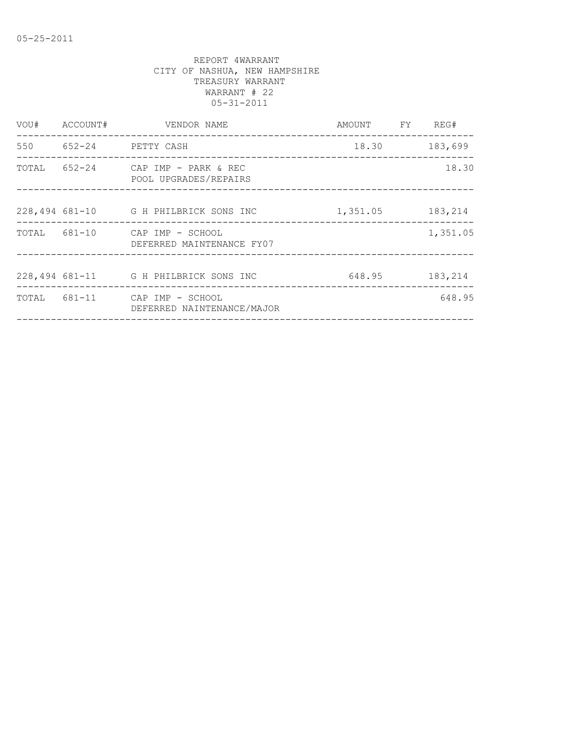05-25-2011

REPORT 4WARRANT
CITY OF NASHUA, NEW HAMPSHIRE
TREASURY WARRANT
WARRANT # 22
05-31-2011

| VOU# | ACCOUNT# | VENDOR NAME | AMOUNT | FY | REG# |
|---|---|---|---|---|---|
| 550 | 652-24 | PETTY CASH | 18.30 | | 183,699 |
| TOTAL | 652-24 | CAP IMP - PARK & REC POOL UPGRADES/REPAIRS | | | 18.30 |
| 228,494 | 681-10 | G H PHILBRICK SONS INC | 1,351.05 | | 183,214 |
| TOTAL | 681-10 | CAP IMP - SCHOOL DEFERRED MAINTENANCE FY07 | | | 1,351.05 |
| 228,494 | 681-11 | G H PHILBRICK SONS INC | 648.95 | | 183,214 |
| TOTAL | 681-11 | CAP IMP - SCHOOL DEFERRED NAINTENANCE/MAJOR | | | 648.95 |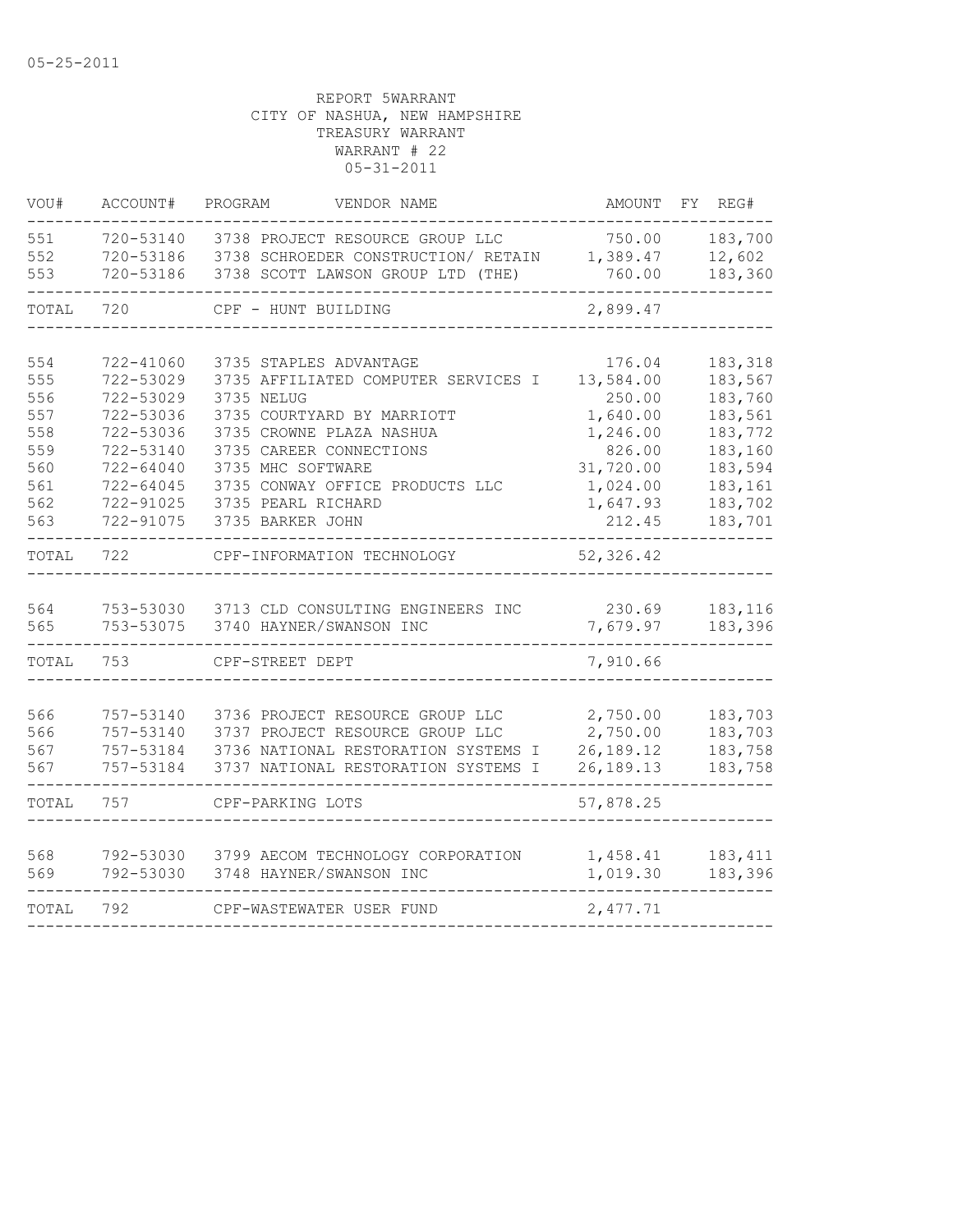05-25-2011

REPORT 5WARRANT
CITY OF NASHUA, NEW HAMPSHIRE
TREASURY WARRANT
WARRANT # 22
05-31-2011

| VOU# | ACCOUNT# | PROGRAM | VENDOR NAME | AMOUNT | FY | REG# |
|---|---|---|---|---|---|---|
| 551 | 720-53140 | 3738 | PROJECT RESOURCE GROUP LLC | 750.00 | | 183,700 |
| 552 | 720-53186 | 3738 | SCHROEDER CONSTRUCTION/ RETAIN | 1,389.47 | | 12,602 |
| 553 | 720-53186 | 3738 | SCOTT LAWSON GROUP LTD (THE) | 760.00 | | 183,360 |
| TOTAL | 720 | | CPF - HUNT BUILDING | 2,899.47 | | |
| 554 | 722-41060 | 3735 | STAPLES ADVANTAGE | 176.04 | | 183,318 |
| 555 | 722-53029 | 3735 | AFFILIATED COMPUTER SERVICES I | 13,584.00 | | 183,567 |
| 556 | 722-53029 | 3735 | NELUG | 250.00 | | 183,760 |
| 557 | 722-53036 | 3735 | COURTYARD BY MARRIOTT | 1,640.00 | | 183,561 |
| 558 | 722-53036 | 3735 | CROWNE PLAZA NASHUA | 1,246.00 | | 183,772 |
| 559 | 722-53140 | 3735 | CAREER CONNECTIONS | 826.00 | | 183,160 |
| 560 | 722-64040 | 3735 | MHC SOFTWARE | 31,720.00 | | 183,594 |
| 561 | 722-64045 | 3735 | CONWAY OFFICE PRODUCTS LLC | 1,024.00 | | 183,161 |
| 562 | 722-91025 | 3735 | PEARL RICHARD | 1,647.93 | | 183,702 |
| 563 | 722-91075 | 3735 | BARKER JOHN | 212.45 | | 183,701 |
| TOTAL | 722 | | CPF-INFORMATION TECHNOLOGY | 52,326.42 | | |
| 564 | 753-53030 | 3713 | CLD CONSULTING ENGINEERS INC | 230.69 | | 183,116 |
| 565 | 753-53075 | 3740 | HAYNER/SWANSON INC | 7,679.97 | | 183,396 |
| TOTAL | 753 | | CPF-STREET DEPT | 7,910.66 | | |
| 566 | 757-53140 | 3736 | PROJECT RESOURCE GROUP LLC | 2,750.00 | | 183,703 |
| 566 | 757-53140 | 3737 | PROJECT RESOURCE GROUP LLC | 2,750.00 | | 183,703 |
| 567 | 757-53184 | 3736 | NATIONAL RESTORATION SYSTEMS I | 26,189.12 | | 183,758 |
| 567 | 757-53184 | 3737 | NATIONAL RESTORATION SYSTEMS I | 26,189.13 | | 183,758 |
| TOTAL | 757 | | CPF-PARKING LOTS | 57,878.25 | | |
| 568 | 792-53030 | 3799 | AECOM TECHNOLOGY CORPORATION | 1,458.41 | | 183,411 |
| 569 | 792-53030 | 3748 | HAYNER/SWANSON INC | 1,019.30 | | 183,396 |
| TOTAL | 792 | | CPF-WASTEWATER USER FUND | 2,477.71 | | |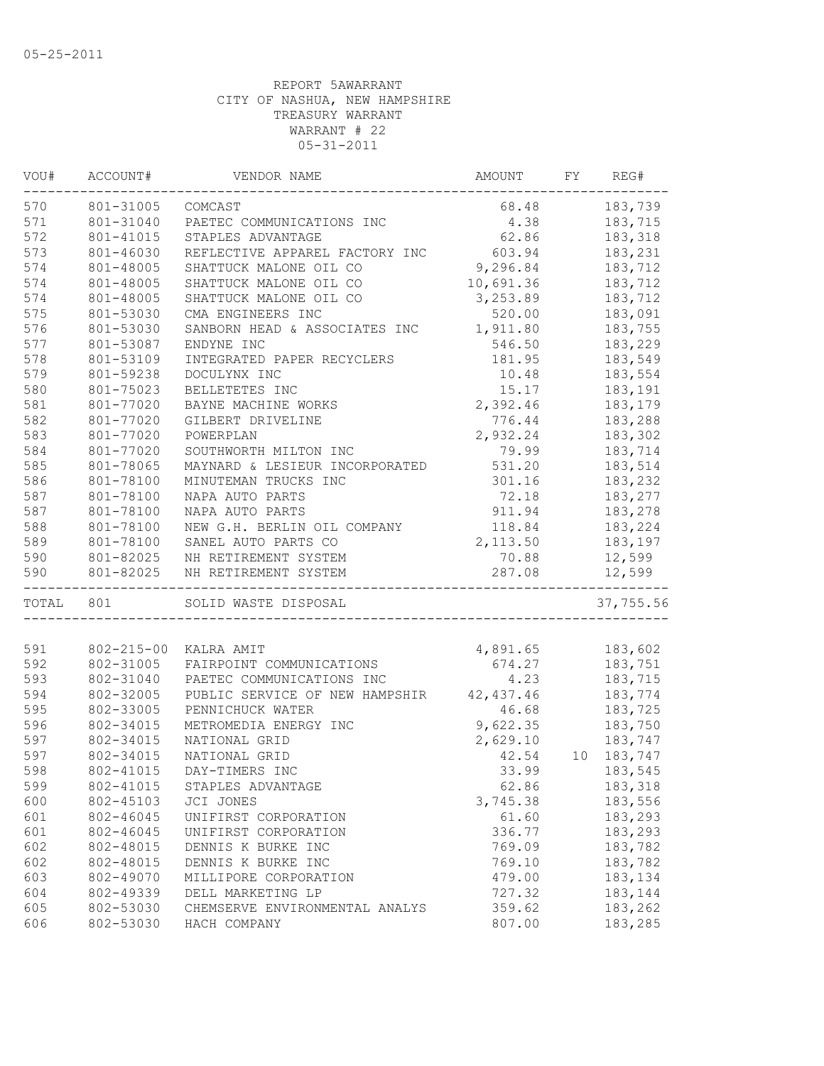05-25-2011

REPORT 5AWARRANT
CITY OF NASHUA, NEW HAMPSHIRE
TREASURY WARRANT
WARRANT # 22
05-31-2011

| VOU# | ACCOUNT# | VENDOR NAME | AMOUNT | FY | REG# |
|---|---|---|---|---|---|
| 570 | 801-31005 | COMCAST | 68.48 | | 183,739 |
| 571 | 801-31040 | PAETEC COMMUNICATIONS INC | 4.38 | | 183,715 |
| 572 | 801-41015 | STAPLES ADVANTAGE | 62.86 | | 183,318 |
| 573 | 801-46030 | REFLECTIVE APPAREL FACTORY INC | 603.94 | | 183,231 |
| 574 | 801-48005 | SHATTUCK MALONE OIL CO | 9,296.84 | | 183,712 |
| 574 | 801-48005 | SHATTUCK MALONE OIL CO | 10,691.36 | | 183,712 |
| 574 | 801-48005 | SHATTUCK MALONE OIL CO | 3,253.89 | | 183,712 |
| 575 | 801-53030 | CMA ENGINEERS INC | 520.00 | | 183,091 |
| 576 | 801-53030 | SANBORN HEAD & ASSOCIATES INC | 1,911.80 | | 183,755 |
| 577 | 801-53087 | ENDYNE INC | 546.50 | | 183,229 |
| 578 | 801-53109 | INTEGRATED PAPER RECYCLERS | 181.95 | | 183,549 |
| 579 | 801-59238 | DOCULYNX INC | 10.48 | | 183,554 |
| 580 | 801-75023 | BELLETETES INC | 15.17 | | 183,191 |
| 581 | 801-77020 | BAYNE MACHINE WORKS | 2,392.46 | | 183,179 |
| 582 | 801-77020 | GILBERT DRIVELINE | 776.44 | | 183,288 |
| 583 | 801-77020 | POWERPLAN | 2,932.24 | | 183,302 |
| 584 | 801-77020 | SOUTHWORTH MILTON INC | 79.99 | | 183,714 |
| 585 | 801-78065 | MAYNARD & LESIEUR INCORPORATED | 531.20 | | 183,514 |
| 586 | 801-78100 | MINUTEMAN TRUCKS INC | 301.16 | | 183,232 |
| 587 | 801-78100 | NAPA AUTO PARTS | 72.18 | | 183,277 |
| 587 | 801-78100 | NAPA AUTO PARTS | 911.94 | | 183,278 |
| 588 | 801-78100 | NEW G.H. BERLIN OIL COMPANY | 118.84 | | 183,224 |
| 589 | 801-78100 | SANEL AUTO PARTS CO | 2,113.50 | | 183,197 |
| 590 | 801-82025 | NH RETIREMENT SYSTEM | 70.88 | | 12,599 |
| 590 | 801-82025 | NH RETIREMENT SYSTEM | 287.08 | | 12,599 |
| TOTAL | 801 | SOLID WASTE DISPOSAL | | | 37,755.56 |
| 591 | 802-215-00 | KALRA AMIT | 4,891.65 | | 183,602 |
| 592 | 802-31005 | FAIRPOINT COMMUNICATIONS | 674.27 | | 183,751 |
| 593 | 802-31040 | PAETEC COMMUNICATIONS INC | 4.23 | | 183,715 |
| 594 | 802-32005 | PUBLIC SERVICE OF NEW HAMPSHIR | 42,437.46 | | 183,774 |
| 595 | 802-33005 | PENNICHUCK WATER | 46.68 | | 183,725 |
| 596 | 802-34015 | METROMEDIA ENERGY INC | 9,622.35 | | 183,750 |
| 597 | 802-34015 | NATIONAL GRID | 2,629.10 | | 183,747 |
| 597 | 802-34015 | NATIONAL GRID | 42.54 | 10 | 183,747 |
| 598 | 802-41015 | DAY-TIMERS INC | 33.99 | | 183,545 |
| 599 | 802-41015 | STAPLES ADVANTAGE | 62.86 | | 183,318 |
| 600 | 802-45103 | JCI JONES | 3,745.38 | | 183,556 |
| 601 | 802-46045 | UNIFIRST CORPORATION | 61.60 | | 183,293 |
| 601 | 802-46045 | UNIFIRST CORPORATION | 336.77 | | 183,293 |
| 602 | 802-48015 | DENNIS K BURKE INC | 769.09 | | 183,782 |
| 602 | 802-48015 | DENNIS K BURKE INC | 769.10 | | 183,782 |
| 603 | 802-49070 | MILLIPORE CORPORATION | 479.00 | | 183,134 |
| 604 | 802-49339 | DELL MARKETING LP | 727.32 | | 183,144 |
| 605 | 802-53030 | CHEMSERVE ENVIRONMENTAL ANALYS | 359.62 | | 183,262 |
| 606 | 802-53030 | HACH COMPANY | 807.00 | | 183,285 |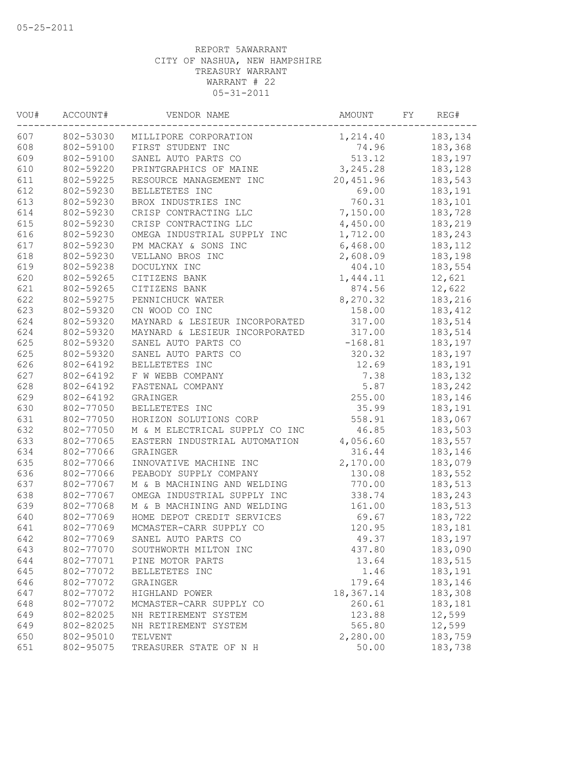05-25-2011

REPORT 5AWARRANT
CITY OF NASHUA, NEW HAMPSHIRE
TREASURY WARRANT
WARRANT # 22
05-31-2011

| VOU# | ACCOUNT# | VENDOR NAME | AMOUNT | FY | REG# |
|---|---|---|---|---|---|
| 607 | 802-53030 | MILLIPORE CORPORATION | 1,214.40 | | 183,134 |
| 608 | 802-59100 | FIRST STUDENT INC | 74.96 | | 183,368 |
| 609 | 802-59100 | SANEL AUTO PARTS CO | 513.12 | | 183,197 |
| 610 | 802-59220 | PRINTGRAPHICS OF MAINE | 3,245.28 | | 183,128 |
| 611 | 802-59225 | RESOURCE MANAGEMENT INC | 20,451.96 | | 183,543 |
| 612 | 802-59230 | BELLETETES INC | 69.00 | | 183,191 |
| 613 | 802-59230 | BROX INDUSTRIES INC | 760.31 | | 183,101 |
| 614 | 802-59230 | CRISP CONTRACTING LLC | 7,150.00 | | 183,728 |
| 615 | 802-59230 | CRISP CONTRACTING LLC | 4,450.00 | | 183,219 |
| 616 | 802-59230 | OMEGA INDUSTRIAL SUPPLY INC | 1,712.00 | | 183,243 |
| 617 | 802-59230 | PM MACKAY & SONS INC | 6,468.00 | | 183,112 |
| 618 | 802-59230 | VELLANO BROS INC | 2,608.09 | | 183,198 |
| 619 | 802-59238 | DOCULYNX INC | 404.10 | | 183,554 |
| 620 | 802-59265 | CITIZENS BANK | 1,444.11 | | 12,621 |
| 621 | 802-59265 | CITIZENS BANK | 874.56 | | 12,622 |
| 622 | 802-59275 | PENNICHUCK WATER | 8,270.32 | | 183,216 |
| 623 | 802-59320 | CN WOOD CO INC | 158.00 | | 183,412 |
| 624 | 802-59320 | MAYNARD & LESIEUR INCORPORATED | 317.00 | | 183,514 |
| 624 | 802-59320 | MAYNARD & LESIEUR INCORPORATED | 317.00 | | 183,514 |
| 625 | 802-59320 | SANEL AUTO PARTS CO | -168.81 | | 183,197 |
| 625 | 802-59320 | SANEL AUTO PARTS CO | 320.32 | | 183,197 |
| 626 | 802-64192 | BELLETETES INC | 12.69 | | 183,191 |
| 627 | 802-64192 | F W WEBB COMPANY | 7.38 | | 183,132 |
| 628 | 802-64192 | FASTENAL COMPANY | 5.87 | | 183,242 |
| 629 | 802-64192 | GRAINGER | 255.00 | | 183,146 |
| 630 | 802-77050 | BELLETETES INC | 35.99 | | 183,191 |
| 631 | 802-77050 | HORIZON SOLUTIONS CORP | 558.91 | | 183,067 |
| 632 | 802-77050 | M & M ELECTRICAL SUPPLY CO INC | 46.85 | | 183,503 |
| 633 | 802-77065 | EASTERN INDUSTRIAL AUTOMATION | 4,056.60 | | 183,557 |
| 634 | 802-77066 | GRAINGER | 316.44 | | 183,146 |
| 635 | 802-77066 | INNOVATIVE MACHINE INC | 2,170.00 | | 183,079 |
| 636 | 802-77066 | PEABODY SUPPLY COMPANY | 130.08 | | 183,552 |
| 637 | 802-77067 | M & B MACHINING AND WELDING | 770.00 | | 183,513 |
| 638 | 802-77067 | OMEGA INDUSTRIAL SUPPLY INC | 338.74 | | 183,243 |
| 639 | 802-77068 | M & B MACHINING AND WELDING | 161.00 | | 183,513 |
| 640 | 802-77069 | HOME DEPOT CREDIT SERVICES | 69.67 | | 183,722 |
| 641 | 802-77069 | MCMASTER-CARR SUPPLY CO | 120.95 | | 183,181 |
| 642 | 802-77069 | SANEL AUTO PARTS CO | 49.37 | | 183,197 |
| 643 | 802-77070 | SOUTHWORTH MILTON INC | 437.80 | | 183,090 |
| 644 | 802-77071 | PINE MOTOR PARTS | 13.64 | | 183,515 |
| 645 | 802-77072 | BELLETETES INC | 1.46 | | 183,191 |
| 646 | 802-77072 | GRAINGER | 179.64 | | 183,146 |
| 647 | 802-77072 | HIGHLAND POWER | 18,367.14 | | 183,308 |
| 648 | 802-77072 | MCMASTER-CARR SUPPLY CO | 260.61 | | 183,181 |
| 649 | 802-82025 | NH RETIREMENT SYSTEM | 123.88 | | 12,599 |
| 649 | 802-82025 | NH RETIREMENT SYSTEM | 565.80 | | 12,599 |
| 650 | 802-95010 | TELVENT | 2,280.00 | | 183,759 |
| 651 | 802-95075 | TREASURER STATE OF N H | 50.00 | | 183,738 |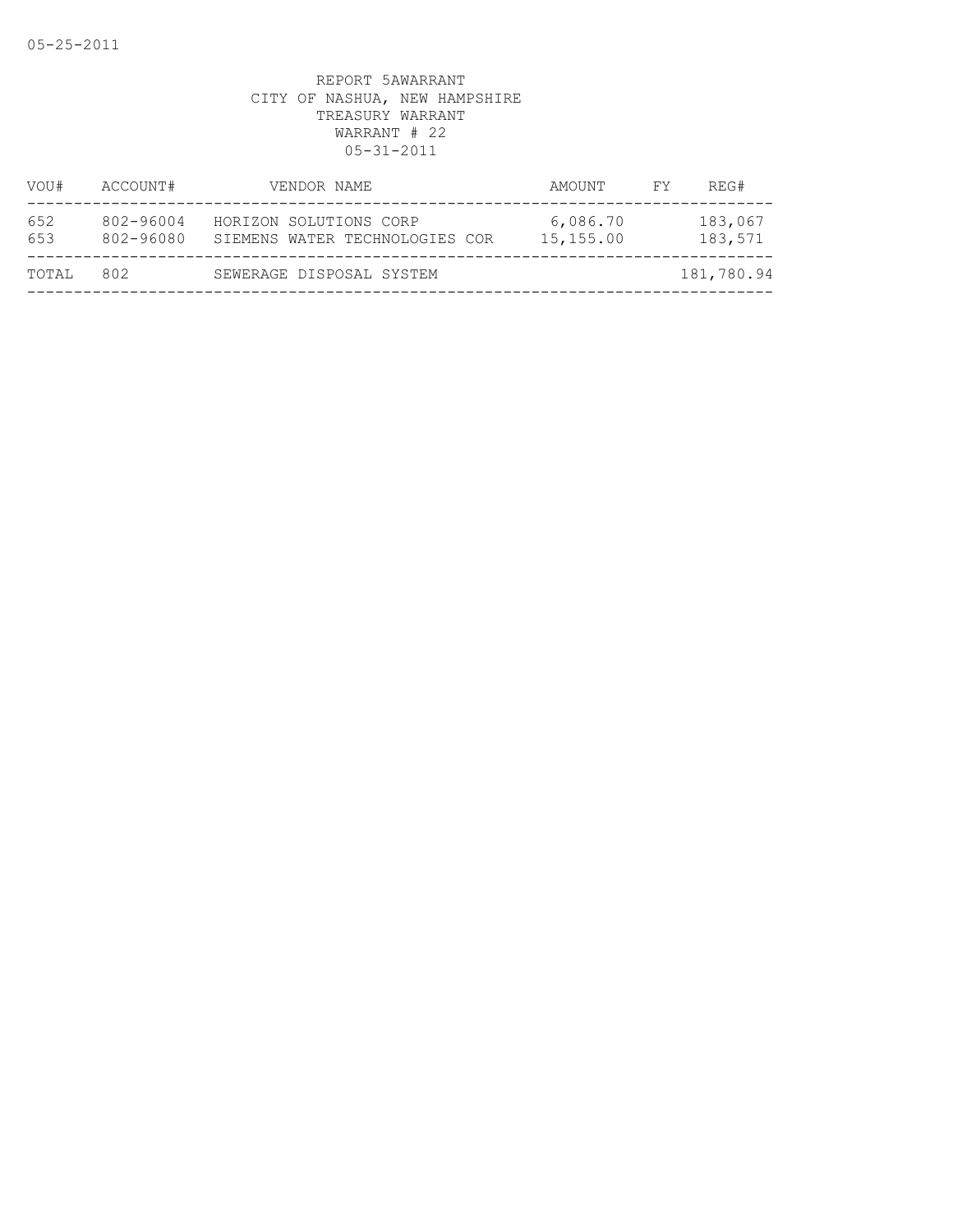05-25-2011

REPORT 5AWARRANT
CITY OF NASHUA, NEW HAMPSHIRE
TREASURY WARRANT
WARRANT # 22
05-31-2011

| VOU# | ACCOUNT# | VENDOR NAME | AMOUNT | FY | REG# |
|---|---|---|---|---|---|
| 652 | 802-96004 | HORIZON SOLUTIONS CORP | 6,086.70 | | 183,067 |
| 653 | 802-96080 | SIEMENS WATER TECHNOLOGIES COR | 15,155.00 | | 183,571 |
| TOTAL | 802 | SEWERAGE DISPOSAL SYSTEM | | | 181,780.94 |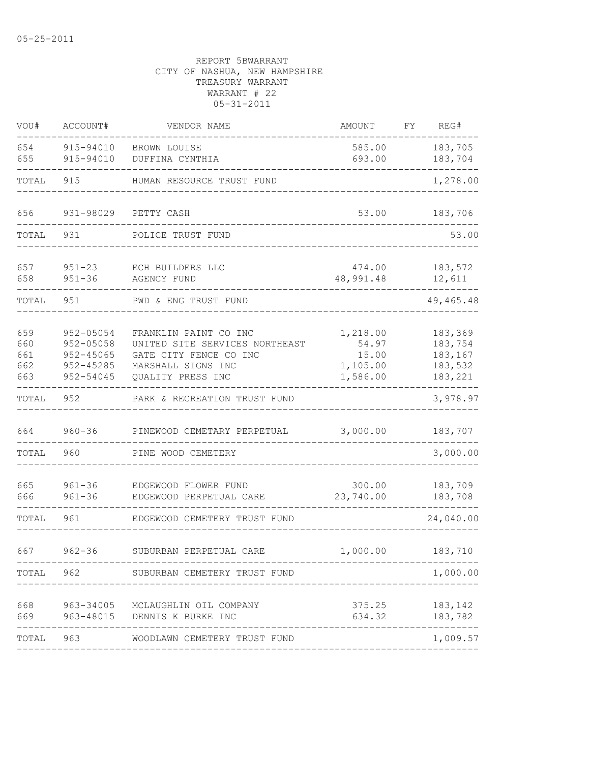05-25-2011

REPORT 5BWARRANT
CITY OF NASHUA, NEW HAMPSHIRE
TREASURY WARRANT
WARRANT # 22
05-31-2011

| VOU# | ACCOUNT# | VENDOR NAME | AMOUNT | FY | REG# |
|---|---|---|---|---|---|
| 654 | 915-94010 | BROWN LOUISE | 585.00 | | 183,705 |
| 655 | 915-94010 | DUFFINA CYNTHIA | 693.00 | | 183,704 |
| TOTAL | 915 | HUMAN RESOURCE TRUST FUND | | | 1,278.00 |
| 656 | 931-98029 | PETTY CASH | 53.00 | | 183,706 |
| TOTAL | 931 | POLICE TRUST FUND | | | 53.00 |
| 657 | 951-23 | ECH BUILDERS LLC | 474.00 | | 183,572 |
| 658 | 951-36 | AGENCY FUND | 48,991.48 | | 12,611 |
| TOTAL | 951 | PWD & ENG TRUST FUND | | | 49,465.48 |
| 659 | 952-05054 | FRANKLIN PAINT CO INC | 1,218.00 | | 183,369 |
| 660 | 952-05058 | UNITED SITE SERVICES NORTHEAST | 54.97 | | 183,754 |
| 661 | 952-45065 | GATE CITY FENCE CO INC | 15.00 | | 183,167 |
| 662 | 952-45285 | MARSHALL SIGNS INC | 1,105.00 | | 183,532 |
| 663 | 952-54045 | QUALITY PRESS INC | 1,586.00 | | 183,221 |
| TOTAL | 952 | PARK & RECREATION TRUST FUND | | | 3,978.97 |
| 664 | 960-36 | PINEWOOD CEMETARY PERPETUAL | 3,000.00 | | 183,707 |
| TOTAL | 960 | PINE WOOD CEMETERY | | | 3,000.00 |
| 665 | 961-36 | EDGEWOOD FLOWER FUND | 300.00 | | 183,709 |
| 666 | 961-36 | EDGEWOOD PERPETUAL CARE | 23,740.00 | | 183,708 |
| TOTAL | 961 | EDGEWOOD CEMETERY TRUST FUND | | | 24,040.00 |
| 667 | 962-36 | SUBURBAN PERPETUAL CARE | 1,000.00 | | 183,710 |
| TOTAL | 962 | SUBURBAN CEMETERY TRUST FUND | | | 1,000.00 |
| 668 | 963-34005 | MCLAUGHLIN OIL COMPANY | 375.25 | | 183,142 |
| 669 | 963-48015 | DENNIS K BURKE INC | 634.32 | | 183,782 |
| TOTAL | 963 | WOODLAWN CEMETERY TRUST FUND | | | 1,009.57 |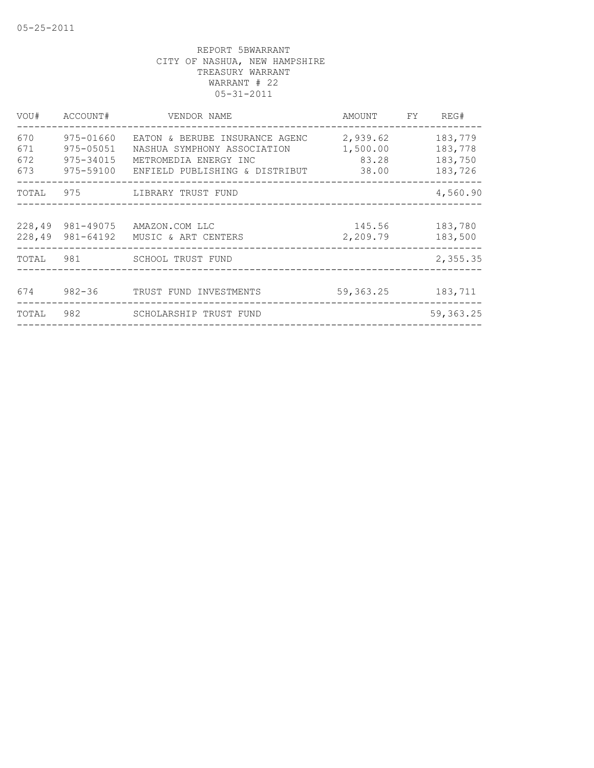05-25-2011

REPORT 5BWARRANT
CITY OF NASHUA, NEW HAMPSHIRE
TREASURY WARRANT
WARRANT # 22
05-31-2011

| VOU# | ACCOUNT# | VENDOR NAME | AMOUNT | FY | REG# |
|---|---|---|---|---|---|
| 670 | 975-01660 | EATON & BERUBE INSURANCE AGENC | 2,939.62 | | 183,779 |
| 671 | 975-05051 | NASHUA SYMPHONY ASSOCIATION | 1,500.00 | | 183,778 |
| 672 | 975-34015 | METROMEDIA ENERGY INC | 83.28 | | 183,750 |
| 673 | 975-59100 | ENFIELD PUBLISHING & DISTRIBUT | 38.00 | | 183,726 |
| TOTAL | 975 | LIBRARY TRUST FUND | | | 4,560.90 |
| 228,49 | 981-49075 | AMAZON.COM LLC | 145.56 | | 183,780 |
| 228,49 | 981-64192 | MUSIC & ART CENTERS | 2,209.79 | | 183,500 |
| TOTAL | 981 | SCHOOL TRUST FUND | | | 2,355.35 |
| 674 | 982-36 | TRUST FUND INVESTMENTS | 59,363.25 | | 183,711 |
| TOTAL | 982 | SCHOLARSHIP TRUST FUND | | | 59,363.25 |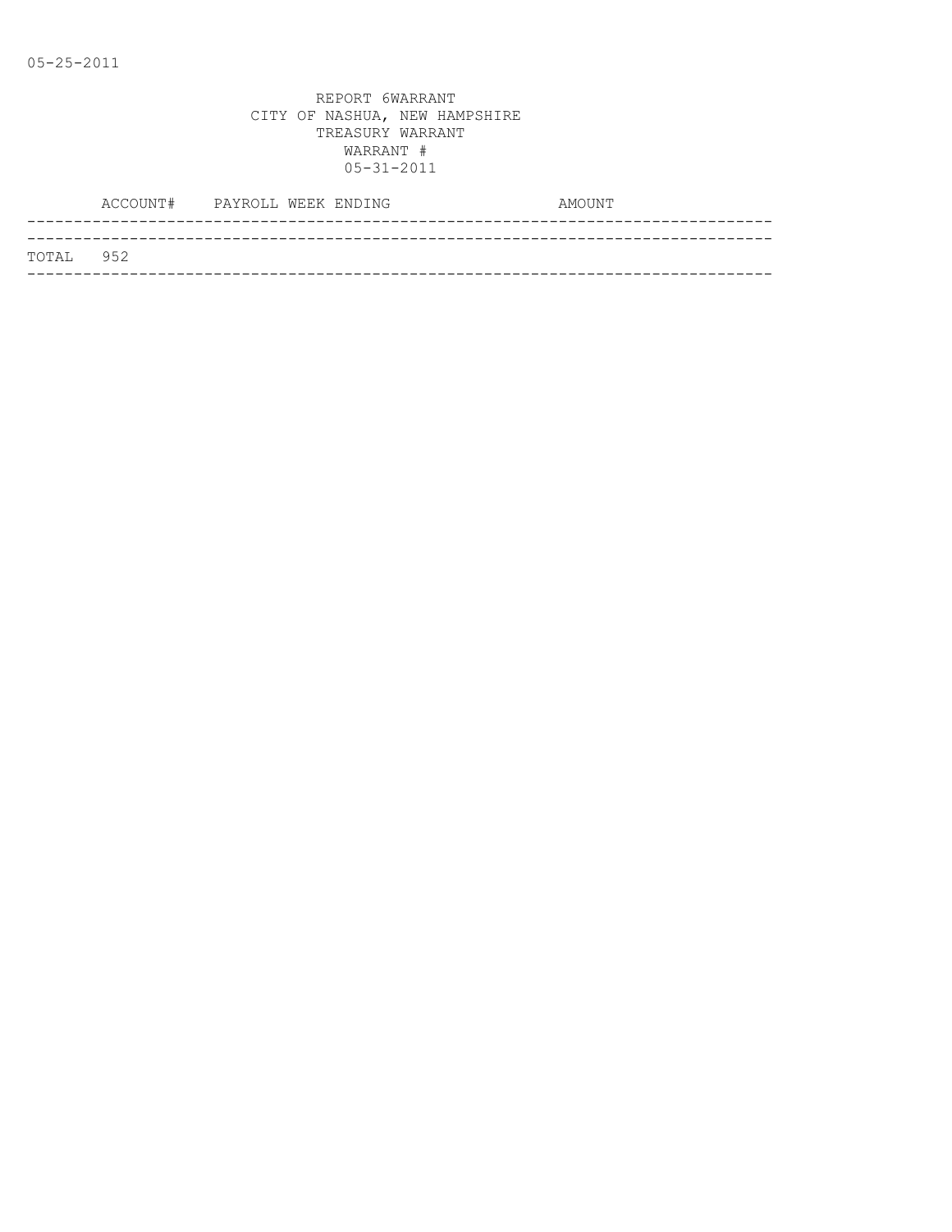05-25-2011

REPORT 6WARRANT
CITY OF NASHUA, NEW HAMPSHIRE
TREASURY WARRANT
WARRANT #
05-31-2011

| ACCOUNT# | PAYROLL WEEK ENDING | AMOUNT |
|---|---|---|
| TOTAL 952 | | |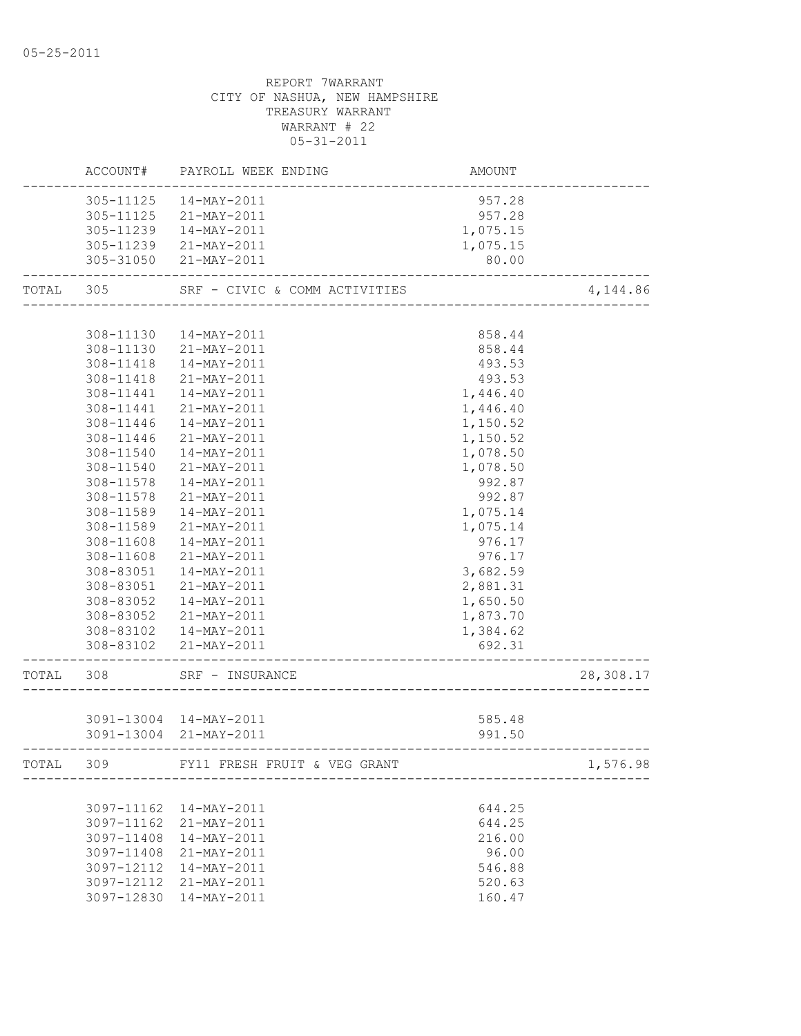05-25-2011

REPORT 7WARRANT
CITY OF NASHUA, NEW HAMPSHIRE
TREASURY WARRANT
WARRANT # 22
05-31-2011

| | ACCOUNT# | PAYROLL WEEK ENDING | AMOUNT | |
|---|---|---|---|---|
| | 305-11125 | 14-MAY-2011 | 957.28 | |
| | 305-11125 | 21-MAY-2011 | 957.28 | |
| | 305-11239 | 14-MAY-2011 | 1,075.15 | |
| | 305-11239 | 21-MAY-2011 | 1,075.15 | |
| | 305-31050 | 21-MAY-2011 | 80.00 | |
| TOTAL | 305 | SRF - CIVIC & COMM ACTIVITIES | | 4,144.86 |
| | 308-11130 | 14-MAY-2011 | 858.44 | |
| | 308-11130 | 21-MAY-2011 | 858.44 | |
| | 308-11418 | 14-MAY-2011 | 493.53 | |
| | 308-11418 | 21-MAY-2011 | 493.53 | |
| | 308-11441 | 14-MAY-2011 | 1,446.40 | |
| | 308-11441 | 21-MAY-2011 | 1,446.40 | |
| | 308-11446 | 14-MAY-2011 | 1,150.52 | |
| | 308-11446 | 21-MAY-2011 | 1,150.52 | |
| | 308-11540 | 14-MAY-2011 | 1,078.50 | |
| | 308-11540 | 21-MAY-2011 | 1,078.50 | |
| | 308-11578 | 14-MAY-2011 | 992.87 | |
| | 308-11578 | 21-MAY-2011 | 992.87 | |
| | 308-11589 | 14-MAY-2011 | 1,075.14 | |
| | 308-11589 | 21-MAY-2011 | 1,075.14 | |
| | 308-11608 | 14-MAY-2011 | 976.17 | |
| | 308-11608 | 21-MAY-2011 | 976.17 | |
| | 308-83051 | 14-MAY-2011 | 3,682.59 | |
| | 308-83051 | 21-MAY-2011 | 2,881.31 | |
| | 308-83052 | 14-MAY-2011 | 1,650.50 | |
| | 308-83052 | 21-MAY-2011 | 1,873.70 | |
| | 308-83102 | 14-MAY-2011 | 1,384.62 | |
| | 308-83102 | 21-MAY-2011 | 692.31 | |
| TOTAL | 308 | SRF - INSURANCE | | 28,308.17 |
| | 3091-13004 | 14-MAY-2011 | 585.48 | |
| | 3091-13004 | 21-MAY-2011 | 991.50 | |
| TOTAL | 309 | FY11 FRESH FRUIT & VEG GRANT | | 1,576.98 |
| | 3097-11162 | 14-MAY-2011 | 644.25 | |
| | 3097-11162 | 21-MAY-2011 | 644.25 | |
| | 3097-11408 | 14-MAY-2011 | 216.00 | |
| | 3097-11408 | 21-MAY-2011 | 96.00 | |
| | 3097-12112 | 14-MAY-2011 | 546.88 | |
| | 3097-12112 | 21-MAY-2011 | 520.63 | |
| | 3097-12830 | 14-MAY-2011 | 160.47 | |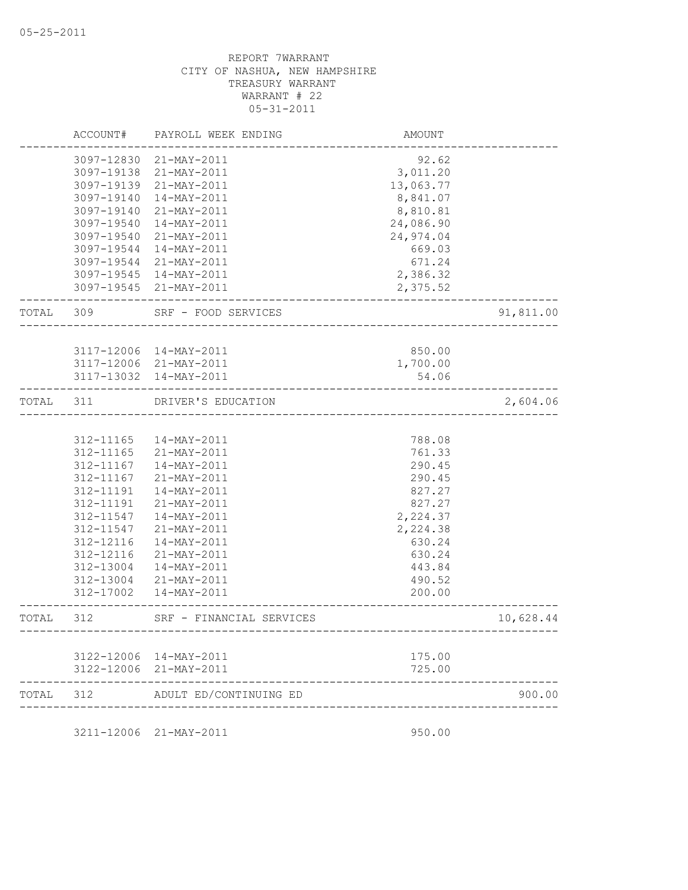05-25-2011

REPORT 7WARRANT
CITY OF NASHUA, NEW HAMPSHIRE
TREASURY WARRANT
WARRANT # 22
05-31-2011

| | ACCOUNT# | PAYROLL WEEK ENDING | AMOUNT | |
|---|---|---|---|---|
| | 3097-12830 | 21-MAY-2011 | 92.62 | |
| | 3097-19138 | 21-MAY-2011 | 3,011.20 | |
| | 3097-19139 | 21-MAY-2011 | 13,063.77 | |
| | 3097-19140 | 14-MAY-2011 | 8,841.07 | |
| | 3097-19140 | 21-MAY-2011 | 8,810.81 | |
| | 3097-19540 | 14-MAY-2011 | 24,086.90 | |
| | 3097-19540 | 21-MAY-2011 | 24,974.04 | |
| | 3097-19544 | 14-MAY-2011 | 669.03 | |
| | 3097-19544 | 21-MAY-2011 | 671.24 | |
| | 3097-19545 | 14-MAY-2011 | 2,386.32 | |
| | 3097-19545 | 21-MAY-2011 | 2,375.52 | |
| TOTAL | 309 | SRF - FOOD SERVICES | | 91,811.00 |
| | 3117-12006 | 14-MAY-2011 | 850.00 | |
| | 3117-12006 | 21-MAY-2011 | 1,700.00 | |
| | 3117-13032 | 14-MAY-2011 | 54.06 | |
| TOTAL | 311 | DRIVER'S EDUCATION | | 2,604.06 |
| | 312-11165 | 14-MAY-2011 | 788.08 | |
| | 312-11165 | 21-MAY-2011 | 761.33 | |
| | 312-11167 | 14-MAY-2011 | 290.45 | |
| | 312-11167 | 21-MAY-2011 | 290.45 | |
| | 312-11191 | 14-MAY-2011 | 827.27 | |
| | 312-11191 | 21-MAY-2011 | 827.27 | |
| | 312-11547 | 14-MAY-2011 | 2,224.37 | |
| | 312-11547 | 21-MAY-2011 | 2,224.38 | |
| | 312-12116 | 14-MAY-2011 | 630.24 | |
| | 312-12116 | 21-MAY-2011 | 630.24 | |
| | 312-13004 | 14-MAY-2011 | 443.84 | |
| | 312-13004 | 21-MAY-2011 | 490.52 | |
| | 312-17002 | 14-MAY-2011 | 200.00 | |
| TOTAL | 312 | SRF - FINANCIAL SERVICES | | 10,628.44 |
| | 3122-12006 | 14-MAY-2011 | 175.00 | |
| | 3122-12006 | 21-MAY-2011 | 725.00 | |
| TOTAL | 312 | ADULT ED/CONTINUING ED | | 900.00 |
| | 3211-12006 | 21-MAY-2011 | 950.00 | |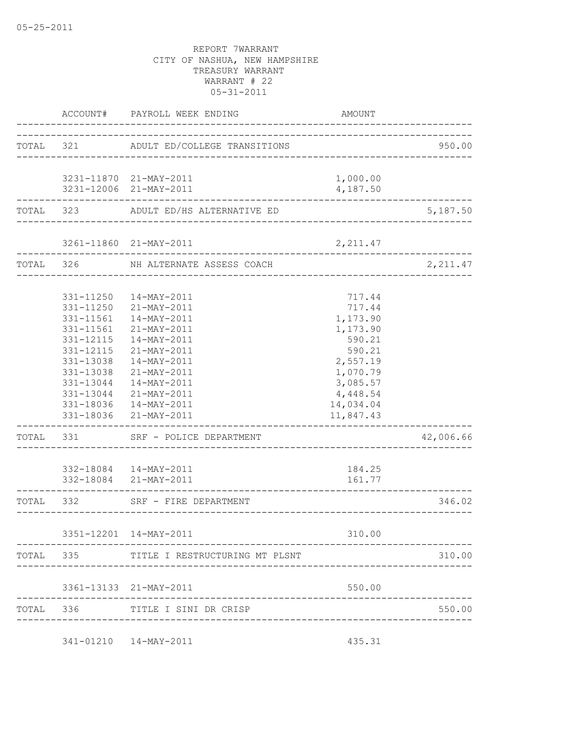05-25-2011

REPORT 7WARRANT
CITY OF NASHUA, NEW HAMPSHIRE
TREASURY WARRANT
WARRANT # 22
05-31-2011

| | ACCOUNT# | PAYROLL WEEK ENDING | AMOUNT | |
|---|---|---|---|---|
| TOTAL | 321 | ADULT ED/COLLEGE TRANSITIONS | | 950.00 |
| | 3231-11870 | 21-MAY-2011 | 1,000.00 | |
| | 3231-12006 | 21-MAY-2011 | 4,187.50 | |
| TOTAL | 323 | ADULT ED/HS ALTERNATIVE ED | | 5,187.50 |
| | 3261-11860 | 21-MAY-2011 | 2,211.47 | |
| TOTAL | 326 | NH ALTERNATE ASSESS COACH | | 2,211.47 |
| | 331-11250 | 14-MAY-2011 | 717.44 | |
| | 331-11250 | 21-MAY-2011 | 717.44 | |
| | 331-11561 | 14-MAY-2011 | 1,173.90 | |
| | 331-11561 | 21-MAY-2011 | 1,173.90 | |
| | 331-12115 | 14-MAY-2011 | 590.21 | |
| | 331-12115 | 21-MAY-2011 | 590.21 | |
| | 331-13038 | 14-MAY-2011 | 2,557.19 | |
| | 331-13038 | 21-MAY-2011 | 1,070.79 | |
| | 331-13044 | 14-MAY-2011 | 3,085.57 | |
| | 331-13044 | 21-MAY-2011 | 4,448.54 | |
| | 331-18036 | 14-MAY-2011 | 14,034.04 | |
| | 331-18036 | 21-MAY-2011 | 11,847.43 | |
| TOTAL | 331 | SRF - POLICE DEPARTMENT | | 42,006.66 |
| | 332-18084 | 14-MAY-2011 | 184.25 | |
| | 332-18084 | 21-MAY-2011 | 161.77 | |
| TOTAL | 332 | SRF - FIRE DEPARTMENT | | 346.02 |
| | 3351-12201 | 14-MAY-2011 | 310.00 | |
| TOTAL | 335 | TITLE I RESTRUCTURING MT PLSNT | | 310.00 |
| | 3361-13133 | 21-MAY-2011 | 550.00 | |
| TOTAL | 336 | TITLE I SINI DR CRISP | | 550.00 |
| | 341-01210 | 14-MAY-2011 | 435.31 | |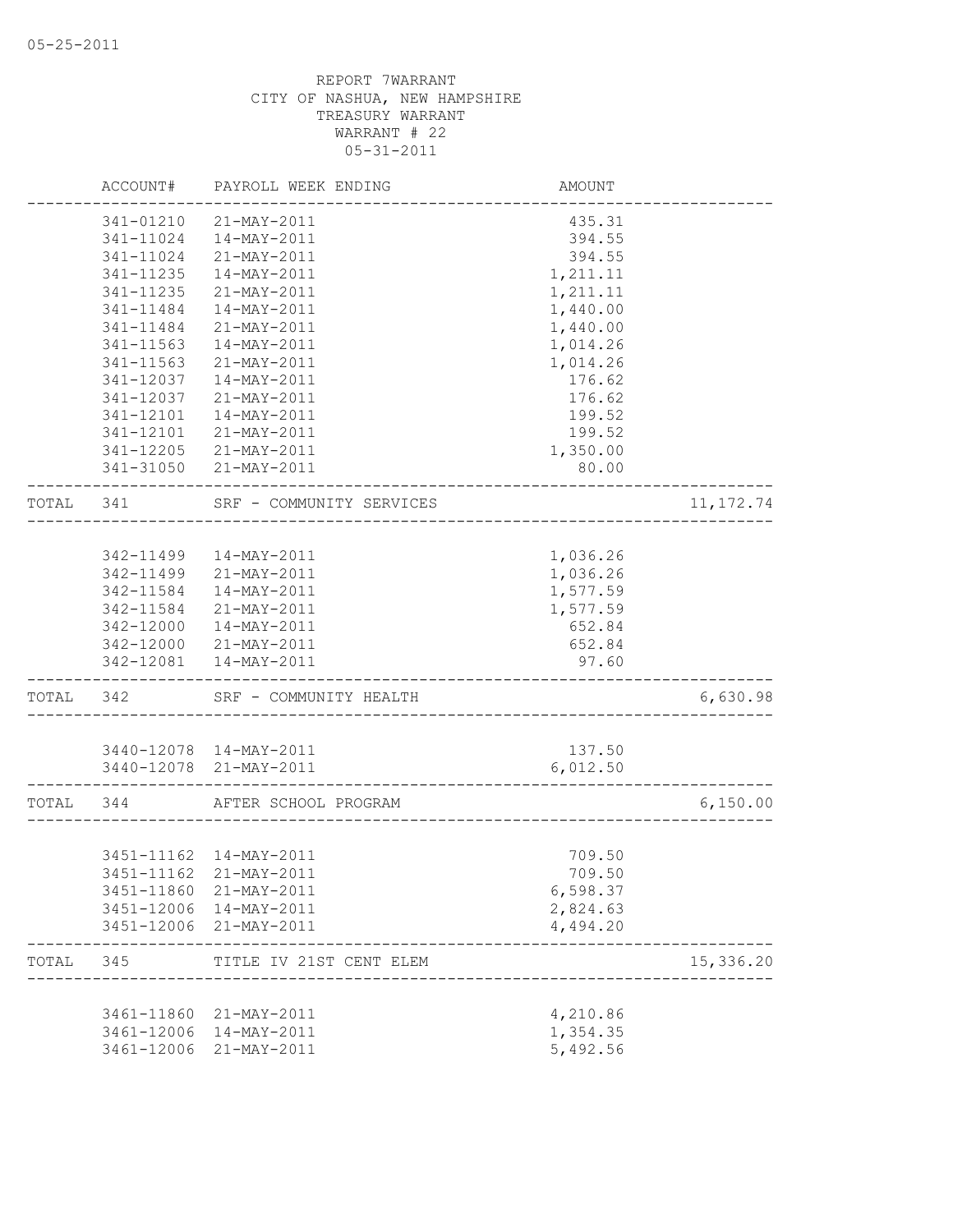REPORT 7WARRANT
CITY OF NASHUA, NEW HAMPSHIRE
TREASURY WARRANT
WARRANT # 22
05-31-2011

| | ACCOUNT# | PAYROLL WEEK ENDING | AMOUNT | |
|---|---|---|---|---|
| | 341-01210 | 21-MAY-2011 | 435.31 | |
| | 341-11024 | 14-MAY-2011 | 394.55 | |
| | 341-11024 | 21-MAY-2011 | 394.55 | |
| | 341-11235 | 14-MAY-2011 | 1,211.11 | |
| | 341-11235 | 21-MAY-2011 | 1,211.11 | |
| | 341-11484 | 14-MAY-2011 | 1,440.00 | |
| | 341-11484 | 21-MAY-2011 | 1,440.00 | |
| | 341-11563 | 14-MAY-2011 | 1,014.26 | |
| | 341-11563 | 21-MAY-2011 | 1,014.26 | |
| | 341-12037 | 14-MAY-2011 | 176.62 | |
| | 341-12037 | 21-MAY-2011 | 176.62 | |
| | 341-12101 | 14-MAY-2011 | 199.52 | |
| | 341-12101 | 21-MAY-2011 | 199.52 | |
| | 341-12205 | 21-MAY-2011 | 1,350.00 | |
| | 341-31050 | 21-MAY-2011 | 80.00 | |
| TOTAL | 341 | SRF - COMMUNITY SERVICES | | 11,172.74 |
| | 342-11499 | 14-MAY-2011 | 1,036.26 | |
| | 342-11499 | 21-MAY-2011 | 1,036.26 | |
| | 342-11584 | 14-MAY-2011 | 1,577.59 | |
| | 342-11584 | 21-MAY-2011 | 1,577.59 | |
| | 342-12000 | 14-MAY-2011 | 652.84 | |
| | 342-12000 | 21-MAY-2011 | 652.84 | |
| | 342-12081 | 14-MAY-2011 | 97.60 | |
| TOTAL | 342 | SRF - COMMUNITY HEALTH | | 6,630.98 |
| | 3440-12078 | 14-MAY-2011 | 137.50 | |
| | 3440-12078 | 21-MAY-2011 | 6,012.50 | |
| TOTAL | 344 | AFTER SCHOOL PROGRAM | | 6,150.00 |
| | 3451-11162 | 14-MAY-2011 | 709.50 | |
| | 3451-11162 | 21-MAY-2011 | 709.50 | |
| | 3451-11860 | 21-MAY-2011 | 6,598.37 | |
| | 3451-12006 | 14-MAY-2011 | 2,824.63 | |
| | 3451-12006 | 21-MAY-2011 | 4,494.20 | |
| TOTAL | 345 | TITLE IV 21ST CENT ELEM | | 15,336.20 |
| | 3461-11860 | 21-MAY-2011 | 4,210.86 | |
| | 3461-12006 | 14-MAY-2011 | 1,354.35 | |
| | 3461-12006 | 21-MAY-2011 | 5,492.56 | |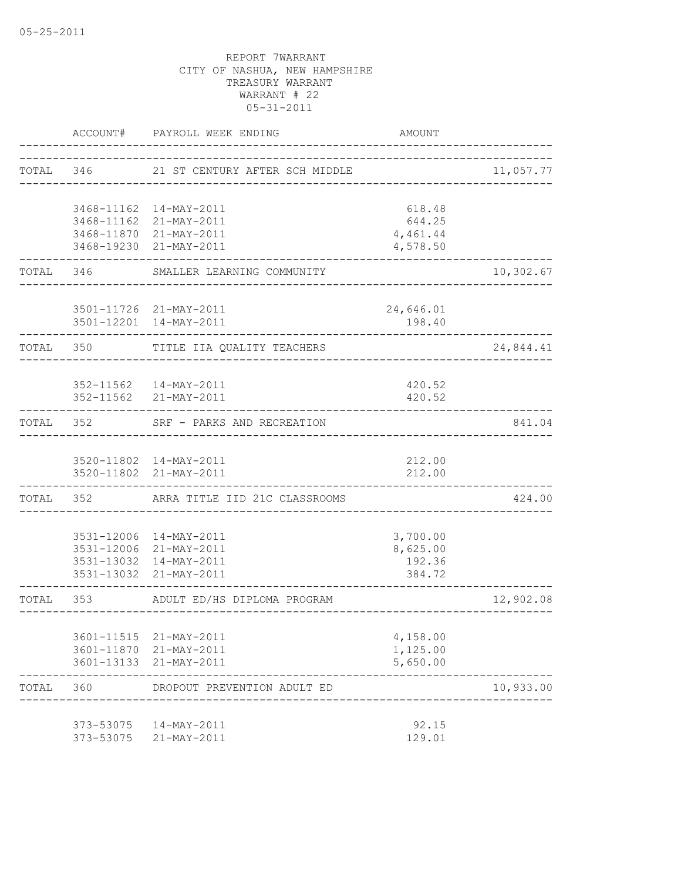05-25-2011

REPORT 7WARRANT
CITY OF NASHUA, NEW HAMPSHIRE
TREASURY WARRANT
WARRANT # 22
05-31-2011

| | ACCOUNT# | PAYROLL WEEK ENDING | AMOUNT | |
|---|---|---|---|---|
| TOTAL | 346 | 21 ST CENTURY AFTER SCH MIDDLE | | 11,057.77 |
| | 3468-11162 | 14-MAY-2011 | 618.48 | |
| | 3468-11162 | 21-MAY-2011 | 644.25 | |
| | 3468-11870 | 21-MAY-2011 | 4,461.44 | |
| | 3468-19230 | 21-MAY-2011 | 4,578.50 | |
| TOTAL | 346 | SMALLER LEARNING COMMUNITY | | 10,302.67 |
| | 3501-11726 | 21-MAY-2011 | 24,646.01 | |
| | 3501-12201 | 14-MAY-2011 | 198.40 | |
| TOTAL | 350 | TITLE IIA QUALITY TEACHERS | | 24,844.41 |
| | 352-11562 | 14-MAY-2011 | 420.52 | |
| | 352-11562 | 21-MAY-2011 | 420.52 | |
| TOTAL | 352 | SRF - PARKS AND RECREATION | | 841.04 |
| | 3520-11802 | 14-MAY-2011 | 212.00 | |
| | 3520-11802 | 21-MAY-2011 | 212.00 | |
| TOTAL | 352 | ARRA TITLE IID 21C CLASSROOMS | | 424.00 |
| | 3531-12006 | 14-MAY-2011 | 3,700.00 | |
| | 3531-12006 | 21-MAY-2011 | 8,625.00 | |
| | 3531-13032 | 14-MAY-2011 | 192.36 | |
| | 3531-13032 | 21-MAY-2011 | 384.72 | |
| TOTAL | 353 | ADULT ED/HS DIPLOMA PROGRAM | | 12,902.08 |
| | 3601-11515 | 21-MAY-2011 | 4,158.00 | |
| | 3601-11870 | 21-MAY-2011 | 1,125.00 | |
| | 3601-13133 | 21-MAY-2011 | 5,650.00 | |
| TOTAL | 360 | DROPOUT PREVENTION ADULT ED | | 10,933.00 |
| | 373-53075 | 14-MAY-2011 | 92.15 | |
| | 373-53075 | 21-MAY-2011 | 129.01 | |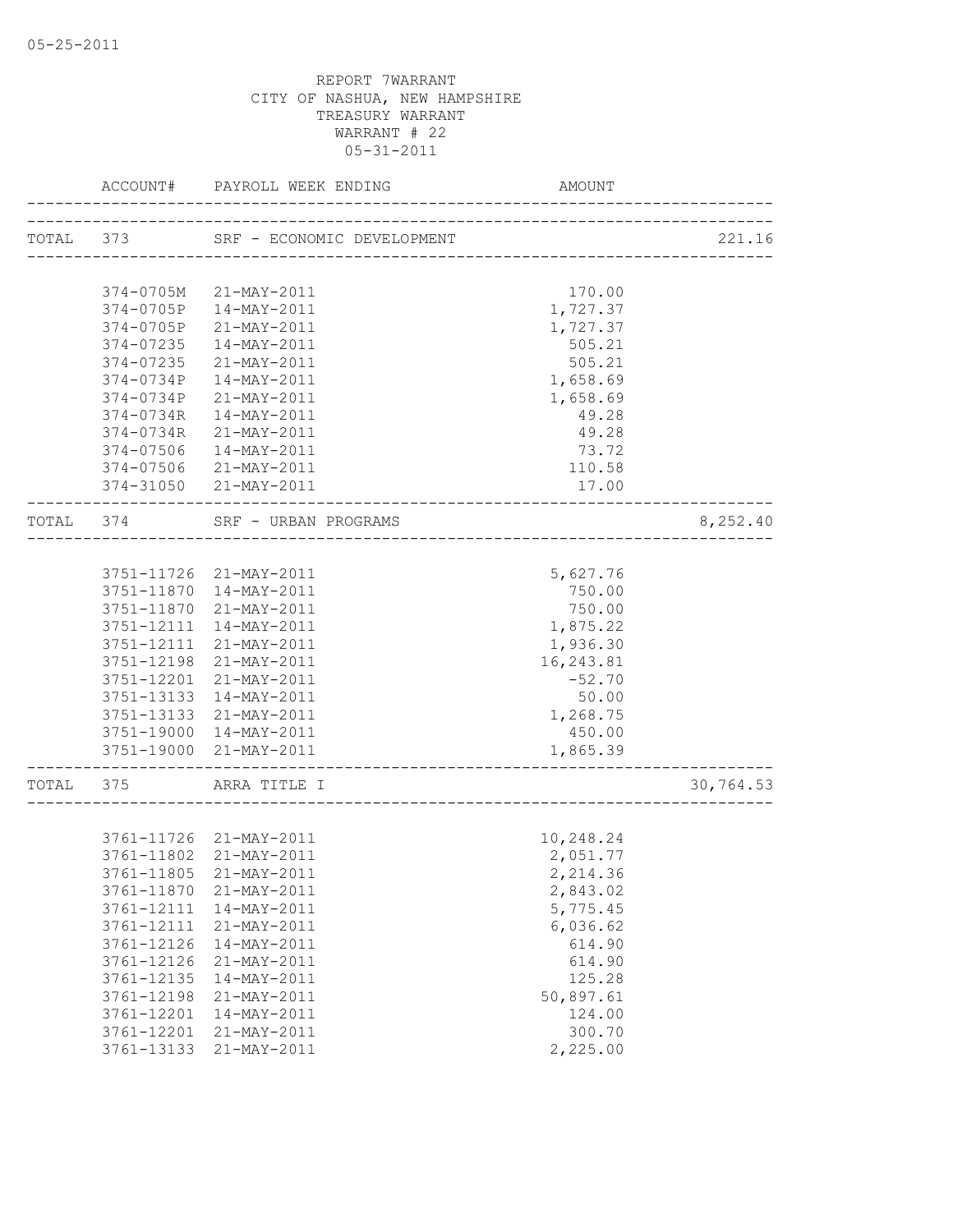05-25-2011

REPORT 7WARRANT
CITY OF NASHUA, NEW HAMPSHIRE
TREASURY WARRANT
WARRANT # 22
05-31-2011

| | ACCOUNT# | PAYROLL WEEK ENDING | AMOUNT | |
|---|---|---|---|---|
| TOTAL | 373 | SRF - ECONOMIC DEVELOPMENT | | 221.16 |
| | 374-0705M | 21-MAY-2011 | 170.00 | |
| | 374-0705P | 14-MAY-2011 | 1,727.37 | |
| | 374-0705P | 21-MAY-2011 | 1,727.37 | |
| | 374-07235 | 14-MAY-2011 | 505.21 | |
| | 374-07235 | 21-MAY-2011 | 505.21 | |
| | 374-0734P | 14-MAY-2011 | 1,658.69 | |
| | 374-0734P | 21-MAY-2011 | 1,658.69 | |
| | 374-0734R | 14-MAY-2011 | 49.28 | |
| | 374-0734R | 21-MAY-2011 | 49.28 | |
| | 374-07506 | 14-MAY-2011 | 73.72 | |
| | 374-07506 | 21-MAY-2011 | 110.58 | |
| | 374-31050 | 21-MAY-2011 | 17.00 | |
| TOTAL | 374 | SRF - URBAN PROGRAMS | | 8,252.40 |
| | 3751-11726 | 21-MAY-2011 | 5,627.76 | |
| | 3751-11870 | 14-MAY-2011 | 750.00 | |
| | 3751-11870 | 21-MAY-2011 | 750.00 | |
| | 3751-12111 | 14-MAY-2011 | 1,875.22 | |
| | 3751-12111 | 21-MAY-2011 | 1,936.30 | |
| | 3751-12198 | 21-MAY-2011 | 16,243.81 | |
| | 3751-12201 | 21-MAY-2011 | -52.70 | |
| | 3751-13133 | 14-MAY-2011 | 50.00 | |
| | 3751-13133 | 21-MAY-2011 | 1,268.75 | |
| | 3751-19000 | 14-MAY-2011 | 450.00 | |
| | 3751-19000 | 21-MAY-2011 | 1,865.39 | |
| TOTAL | 375 | ARRA TITLE I | | 30,764.53 |
| | 3761-11726 | 21-MAY-2011 | 10,248.24 | |
| | 3761-11802 | 21-MAY-2011 | 2,051.77 | |
| | 3761-11805 | 21-MAY-2011 | 2,214.36 | |
| | 3761-11870 | 21-MAY-2011 | 2,843.02 | |
| | 3761-12111 | 14-MAY-2011 | 5,775.45 | |
| | 3761-12111 | 21-MAY-2011 | 6,036.62 | |
| | 3761-12126 | 14-MAY-2011 | 614.90 | |
| | 3761-12126 | 21-MAY-2011 | 614.90 | |
| | 3761-12135 | 14-MAY-2011 | 125.28 | |
| | 3761-12198 | 21-MAY-2011 | 50,897.61 | |
| | 3761-12201 | 14-MAY-2011 | 124.00 | |
| | 3761-12201 | 21-MAY-2011 | 300.70 | |
| | 3761-13133 | 21-MAY-2011 | 2,225.00 | |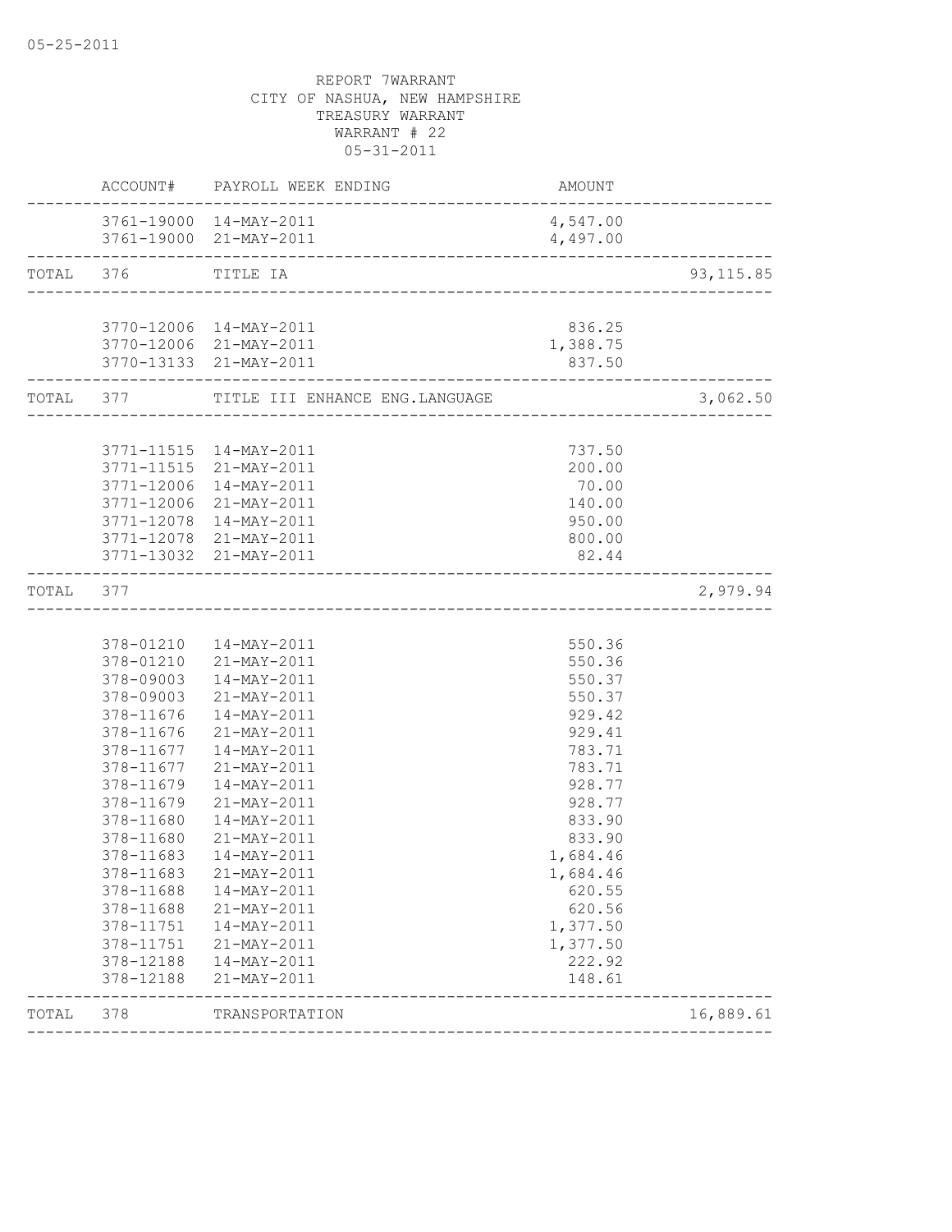05-25-2011

REPORT 7WARRANT
CITY OF NASHUA, NEW HAMPSHIRE
TREASURY WARRANT
WARRANT # 22
05-31-2011

| | ACCOUNT# | PAYROLL WEEK ENDING | AMOUNT | |
|---|---|---|---|---|
| | 3761-19000 | 14-MAY-2011 | 4,547.00 | |
| | 3761-19000 | 21-MAY-2011 | 4,497.00 | |
| TOTAL | 376 | TITLE IA | | 93,115.85 |
| | 3770-12006 | 14-MAY-2011 | 836.25 | |
| | 3770-12006 | 21-MAY-2011 | 1,388.75 | |
| | 3770-13133 | 21-MAY-2011 | 837.50 | |
| TOTAL | 377 | TITLE III ENHANCE ENG.LANGUAGE | | 3,062.50 |
| | 3771-11515 | 14-MAY-2011 | 737.50 | |
| | 3771-11515 | 21-MAY-2011 | 200.00 | |
| | 3771-12006 | 14-MAY-2011 | 70.00 | |
| | 3771-12006 | 21-MAY-2011 | 140.00 | |
| | 3771-12078 | 14-MAY-2011 | 950.00 | |
| | 3771-12078 | 21-MAY-2011 | 800.00 | |
| | 3771-13032 | 21-MAY-2011 | 82.44 | |
| TOTAL | 377 | | | 2,979.94 |
| | 378-01210 | 14-MAY-2011 | 550.36 | |
| | 378-01210 | 21-MAY-2011 | 550.36 | |
| | 378-09003 | 14-MAY-2011 | 550.37 | |
| | 378-09003 | 21-MAY-2011 | 550.37 | |
| | 378-11676 | 14-MAY-2011 | 929.42 | |
| | 378-11676 | 21-MAY-2011 | 929.41 | |
| | 378-11677 | 14-MAY-2011 | 783.71 | |
| | 378-11677 | 21-MAY-2011 | 783.71 | |
| | 378-11679 | 14-MAY-2011 | 928.77 | |
| | 378-11679 | 21-MAY-2011 | 928.77 | |
| | 378-11680 | 14-MAY-2011 | 833.90 | |
| | 378-11680 | 21-MAY-2011 | 833.90 | |
| | 378-11683 | 14-MAY-2011 | 1,684.46 | |
| | 378-11683 | 21-MAY-2011 | 1,684.46 | |
| | 378-11688 | 14-MAY-2011 | 620.55 | |
| | 378-11688 | 21-MAY-2011 | 620.56 | |
| | 378-11751 | 14-MAY-2011 | 1,377.50 | |
| | 378-11751 | 21-MAY-2011 | 1,377.50 | |
| | 378-12188 | 14-MAY-2011 | 222.92 | |
| | 378-12188 | 21-MAY-2011 | 148.61 | |
| TOTAL | 378 | TRANSPORTATION | | 16,889.61 |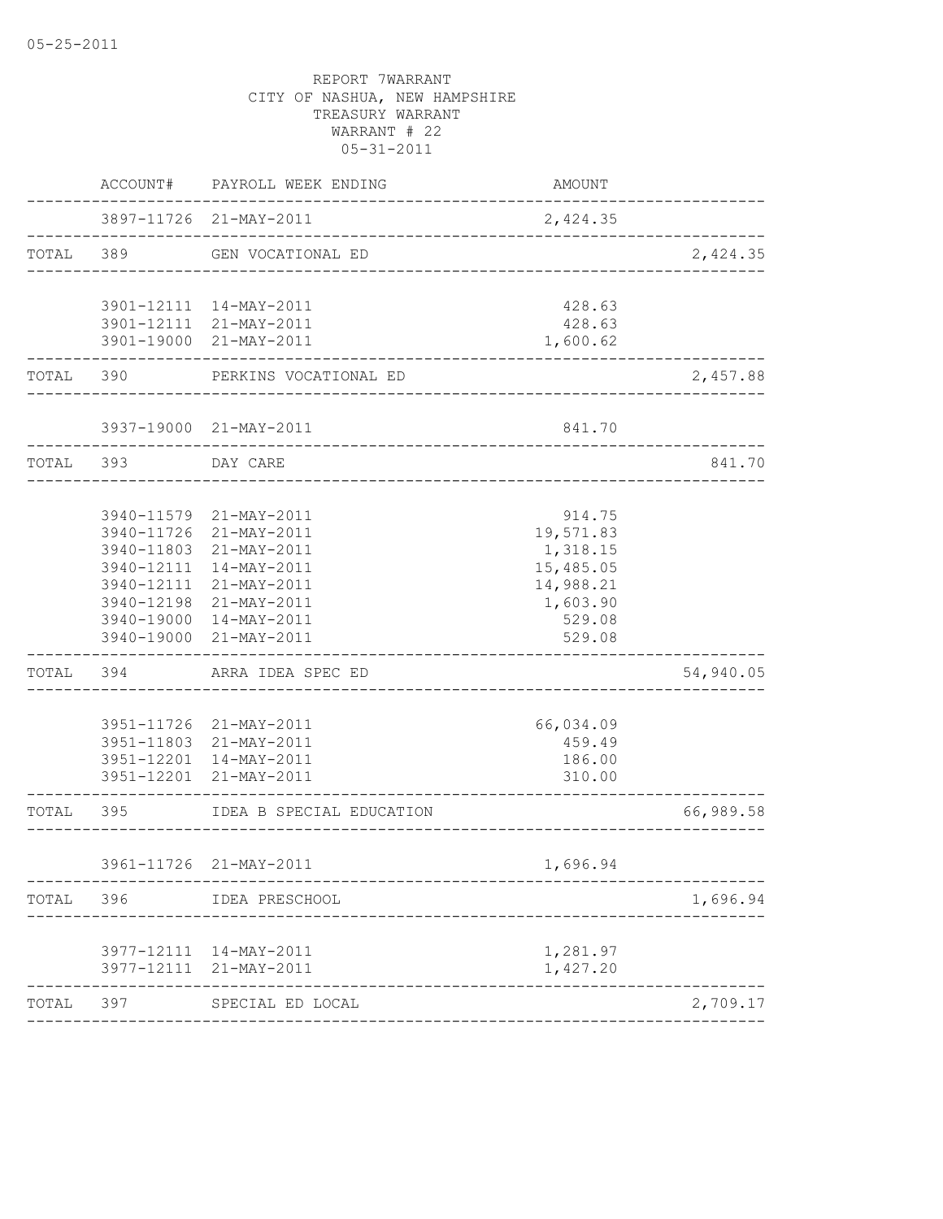05-25-2011

REPORT 7WARRANT
CITY OF NASHUA, NEW HAMPSHIRE
TREASURY WARRANT
WARRANT # 22
05-31-2011

| | ACCOUNT# | PAYROLL WEEK ENDING | AMOUNT | |
|---|---|---|---|---|
| | 3897-11726 | 21-MAY-2011 | 2,424.35 | |
| TOTAL | 389 | GEN VOCATIONAL ED | | 2,424.35 |
| | 3901-12111 | 14-MAY-2011 | 428.63 | |
| | 3901-12111 | 21-MAY-2011 | 428.63 | |
| | 3901-19000 | 21-MAY-2011 | 1,600.62 | |
| TOTAL | 390 | PERKINS VOCATIONAL ED | | 2,457.88 |
| | 3937-19000 | 21-MAY-2011 | 841.70 | |
| TOTAL | 393 | DAY CARE | | 841.70 |
| | 3940-11579 | 21-MAY-2011 | 914.75 | |
| | 3940-11726 | 21-MAY-2011 | 19,571.83 | |
| | 3940-11803 | 21-MAY-2011 | 1,318.15 | |
| | 3940-12111 | 14-MAY-2011 | 15,485.05 | |
| | 3940-12111 | 21-MAY-2011 | 14,988.21 | |
| | 3940-12198 | 21-MAY-2011 | 1,603.90 | |
| | 3940-19000 | 14-MAY-2011 | 529.08 | |
| | 3940-19000 | 21-MAY-2011 | 529.08 | |
| TOTAL | 394 | ARRA IDEA SPEC ED | | 54,940.05 |
| | 3951-11726 | 21-MAY-2011 | 66,034.09 | |
| | 3951-11803 | 21-MAY-2011 | 459.49 | |
| | 3951-12201 | 14-MAY-2011 | 186.00 | |
| | 3951-12201 | 21-MAY-2011 | 310.00 | |
| TOTAL | 395 | IDEA B SPECIAL EDUCATION | | 66,989.58 |
| | 3961-11726 | 21-MAY-2011 | 1,696.94 | |
| TOTAL | 396 | IDEA PRESCHOOL | | 1,696.94 |
| | 3977-12111 | 14-MAY-2011 | 1,281.97 | |
| | 3977-12111 | 21-MAY-2011 | 1,427.20 | |
| TOTAL | 397 | SPECIAL ED LOCAL | | 2,709.17 |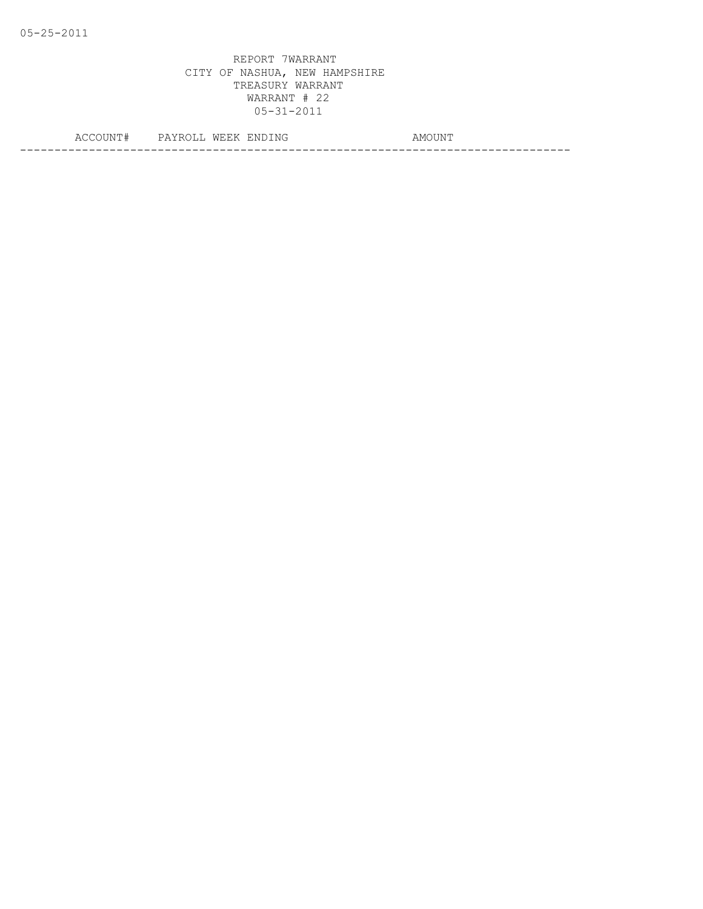05-25-2011

REPORT 7WARRANT
CITY OF NASHUA, NEW HAMPSHIRE
TREASURY WARRANT
WARRANT # 22
05-31-2011

| ACCOUNT# | PAYROLL WEEK ENDING | AMOUNT |
|---|---|---|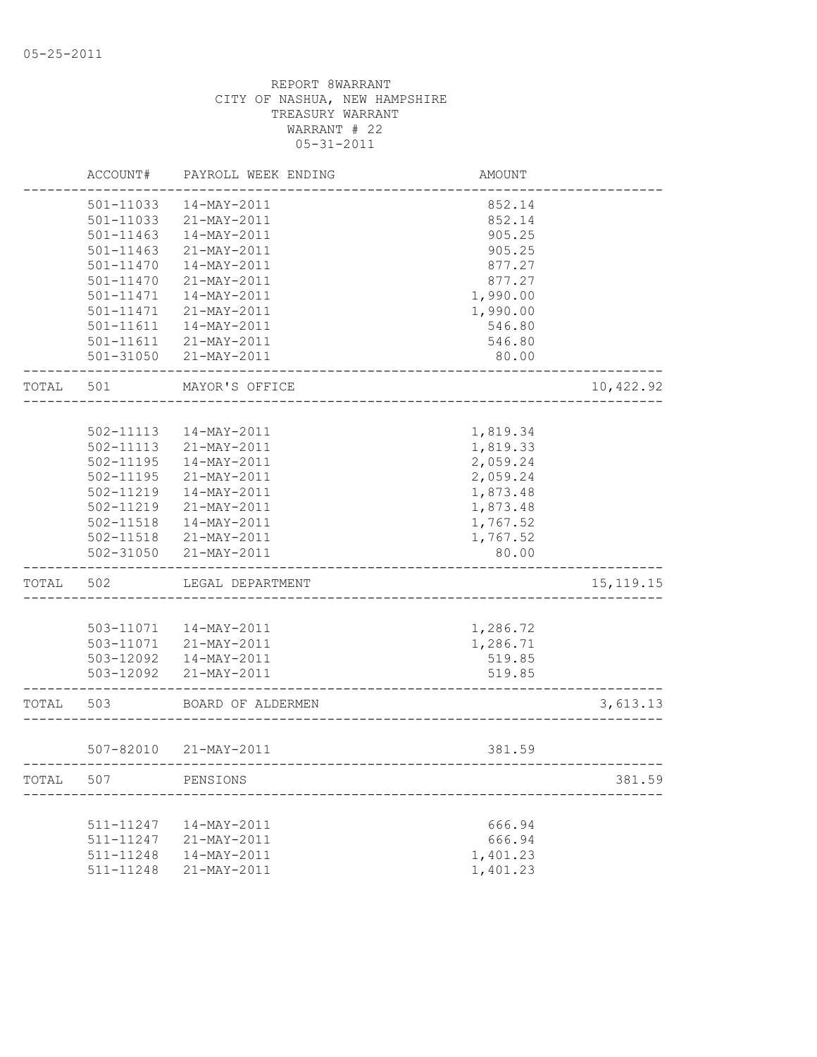05-25-2011

REPORT 8WARRANT
CITY OF NASHUA, NEW HAMPSHIRE
TREASURY WARRANT
WARRANT # 22
05-31-2011

| | ACCOUNT# | PAYROLL WEEK ENDING | AMOUNT | |
|---|---|---|---|---|
| | 501-11033 | 14-MAY-2011 | 852.14 | |
| | 501-11033 | 21-MAY-2011 | 852.14 | |
| | 501-11463 | 14-MAY-2011 | 905.25 | |
| | 501-11463 | 21-MAY-2011 | 905.25 | |
| | 501-11470 | 14-MAY-2011 | 877.27 | |
| | 501-11470 | 21-MAY-2011 | 877.27 | |
| | 501-11471 | 14-MAY-2011 | 1,990.00 | |
| | 501-11471 | 21-MAY-2011 | 1,990.00 | |
| | 501-11611 | 14-MAY-2011 | 546.80 | |
| | 501-11611 | 21-MAY-2011 | 546.80 | |
| | 501-31050 | 21-MAY-2011 | 80.00 | |
| TOTAL | 501 | MAYOR'S OFFICE | | 10,422.92 |
| | 502-11113 | 14-MAY-2011 | 1,819.34 | |
| | 502-11113 | 21-MAY-2011 | 1,819.33 | |
| | 502-11195 | 14-MAY-2011 | 2,059.24 | |
| | 502-11195 | 21-MAY-2011 | 2,059.24 | |
| | 502-11219 | 14-MAY-2011 | 1,873.48 | |
| | 502-11219 | 21-MAY-2011 | 1,873.48 | |
| | 502-11518 | 14-MAY-2011 | 1,767.52 | |
| | 502-11518 | 21-MAY-2011 | 1,767.52 | |
| | 502-31050 | 21-MAY-2011 | 80.00 | |
| TOTAL | 502 | LEGAL DEPARTMENT | | 15,119.15 |
| | 503-11071 | 14-MAY-2011 | 1,286.72 | |
| | 503-11071 | 21-MAY-2011 | 1,286.71 | |
| | 503-12092 | 14-MAY-2011 | 519.85 | |
| | 503-12092 | 21-MAY-2011 | 519.85 | |
| TOTAL | 503 | BOARD OF ALDERMEN | | 3,613.13 |
| | 507-82010 | 21-MAY-2011 | 381.59 | |
| TOTAL | 507 | PENSIONS | | 381.59 |
| | 511-11247 | 14-MAY-2011 | 666.94 | |
| | 511-11247 | 21-MAY-2011 | 666.94 | |
| | 511-11248 | 14-MAY-2011 | 1,401.23 | |
| | 511-11248 | 21-MAY-2011 | 1,401.23 | |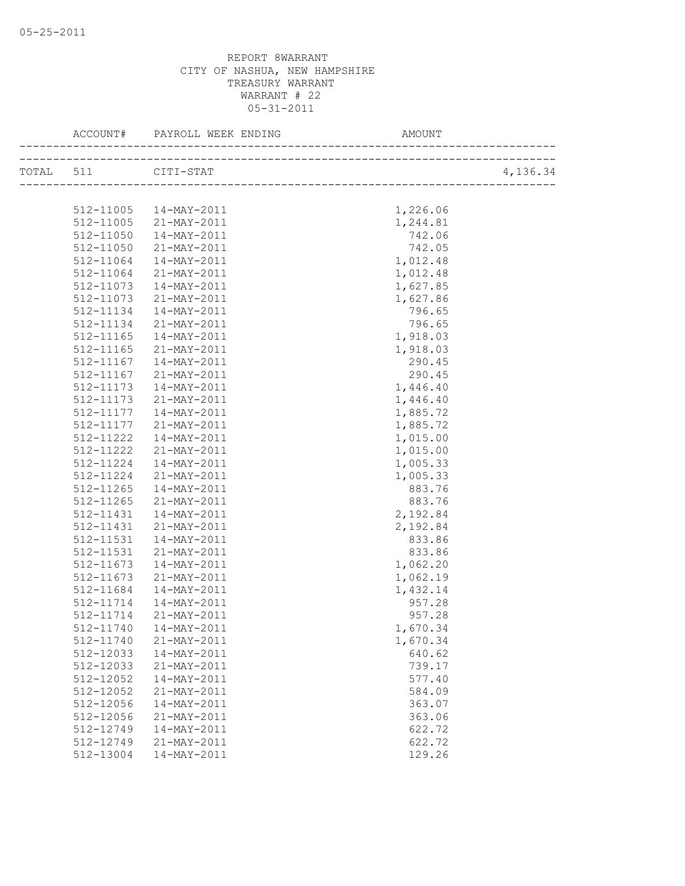REPORT 8WARRANT
CITY OF NASHUA, NEW HAMPSHIRE
TREASURY WARRANT
WARRANT # 22
05-31-2011

| ACCOUNT# | PAYROLL WEEK ENDING | AMOUNT | |
|---|---|---|---|
| TOTAL 511 | CITI-STAT | | 4,136.34 |
| 512-11005 | 14-MAY-2011 | 1,226.06 | |
| 512-11005 | 21-MAY-2011 | 1,244.81 | |
| 512-11050 | 14-MAY-2011 | 742.06 | |
| 512-11050 | 21-MAY-2011 | 742.05 | |
| 512-11064 | 14-MAY-2011 | 1,012.48 | |
| 512-11064 | 21-MAY-2011 | 1,012.48 | |
| 512-11073 | 14-MAY-2011 | 1,627.85 | |
| 512-11073 | 21-MAY-2011 | 1,627.86 | |
| 512-11134 | 14-MAY-2011 | 796.65 | |
| 512-11134 | 21-MAY-2011 | 796.65 | |
| 512-11165 | 14-MAY-2011 | 1,918.03 | |
| 512-11165 | 21-MAY-2011 | 1,918.03 | |
| 512-11167 | 14-MAY-2011 | 290.45 | |
| 512-11167 | 21-MAY-2011 | 290.45 | |
| 512-11173 | 14-MAY-2011 | 1,446.40 | |
| 512-11173 | 21-MAY-2011 | 1,446.40 | |
| 512-11177 | 14-MAY-2011 | 1,885.72 | |
| 512-11177 | 21-MAY-2011 | 1,885.72 | |
| 512-11222 | 14-MAY-2011 | 1,015.00 | |
| 512-11222 | 21-MAY-2011 | 1,015.00 | |
| 512-11224 | 14-MAY-2011 | 1,005.33 | |
| 512-11224 | 21-MAY-2011 | 1,005.33 | |
| 512-11265 | 14-MAY-2011 | 883.76 | |
| 512-11265 | 21-MAY-2011 | 883.76 | |
| 512-11431 | 14-MAY-2011 | 2,192.84 | |
| 512-11431 | 21-MAY-2011 | 2,192.84 | |
| 512-11531 | 14-MAY-2011 | 833.86 | |
| 512-11531 | 21-MAY-2011 | 833.86 | |
| 512-11673 | 14-MAY-2011 | 1,062.20 | |
| 512-11673 | 21-MAY-2011 | 1,062.19 | |
| 512-11684 | 14-MAY-2011 | 1,432.14 | |
| 512-11714 | 14-MAY-2011 | 957.28 | |
| 512-11714 | 21-MAY-2011 | 957.28 | |
| 512-11740 | 14-MAY-2011 | 1,670.34 | |
| 512-11740 | 21-MAY-2011 | 1,670.34 | |
| 512-12033 | 14-MAY-2011 | 640.62 | |
| 512-12033 | 21-MAY-2011 | 739.17 | |
| 512-12052 | 14-MAY-2011 | 577.40 | |
| 512-12052 | 21-MAY-2011 | 584.09 | |
| 512-12056 | 14-MAY-2011 | 363.07 | |
| 512-12056 | 21-MAY-2011 | 363.06 | |
| 512-12749 | 14-MAY-2011 | 622.72 | |
| 512-12749 | 21-MAY-2011 | 622.72 | |
| 512-13004 | 14-MAY-2011 | 129.26 | |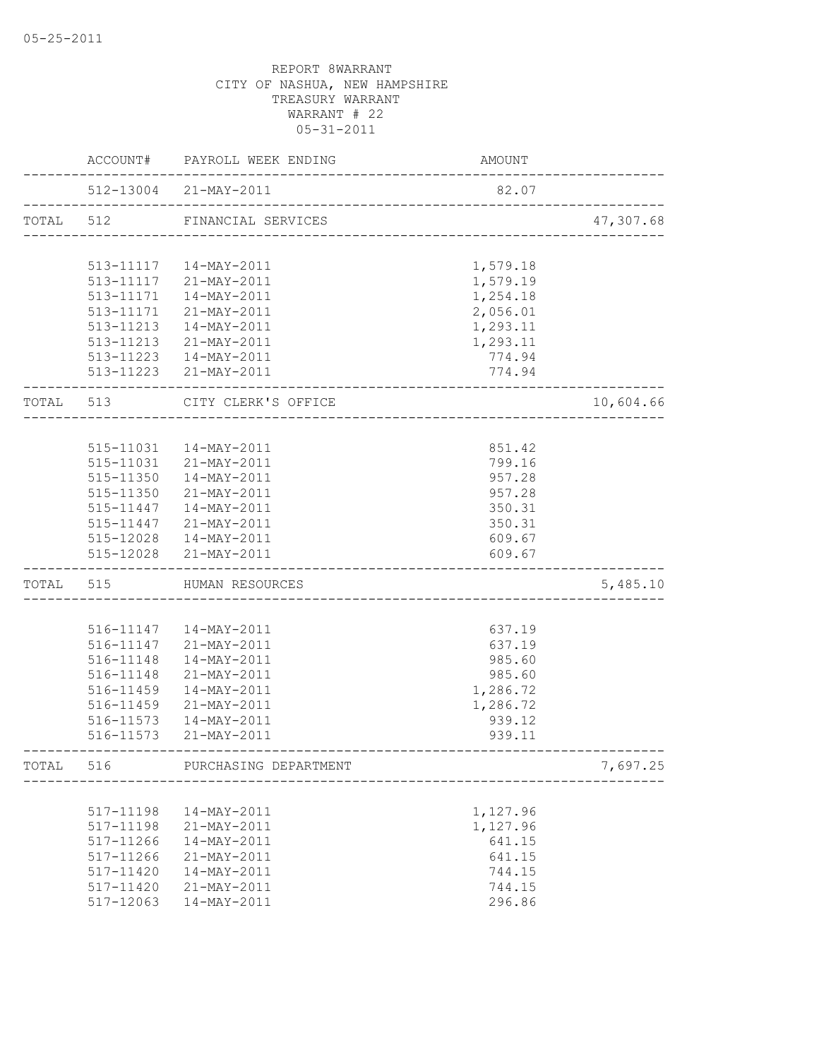05-25-2011

REPORT 8WARRANT
CITY OF NASHUA, NEW HAMPSHIRE
TREASURY WARRANT
WARRANT # 22
05-31-2011

| | ACCOUNT# | PAYROLL WEEK ENDING | AMOUNT | |
|---|---|---|---|---|
| | 512-13004 | 21-MAY-2011 | 82.07 | |
| TOTAL | 512 | FINANCIAL SERVICES | | 47,307.68 |
| | 513-11117 | 14-MAY-2011 | 1,579.18 | |
| | 513-11117 | 21-MAY-2011 | 1,579.19 | |
| | 513-11171 | 14-MAY-2011 | 1,254.18 | |
| | 513-11171 | 21-MAY-2011 | 2,056.01 | |
| | 513-11213 | 14-MAY-2011 | 1,293.11 | |
| | 513-11213 | 21-MAY-2011 | 1,293.11 | |
| | 513-11223 | 14-MAY-2011 | 774.94 | |
| | 513-11223 | 21-MAY-2011 | 774.94 | |
| TOTAL | 513 | CITY CLERK'S OFFICE | | 10,604.66 |
| | 515-11031 | 14-MAY-2011 | 851.42 | |
| | 515-11031 | 21-MAY-2011 | 799.16 | |
| | 515-11350 | 14-MAY-2011 | 957.28 | |
| | 515-11350 | 21-MAY-2011 | 957.28 | |
| | 515-11447 | 14-MAY-2011 | 350.31 | |
| | 515-11447 | 21-MAY-2011 | 350.31 | |
| | 515-12028 | 14-MAY-2011 | 609.67 | |
| | 515-12028 | 21-MAY-2011 | 609.67 | |
| TOTAL | 515 | HUMAN RESOURCES | | 5,485.10 |
| | 516-11147 | 14-MAY-2011 | 637.19 | |
| | 516-11147 | 21-MAY-2011 | 637.19 | |
| | 516-11148 | 14-MAY-2011 | 985.60 | |
| | 516-11148 | 21-MAY-2011 | 985.60 | |
| | 516-11459 | 14-MAY-2011 | 1,286.72 | |
| | 516-11459 | 21-MAY-2011 | 1,286.72 | |
| | 516-11573 | 14-MAY-2011 | 939.12 | |
| | 516-11573 | 21-MAY-2011 | 939.11 | |
| TOTAL | 516 | PURCHASING DEPARTMENT | | 7,697.25 |
| | 517-11198 | 14-MAY-2011 | 1,127.96 | |
| | 517-11198 | 21-MAY-2011 | 1,127.96 | |
| | 517-11266 | 14-MAY-2011 | 641.15 | |
| | 517-11266 | 21-MAY-2011 | 641.15 | |
| | 517-11420 | 14-MAY-2011 | 744.15 | |
| | 517-11420 | 21-MAY-2011 | 744.15 | |
| | 517-12063 | 14-MAY-2011 | 296.86 | |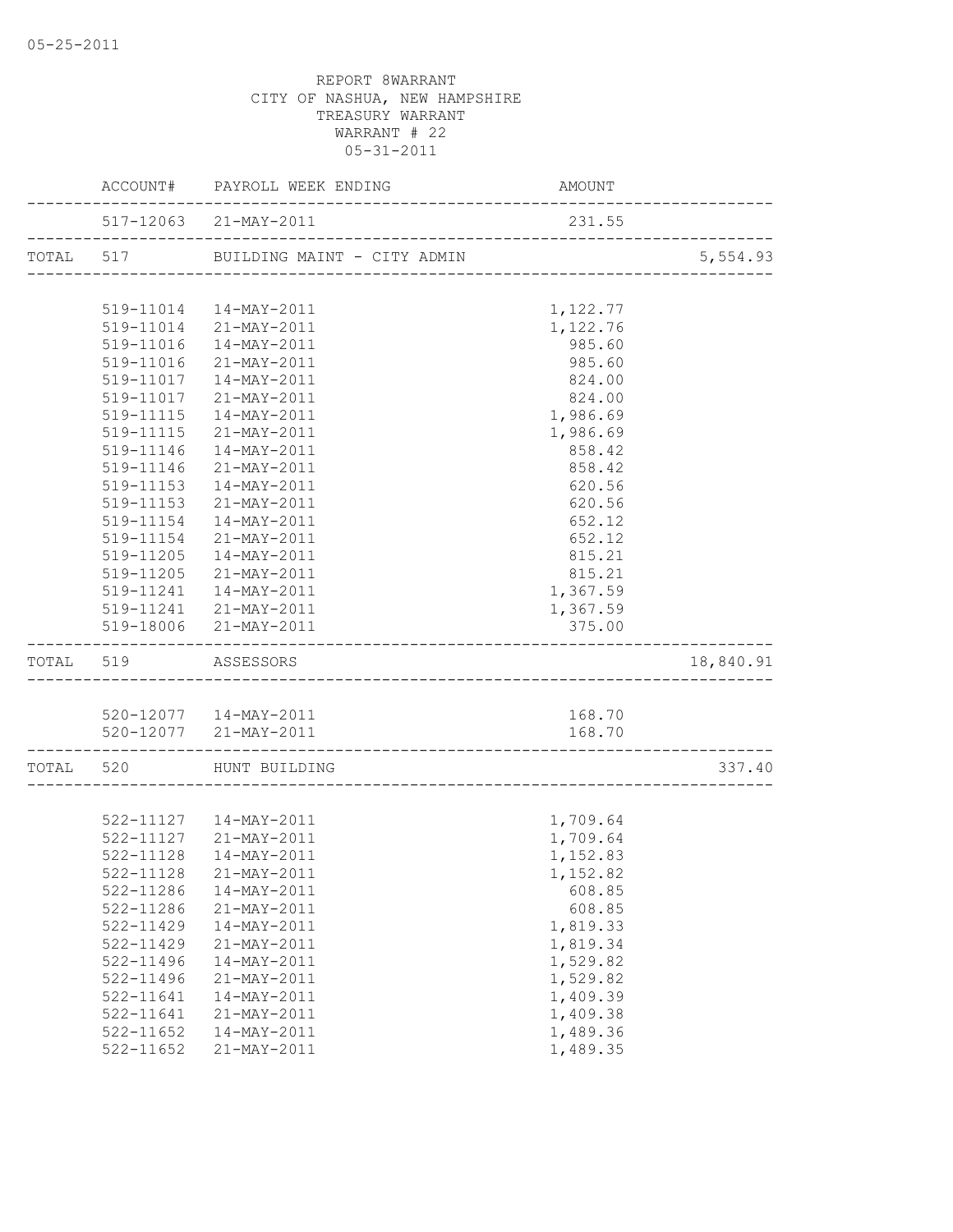REPORT 8WARRANT
CITY OF NASHUA, NEW HAMPSHIRE
TREASURY WARRANT
WARRANT # 22
05-31-2011

| | ACCOUNT# | PAYROLL WEEK ENDING | AMOUNT | |
|---|---|---|---|---|
| | 517-12063 | 21-MAY-2011 | 231.55 | |
| TOTAL | 517 | BUILDING MAINT - CITY ADMIN | | 5,554.93 |
| | 519-11014 | 14-MAY-2011 | 1,122.77 | |
| | 519-11014 | 21-MAY-2011 | 1,122.76 | |
| | 519-11016 | 14-MAY-2011 | 985.60 | |
| | 519-11016 | 21-MAY-2011 | 985.60 | |
| | 519-11017 | 14-MAY-2011 | 824.00 | |
| | 519-11017 | 21-MAY-2011 | 824.00 | |
| | 519-11115 | 14-MAY-2011 | 1,986.69 | |
| | 519-11115 | 21-MAY-2011 | 1,986.69 | |
| | 519-11146 | 14-MAY-2011 | 858.42 | |
| | 519-11146 | 21-MAY-2011 | 858.42 | |
| | 519-11153 | 14-MAY-2011 | 620.56 | |
| | 519-11153 | 21-MAY-2011 | 620.56 | |
| | 519-11154 | 14-MAY-2011 | 652.12 | |
| | 519-11154 | 21-MAY-2011 | 652.12 | |
| | 519-11205 | 14-MAY-2011 | 815.21 | |
| | 519-11205 | 21-MAY-2011 | 815.21 | |
| | 519-11241 | 14-MAY-2011 | 1,367.59 | |
| | 519-11241 | 21-MAY-2011 | 1,367.59 | |
| | 519-18006 | 21-MAY-2011 | 375.00 | |
| TOTAL | 519 | ASSESSORS | | 18,840.91 |
| | 520-12077 | 14-MAY-2011 | 168.70 | |
| | 520-12077 | 21-MAY-2011 | 168.70 | |
| TOTAL | 520 | HUNT BUILDING | | 337.40 |
| | 522-11127 | 14-MAY-2011 | 1,709.64 | |
| | 522-11127 | 21-MAY-2011 | 1,709.64 | |
| | 522-11128 | 14-MAY-2011 | 1,152.83 | |
| | 522-11128 | 21-MAY-2011 | 1,152.82 | |
| | 522-11286 | 14-MAY-2011 | 608.85 | |
| | 522-11286 | 21-MAY-2011 | 608.85 | |
| | 522-11429 | 14-MAY-2011 | 1,819.33 | |
| | 522-11429 | 21-MAY-2011 | 1,819.34 | |
| | 522-11496 | 14-MAY-2011 | 1,529.82 | |
| | 522-11496 | 21-MAY-2011 | 1,529.82 | |
| | 522-11641 | 14-MAY-2011 | 1,409.39 | |
| | 522-11641 | 21-MAY-2011 | 1,409.38 | |
| | 522-11652 | 14-MAY-2011 | 1,489.36 | |
| | 522-11652 | 21-MAY-2011 | 1,489.35 | |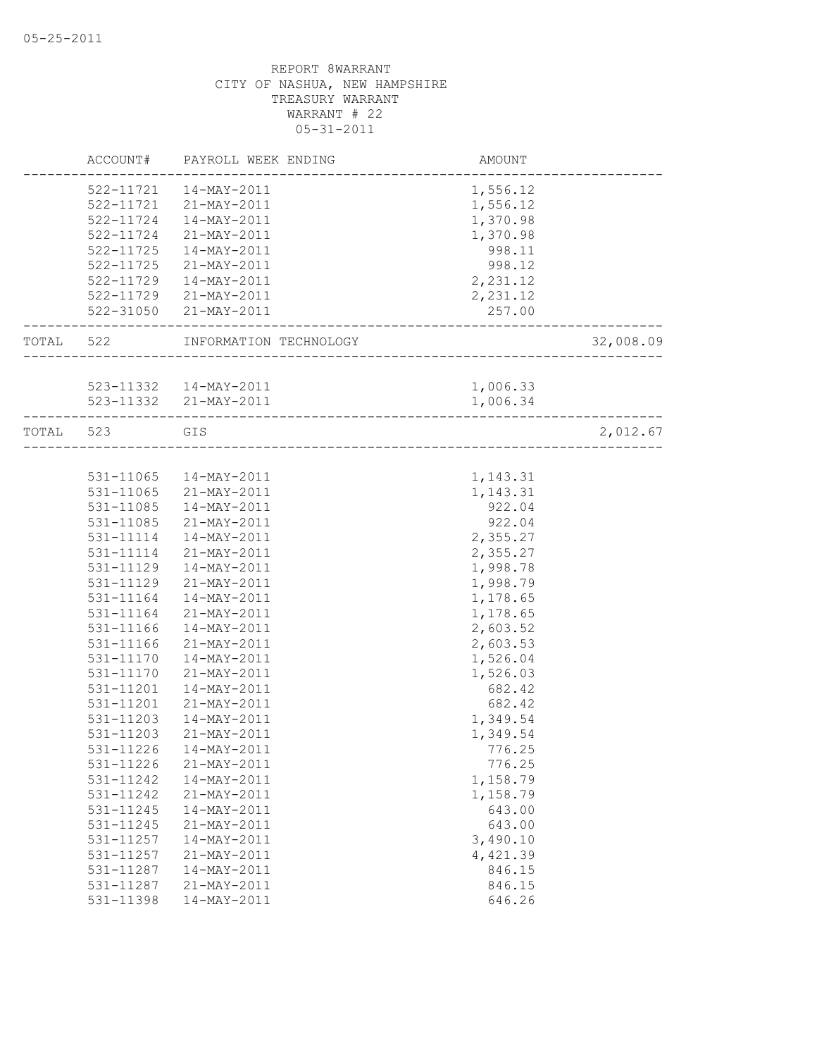REPORT 8WARRANT
CITY OF NASHUA, NEW HAMPSHIRE
TREASURY WARRANT
WARRANT # 22
05-31-2011

| | ACCOUNT# | PAYROLL WEEK ENDING | AMOUNT | |
|---|---|---|---|---|
| | 522-11721 | 14-MAY-2011 | 1,556.12 | |
| | 522-11721 | 21-MAY-2011 | 1,556.12 | |
| | 522-11724 | 14-MAY-2011 | 1,370.98 | |
| | 522-11724 | 21-MAY-2011 | 1,370.98 | |
| | 522-11725 | 14-MAY-2011 | 998.11 | |
| | 522-11725 | 21-MAY-2011 | 998.12 | |
| | 522-11729 | 14-MAY-2011 | 2,231.12 | |
| | 522-11729 | 21-MAY-2011 | 2,231.12 | |
| | 522-31050 | 21-MAY-2011 | 257.00 | |
| TOTAL | 522 | INFORMATION TECHNOLOGY | | 32,008.09 |
| | 523-11332 | 14-MAY-2011 | 1,006.33 | |
| | 523-11332 | 21-MAY-2011 | 1,006.34 | |
| TOTAL | 523 | GIS | | 2,012.67 |
| | 531-11065 | 14-MAY-2011 | 1,143.31 | |
| | 531-11065 | 21-MAY-2011 | 1,143.31 | |
| | 531-11085 | 14-MAY-2011 | 922.04 | |
| | 531-11085 | 21-MAY-2011 | 922.04 | |
| | 531-11114 | 14-MAY-2011 | 2,355.27 | |
| | 531-11114 | 21-MAY-2011 | 2,355.27 | |
| | 531-11129 | 14-MAY-2011 | 1,998.78 | |
| | 531-11129 | 21-MAY-2011 | 1,998.79 | |
| | 531-11164 | 14-MAY-2011 | 1,178.65 | |
| | 531-11164 | 21-MAY-2011 | 1,178.65 | |
| | 531-11166 | 14-MAY-2011 | 2,603.52 | |
| | 531-11166 | 21-MAY-2011 | 2,603.53 | |
| | 531-11170 | 14-MAY-2011 | 1,526.04 | |
| | 531-11170 | 21-MAY-2011 | 1,526.03 | |
| | 531-11201 | 14-MAY-2011 | 682.42 | |
| | 531-11201 | 21-MAY-2011 | 682.42 | |
| | 531-11203 | 14-MAY-2011 | 1,349.54 | |
| | 531-11203 | 21-MAY-2011 | 1,349.54 | |
| | 531-11226 | 14-MAY-2011 | 776.25 | |
| | 531-11226 | 21-MAY-2011 | 776.25 | |
| | 531-11242 | 14-MAY-2011 | 1,158.79 | |
| | 531-11242 | 21-MAY-2011 | 1,158.79 | |
| | 531-11245 | 14-MAY-2011 | 643.00 | |
| | 531-11245 | 21-MAY-2011 | 643.00 | |
| | 531-11257 | 14-MAY-2011 | 3,490.10 | |
| | 531-11257 | 21-MAY-2011 | 4,421.39 | |
| | 531-11287 | 14-MAY-2011 | 846.15 | |
| | 531-11287 | 21-MAY-2011 | 846.15 | |
| | 531-11398 | 14-MAY-2011 | 646.26 | |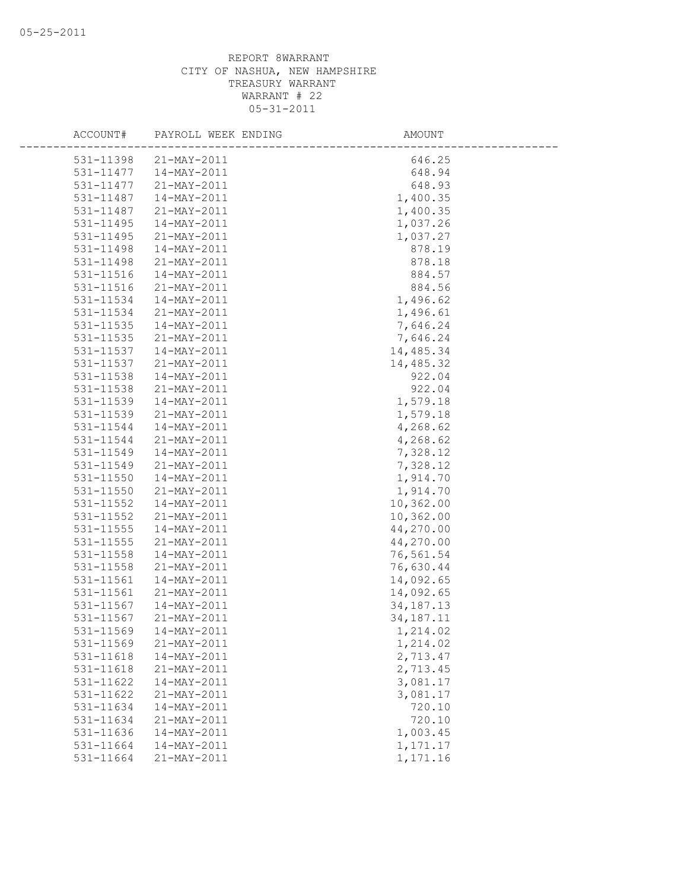05-25-2011

REPORT 8WARRANT
CITY OF NASHUA, NEW HAMPSHIRE
TREASURY WARRANT
WARRANT # 22
05-31-2011

| ACCOUNT# | PAYROLL WEEK ENDING | AMOUNT |
|---|---|---|
| 531-11398 | 21-MAY-2011 | 646.25 |
| 531-11477 | 14-MAY-2011 | 648.94 |
| 531-11477 | 21-MAY-2011 | 648.93 |
| 531-11487 | 14-MAY-2011 | 1,400.35 |
| 531-11487 | 21-MAY-2011 | 1,400.35 |
| 531-11495 | 14-MAY-2011 | 1,037.26 |
| 531-11495 | 21-MAY-2011 | 1,037.27 |
| 531-11498 | 14-MAY-2011 | 878.19 |
| 531-11498 | 21-MAY-2011 | 878.18 |
| 531-11516 | 14-MAY-2011 | 884.57 |
| 531-11516 | 21-MAY-2011 | 884.56 |
| 531-11534 | 14-MAY-2011 | 1,496.62 |
| 531-11534 | 21-MAY-2011 | 1,496.61 |
| 531-11535 | 14-MAY-2011 | 7,646.24 |
| 531-11535 | 21-MAY-2011 | 7,646.24 |
| 531-11537 | 14-MAY-2011 | 14,485.34 |
| 531-11537 | 21-MAY-2011 | 14,485.32 |
| 531-11538 | 14-MAY-2011 | 922.04 |
| 531-11538 | 21-MAY-2011 | 922.04 |
| 531-11539 | 14-MAY-2011 | 1,579.18 |
| 531-11539 | 21-MAY-2011 | 1,579.18 |
| 531-11544 | 14-MAY-2011 | 4,268.62 |
| 531-11544 | 21-MAY-2011 | 4,268.62 |
| 531-11549 | 14-MAY-2011 | 7,328.12 |
| 531-11549 | 21-MAY-2011 | 7,328.12 |
| 531-11550 | 14-MAY-2011 | 1,914.70 |
| 531-11550 | 21-MAY-2011 | 1,914.70 |
| 531-11552 | 14-MAY-2011 | 10,362.00 |
| 531-11552 | 21-MAY-2011 | 10,362.00 |
| 531-11555 | 14-MAY-2011 | 44,270.00 |
| 531-11555 | 21-MAY-2011 | 44,270.00 |
| 531-11558 | 14-MAY-2011 | 76,561.54 |
| 531-11558 | 21-MAY-2011 | 76,630.44 |
| 531-11561 | 14-MAY-2011 | 14,092.65 |
| 531-11561 | 21-MAY-2011 | 14,092.65 |
| 531-11567 | 14-MAY-2011 | 34,187.13 |
| 531-11567 | 21-MAY-2011 | 34,187.11 |
| 531-11569 | 14-MAY-2011 | 1,214.02 |
| 531-11569 | 21-MAY-2011 | 1,214.02 |
| 531-11618 | 14-MAY-2011 | 2,713.47 |
| 531-11618 | 21-MAY-2011 | 2,713.45 |
| 531-11622 | 14-MAY-2011 | 3,081.17 |
| 531-11622 | 21-MAY-2011 | 3,081.17 |
| 531-11634 | 14-MAY-2011 | 720.10 |
| 531-11634 | 21-MAY-2011 | 720.10 |
| 531-11636 | 14-MAY-2011 | 1,003.45 |
| 531-11664 | 14-MAY-2011 | 1,171.17 |
| 531-11664 | 21-MAY-2011 | 1,171.16 |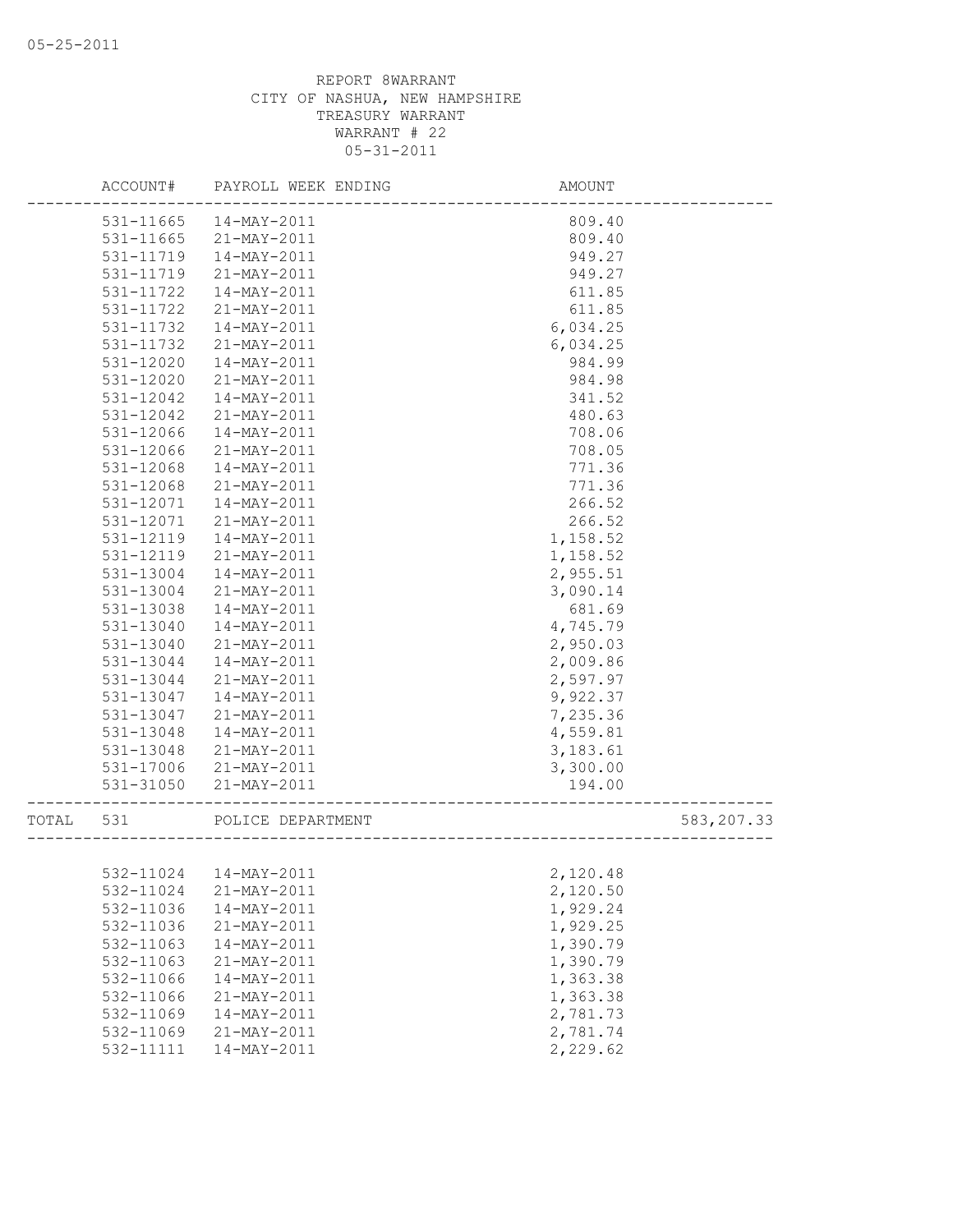REPORT 8WARRANT
CITY OF NASHUA, NEW HAMPSHIRE
TREASURY WARRANT
WARRANT # 22
05-31-2011

| ACCOUNT# | PAYROLL WEEK ENDING | AMOUNT | |
|---|---|---|---|
| 531-11665 | 14-MAY-2011 | 809.40 | |
| 531-11665 | 21-MAY-2011 | 809.40 | |
| 531-11719 | 14-MAY-2011 | 949.27 | |
| 531-11719 | 21-MAY-2011 | 949.27 | |
| 531-11722 | 14-MAY-2011 | 611.85 | |
| 531-11722 | 21-MAY-2011 | 611.85 | |
| 531-11732 | 14-MAY-2011 | 6,034.25 | |
| 531-11732 | 21-MAY-2011 | 6,034.25 | |
| 531-12020 | 14-MAY-2011 | 984.99 | |
| 531-12020 | 21-MAY-2011 | 984.98 | |
| 531-12042 | 14-MAY-2011 | 341.52 | |
| 531-12042 | 21-MAY-2011 | 480.63 | |
| 531-12066 | 14-MAY-2011 | 708.06 | |
| 531-12066 | 21-MAY-2011 | 708.05 | |
| 531-12068 | 14-MAY-2011 | 771.36 | |
| 531-12068 | 21-MAY-2011 | 771.36 | |
| 531-12071 | 14-MAY-2011 | 266.52 | |
| 531-12071 | 21-MAY-2011 | 266.52 | |
| 531-12119 | 14-MAY-2011 | 1,158.52 | |
| 531-12119 | 21-MAY-2011 | 1,158.52 | |
| 531-13004 | 14-MAY-2011 | 2,955.51 | |
| 531-13004 | 21-MAY-2011 | 3,090.14 | |
| 531-13038 | 14-MAY-2011 | 681.69 | |
| 531-13040 | 14-MAY-2011 | 4,745.79 | |
| 531-13040 | 21-MAY-2011 | 2,950.03 | |
| 531-13044 | 14-MAY-2011 | 2,009.86 | |
| 531-13044 | 21-MAY-2011 | 2,597.97 | |
| 531-13047 | 14-MAY-2011 | 9,922.37 | |
| 531-13047 | 21-MAY-2011 | 7,235.36 | |
| 531-13048 | 14-MAY-2011 | 4,559.81 | |
| 531-13048 | 21-MAY-2011 | 3,183.61 | |
| 531-17006 | 21-MAY-2011 | 3,300.00 | |
| 531-31050 | 21-MAY-2011 | 194.00 | |
| TOTAL 531 | POLICE DEPARTMENT | | 583,207.33 |
| 532-11024 | 14-MAY-2011 | 2,120.48 | |
| 532-11024 | 21-MAY-2011 | 2,120.50 | |
| 532-11036 | 14-MAY-2011 | 1,929.24 | |
| 532-11036 | 21-MAY-2011 | 1,929.25 | |
| 532-11063 | 14-MAY-2011 | 1,390.79 | |
| 532-11063 | 21-MAY-2011 | 1,390.79 | |
| 532-11066 | 14-MAY-2011 | 1,363.38 | |
| 532-11066 | 21-MAY-2011 | 1,363.38 | |
| 532-11069 | 14-MAY-2011 | 2,781.73 | |
| 532-11069 | 21-MAY-2011 | 2,781.74 | |
| 532-11111 | 14-MAY-2011 | 2,229.62 | |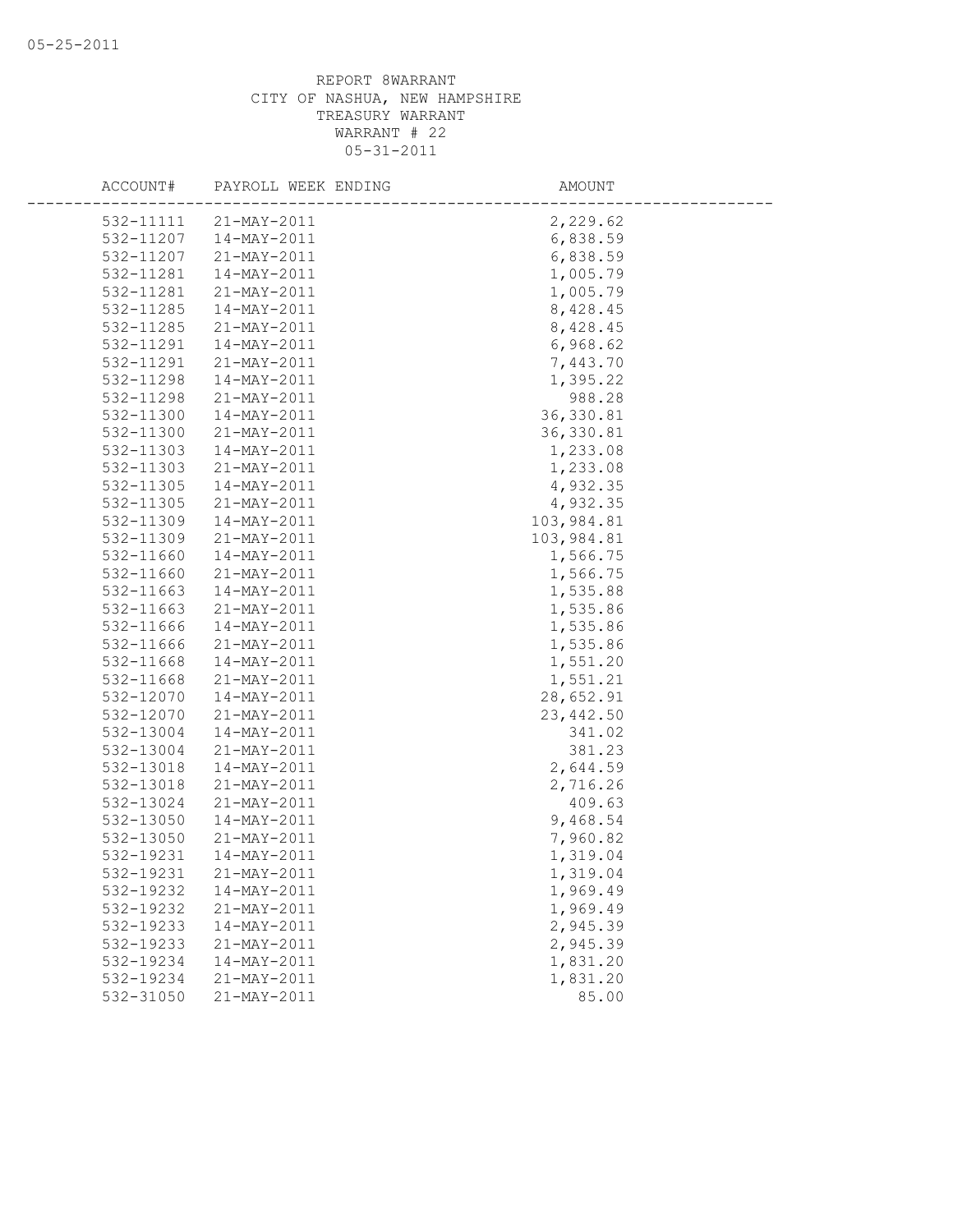05-25-2011

REPORT 8WARRANT
CITY OF NASHUA, NEW HAMPSHIRE
TREASURY WARRANT
WARRANT # 22
05-31-2011

| ACCOUNT# | PAYROLL WEEK ENDING | AMOUNT |
|---|---|---|
| 532-11111 | 21-MAY-2011 | 2,229.62 |
| 532-11207 | 14-MAY-2011 | 6,838.59 |
| 532-11207 | 21-MAY-2011 | 6,838.59 |
| 532-11281 | 14-MAY-2011 | 1,005.79 |
| 532-11281 | 21-MAY-2011 | 1,005.79 |
| 532-11285 | 14-MAY-2011 | 8,428.45 |
| 532-11285 | 21-MAY-2011 | 8,428.45 |
| 532-11291 | 14-MAY-2011 | 6,968.62 |
| 532-11291 | 21-MAY-2011 | 7,443.70 |
| 532-11298 | 14-MAY-2011 | 1,395.22 |
| 532-11298 | 21-MAY-2011 | 988.28 |
| 532-11300 | 14-MAY-2011 | 36,330.81 |
| 532-11300 | 21-MAY-2011 | 36,330.81 |
| 532-11303 | 14-MAY-2011 | 1,233.08 |
| 532-11303 | 21-MAY-2011 | 1,233.08 |
| 532-11305 | 14-MAY-2011 | 4,932.35 |
| 532-11305 | 21-MAY-2011 | 4,932.35 |
| 532-11309 | 14-MAY-2011 | 103,984.81 |
| 532-11309 | 21-MAY-2011 | 103,984.81 |
| 532-11660 | 14-MAY-2011 | 1,566.75 |
| 532-11660 | 21-MAY-2011 | 1,566.75 |
| 532-11663 | 14-MAY-2011 | 1,535.88 |
| 532-11663 | 21-MAY-2011 | 1,535.86 |
| 532-11666 | 14-MAY-2011 | 1,535.86 |
| 532-11666 | 21-MAY-2011 | 1,535.86 |
| 532-11668 | 14-MAY-2011 | 1,551.20 |
| 532-11668 | 21-MAY-2011 | 1,551.21 |
| 532-12070 | 14-MAY-2011 | 28,652.91 |
| 532-12070 | 21-MAY-2011 | 23,442.50 |
| 532-13004 | 14-MAY-2011 | 341.02 |
| 532-13004 | 21-MAY-2011 | 381.23 |
| 532-13018 | 14-MAY-2011 | 2,644.59 |
| 532-13018 | 21-MAY-2011 | 2,716.26 |
| 532-13024 | 21-MAY-2011 | 409.63 |
| 532-13050 | 14-MAY-2011 | 9,468.54 |
| 532-13050 | 21-MAY-2011 | 7,960.82 |
| 532-19231 | 14-MAY-2011 | 1,319.04 |
| 532-19231 | 21-MAY-2011 | 1,319.04 |
| 532-19232 | 14-MAY-2011 | 1,969.49 |
| 532-19232 | 21-MAY-2011 | 1,969.49 |
| 532-19233 | 14-MAY-2011 | 2,945.39 |
| 532-19233 | 21-MAY-2011 | 2,945.39 |
| 532-19234 | 14-MAY-2011 | 1,831.20 |
| 532-19234 | 21-MAY-2011 | 1,831.20 |
| 532-31050 | 21-MAY-2011 | 85.00 |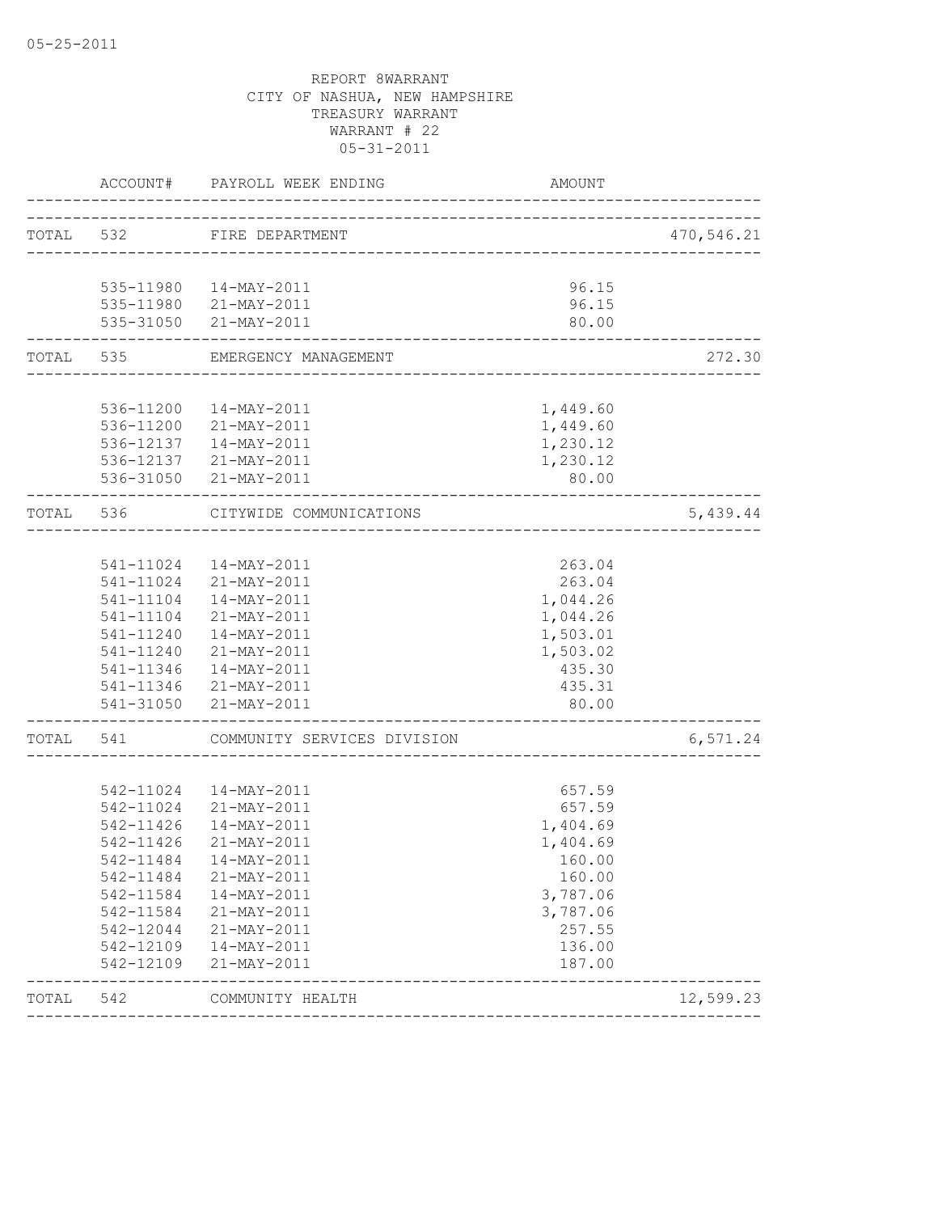05-25-2011

REPORT 8WARRANT
CITY OF NASHUA, NEW HAMPSHIRE
TREASURY WARRANT
WARRANT # 22
05-31-2011

| | ACCOUNT# | PAYROLL WEEK ENDING | AMOUNT | |
|---|---|---|---|---|
| TOTAL | 532 | FIRE DEPARTMENT | | 470,546.21 |
| | 535-11980 | 14-MAY-2011 | 96.15 | |
| | 535-11980 | 21-MAY-2011 | 96.15 | |
| | 535-31050 | 21-MAY-2011 | 80.00 | |
| TOTAL | 535 | EMERGENCY MANAGEMENT | | 272.30 |
| | 536-11200 | 14-MAY-2011 | 1,449.60 | |
| | 536-11200 | 21-MAY-2011 | 1,449.60 | |
| | 536-12137 | 14-MAY-2011 | 1,230.12 | |
| | 536-12137 | 21-MAY-2011 | 1,230.12 | |
| | 536-31050 | 21-MAY-2011 | 80.00 | |
| TOTAL | 536 | CITYWIDE COMMUNICATIONS | | 5,439.44 |
| | 541-11024 | 14-MAY-2011 | 263.04 | |
| | 541-11024 | 21-MAY-2011 | 263.04 | |
| | 541-11104 | 14-MAY-2011 | 1,044.26 | |
| | 541-11104 | 21-MAY-2011 | 1,044.26 | |
| | 541-11240 | 14-MAY-2011 | 1,503.01 | |
| | 541-11240 | 21-MAY-2011 | 1,503.02 | |
| | 541-11346 | 14-MAY-2011 | 435.30 | |
| | 541-11346 | 21-MAY-2011 | 435.31 | |
| | 541-31050 | 21-MAY-2011 | 80.00 | |
| TOTAL | 541 | COMMUNITY SERVICES DIVISION | | 6,571.24 |
| | 542-11024 | 14-MAY-2011 | 657.59 | |
| | 542-11024 | 21-MAY-2011 | 657.59 | |
| | 542-11426 | 14-MAY-2011 | 1,404.69 | |
| | 542-11426 | 21-MAY-2011 | 1,404.69 | |
| | 542-11484 | 14-MAY-2011 | 160.00 | |
| | 542-11484 | 21-MAY-2011 | 160.00 | |
| | 542-11584 | 14-MAY-2011 | 3,787.06 | |
| | 542-11584 | 21-MAY-2011 | 3,787.06 | |
| | 542-12044 | 21-MAY-2011 | 257.55 | |
| | 542-12109 | 14-MAY-2011 | 136.00 | |
| | 542-12109 | 21-MAY-2011 | 187.00 | |
| TOTAL | 542 | COMMUNITY HEALTH | | 12,599.23 |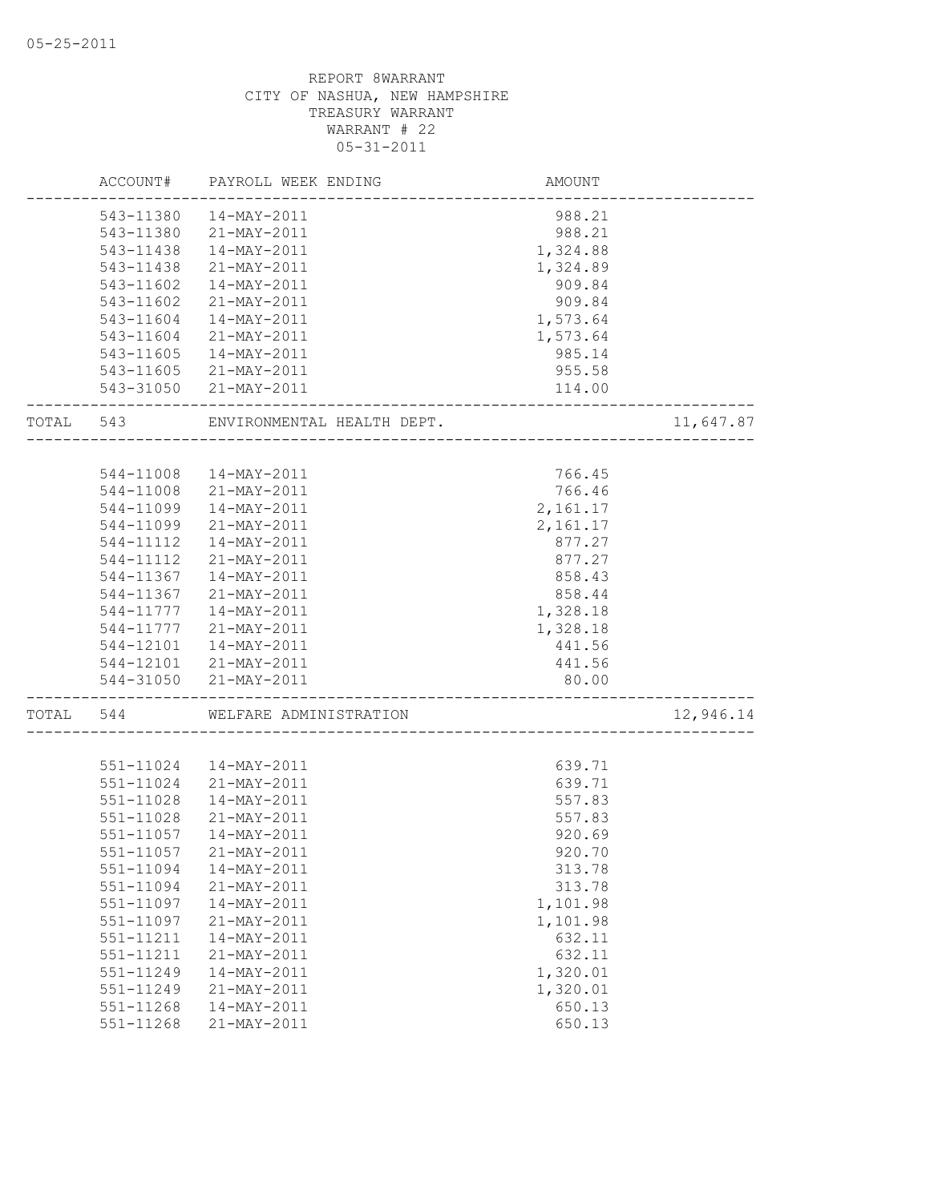REPORT 8WARRANT
CITY OF NASHUA, NEW HAMPSHIRE
TREASURY WARRANT
WARRANT # 22
05-31-2011

| | ACCOUNT# | PAYROLL WEEK ENDING | AMOUNT | |
|---|---|---|---|---|
| | 543-11380 | 14-MAY-2011 | 988.21 | |
| | 543-11380 | 21-MAY-2011 | 988.21 | |
| | 543-11438 | 14-MAY-2011 | 1,324.88 | |
| | 543-11438 | 21-MAY-2011 | 1,324.89 | |
| | 543-11602 | 14-MAY-2011 | 909.84 | |
| | 543-11602 | 21-MAY-2011 | 909.84 | |
| | 543-11604 | 14-MAY-2011 | 1,573.64 | |
| | 543-11604 | 21-MAY-2011 | 1,573.64 | |
| | 543-11605 | 14-MAY-2011 | 985.14 | |
| | 543-11605 | 21-MAY-2011 | 955.58 | |
| | 543-31050 | 21-MAY-2011 | 114.00 | |
| TOTAL | 543 | ENVIRONMENTAL HEALTH DEPT. | | 11,647.87 |
| | 544-11008 | 14-MAY-2011 | 766.45 | |
| | 544-11008 | 21-MAY-2011 | 766.46 | |
| | 544-11099 | 14-MAY-2011 | 2,161.17 | |
| | 544-11099 | 21-MAY-2011 | 2,161.17 | |
| | 544-11112 | 14-MAY-2011 | 877.27 | |
| | 544-11112 | 21-MAY-2011 | 877.27 | |
| | 544-11367 | 14-MAY-2011 | 858.43 | |
| | 544-11367 | 21-MAY-2011 | 858.44 | |
| | 544-11777 | 14-MAY-2011 | 1,328.18 | |
| | 544-11777 | 21-MAY-2011 | 1,328.18 | |
| | 544-12101 | 14-MAY-2011 | 441.56 | |
| | 544-12101 | 21-MAY-2011 | 441.56 | |
| | 544-31050 | 21-MAY-2011 | 80.00 | |
| TOTAL | 544 | WELFARE ADMINISTRATION | | 12,946.14 |
| | 551-11024 | 14-MAY-2011 | 639.71 | |
| | 551-11024 | 21-MAY-2011 | 639.71 | |
| | 551-11028 | 14-MAY-2011 | 557.83 | |
| | 551-11028 | 21-MAY-2011 | 557.83 | |
| | 551-11057 | 14-MAY-2011 | 920.69 | |
| | 551-11057 | 21-MAY-2011 | 920.70 | |
| | 551-11094 | 14-MAY-2011 | 313.78 | |
| | 551-11094 | 21-MAY-2011 | 313.78 | |
| | 551-11097 | 14-MAY-2011 | 1,101.98 | |
| | 551-11097 | 21-MAY-2011 | 1,101.98 | |
| | 551-11211 | 14-MAY-2011 | 632.11 | |
| | 551-11211 | 21-MAY-2011 | 632.11 | |
| | 551-11249 | 14-MAY-2011 | 1,320.01 | |
| | 551-11249 | 21-MAY-2011 | 1,320.01 | |
| | 551-11268 | 14-MAY-2011 | 650.13 | |
| | 551-11268 | 21-MAY-2011 | 650.13 | |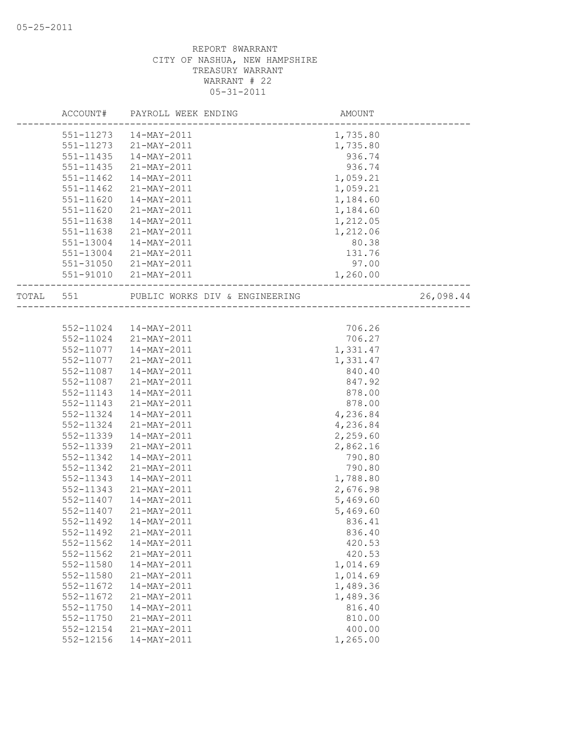REPORT 8WARRANT
CITY OF NASHUA, NEW HAMPSHIRE
TREASURY WARRANT
WARRANT # 22
05-31-2011

| | ACCOUNT# | PAYROLL WEEK ENDING | AMOUNT | |
|---|---|---|---|---|
| | 551-11273 | 14-MAY-2011 | 1,735.80 | |
| | 551-11273 | 21-MAY-2011 | 1,735.80 | |
| | 551-11435 | 14-MAY-2011 | 936.74 | |
| | 551-11435 | 21-MAY-2011 | 936.74 | |
| | 551-11462 | 14-MAY-2011 | 1,059.21 | |
| | 551-11462 | 21-MAY-2011 | 1,059.21 | |
| | 551-11620 | 14-MAY-2011 | 1,184.60 | |
| | 551-11620 | 21-MAY-2011 | 1,184.60 | |
| | 551-11638 | 14-MAY-2011 | 1,212.05 | |
| | 551-11638 | 21-MAY-2011 | 1,212.06 | |
| | 551-13004 | 14-MAY-2011 | 80.38 | |
| | 551-13004 | 21-MAY-2011 | 131.76 | |
| | 551-31050 | 21-MAY-2011 | 97.00 | |
| | 551-91010 | 21-MAY-2011 | 1,260.00 | |
| TOTAL | 551 | PUBLIC WORKS DIV & ENGINEERING | | 26,098.44 |
| | 552-11024 | 14-MAY-2011 | 706.26 | |
| | 552-11024 | 21-MAY-2011 | 706.27 | |
| | 552-11077 | 14-MAY-2011 | 1,331.47 | |
| | 552-11077 | 21-MAY-2011 | 1,331.47 | |
| | 552-11087 | 14-MAY-2011 | 840.40 | |
| | 552-11087 | 21-MAY-2011 | 847.92 | |
| | 552-11143 | 14-MAY-2011 | 878.00 | |
| | 552-11143 | 21-MAY-2011 | 878.00 | |
| | 552-11324 | 14-MAY-2011 | 4,236.84 | |
| | 552-11324 | 21-MAY-2011 | 4,236.84 | |
| | 552-11339 | 14-MAY-2011 | 2,259.60 | |
| | 552-11339 | 21-MAY-2011 | 2,862.16 | |
| | 552-11342 | 14-MAY-2011 | 790.80 | |
| | 552-11342 | 21-MAY-2011 | 790.80 | |
| | 552-11343 | 14-MAY-2011 | 1,788.80 | |
| | 552-11343 | 21-MAY-2011 | 2,676.98 | |
| | 552-11407 | 14-MAY-2011 | 5,469.60 | |
| | 552-11407 | 21-MAY-2011 | 5,469.60 | |
| | 552-11492 | 14-MAY-2011 | 836.41 | |
| | 552-11492 | 21-MAY-2011 | 836.40 | |
| | 552-11562 | 14-MAY-2011 | 420.53 | |
| | 552-11562 | 21-MAY-2011 | 420.53 | |
| | 552-11580 | 14-MAY-2011 | 1,014.69 | |
| | 552-11580 | 21-MAY-2011 | 1,014.69 | |
| | 552-11672 | 14-MAY-2011 | 1,489.36 | |
| | 552-11672 | 21-MAY-2011 | 1,489.36 | |
| | 552-11750 | 14-MAY-2011 | 816.40 | |
| | 552-11750 | 21-MAY-2011 | 810.00 | |
| | 552-12154 | 21-MAY-2011 | 400.00 | |
| | 552-12156 | 14-MAY-2011 | 1,265.00 | |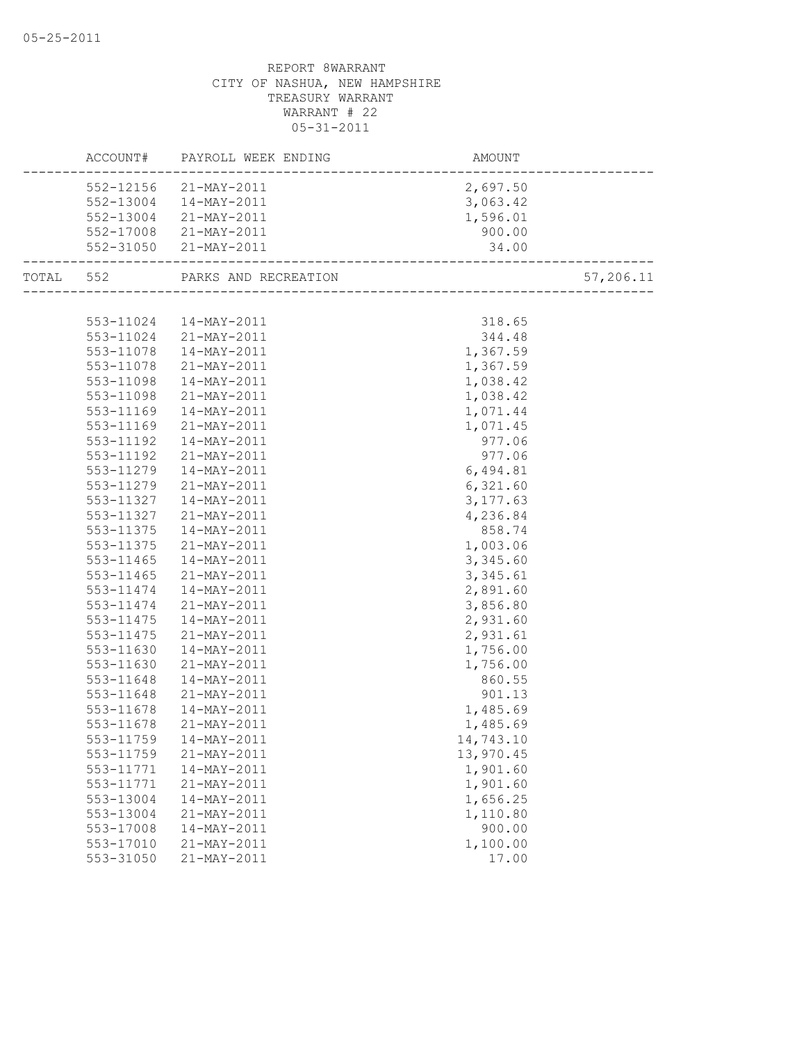REPORT 8WARRANT
CITY OF NASHUA, NEW HAMPSHIRE
TREASURY WARRANT
WARRANT # 22
05-31-2011

| | ACCOUNT# | PAYROLL WEEK ENDING | AMOUNT | |
|---|---|---|---|---|
| | 552-12156 | 21-MAY-2011 | 2,697.50 | |
| | 552-13004 | 14-MAY-2011 | 3,063.42 | |
| | 552-13004 | 21-MAY-2011 | 1,596.01 | |
| | 552-17008 | 21-MAY-2011 | 900.00 | |
| | 552-31050 | 21-MAY-2011 | 34.00 | |
| TOTAL | 552 | PARKS AND RECREATION | | 57,206.11 |
| | 553-11024 | 14-MAY-2011 | 318.65 | |
| | 553-11024 | 21-MAY-2011 | 344.48 | |
| | 553-11078 | 14-MAY-2011 | 1,367.59 | |
| | 553-11078 | 21-MAY-2011 | 1,367.59 | |
| | 553-11098 | 14-MAY-2011 | 1,038.42 | |
| | 553-11098 | 21-MAY-2011 | 1,038.42 | |
| | 553-11169 | 14-MAY-2011 | 1,071.44 | |
| | 553-11169 | 21-MAY-2011 | 1,071.45 | |
| | 553-11192 | 14-MAY-2011 | 977.06 | |
| | 553-11192 | 21-MAY-2011 | 977.06 | |
| | 553-11279 | 14-MAY-2011 | 6,494.81 | |
| | 553-11279 | 21-MAY-2011 | 6,321.60 | |
| | 553-11327 | 14-MAY-2011 | 3,177.63 | |
| | 553-11327 | 21-MAY-2011 | 4,236.84 | |
| | 553-11375 | 14-MAY-2011 | 858.74 | |
| | 553-11375 | 21-MAY-2011 | 1,003.06 | |
| | 553-11465 | 14-MAY-2011 | 3,345.60 | |
| | 553-11465 | 21-MAY-2011 | 3,345.61 | |
| | 553-11474 | 14-MAY-2011 | 2,891.60 | |
| | 553-11474 | 21-MAY-2011 | 3,856.80 | |
| | 553-11475 | 14-MAY-2011 | 2,931.60 | |
| | 553-11475 | 21-MAY-2011 | 2,931.61 | |
| | 553-11630 | 14-MAY-2011 | 1,756.00 | |
| | 553-11630 | 21-MAY-2011 | 1,756.00 | |
| | 553-11648 | 14-MAY-2011 | 860.55 | |
| | 553-11648 | 21-MAY-2011 | 901.13 | |
| | 553-11678 | 14-MAY-2011 | 1,485.69 | |
| | 553-11678 | 21-MAY-2011 | 1,485.69 | |
| | 553-11759 | 14-MAY-2011 | 14,743.10 | |
| | 553-11759 | 21-MAY-2011 | 13,970.45 | |
| | 553-11771 | 14-MAY-2011 | 1,901.60 | |
| | 553-11771 | 21-MAY-2011 | 1,901.60 | |
| | 553-13004 | 14-MAY-2011 | 1,656.25 | |
| | 553-13004 | 21-MAY-2011 | 1,110.80 | |
| | 553-17008 | 14-MAY-2011 | 900.00 | |
| | 553-17010 | 21-MAY-2011 | 1,100.00 | |
| | 553-31050 | 21-MAY-2011 | 17.00 | |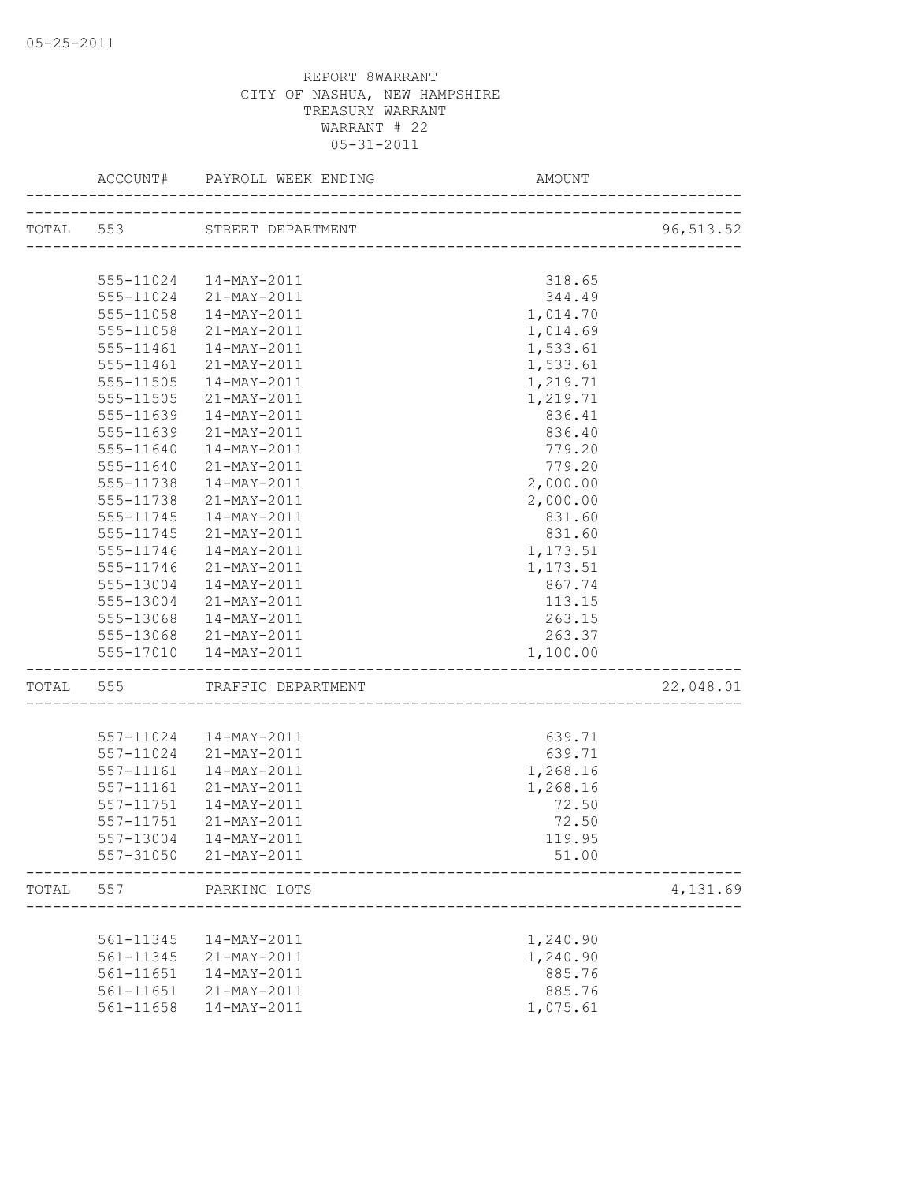05-25-2011

REPORT 8WARRANT
CITY OF NASHUA, NEW HAMPSHIRE
TREASURY WARRANT
WARRANT # 22
05-31-2011

| | ACCOUNT# | PAYROLL WEEK ENDING | AMOUNT | |
|---|---|---|---|---|
| TOTAL | 553 | STREET DEPARTMENT | | 96,513.52 |
| | 555-11024 | 14-MAY-2011 | 318.65 | |
| | 555-11024 | 21-MAY-2011 | 344.49 | |
| | 555-11058 | 14-MAY-2011 | 1,014.70 | |
| | 555-11058 | 21-MAY-2011 | 1,014.69 | |
| | 555-11461 | 14-MAY-2011 | 1,533.61 | |
| | 555-11461 | 21-MAY-2011 | 1,533.61 | |
| | 555-11505 | 14-MAY-2011 | 1,219.71 | |
| | 555-11505 | 21-MAY-2011 | 1,219.71 | |
| | 555-11639 | 14-MAY-2011 | 836.41 | |
| | 555-11639 | 21-MAY-2011 | 836.40 | |
| | 555-11640 | 14-MAY-2011 | 779.20 | |
| | 555-11640 | 21-MAY-2011 | 779.20 | |
| | 555-11738 | 14-MAY-2011 | 2,000.00 | |
| | 555-11738 | 21-MAY-2011 | 2,000.00 | |
| | 555-11745 | 14-MAY-2011 | 831.60 | |
| | 555-11745 | 21-MAY-2011 | 831.60 | |
| | 555-11746 | 14-MAY-2011 | 1,173.51 | |
| | 555-11746 | 21-MAY-2011 | 1,173.51 | |
| | 555-13004 | 14-MAY-2011 | 867.74 | |
| | 555-13004 | 21-MAY-2011 | 113.15 | |
| | 555-13068 | 14-MAY-2011 | 263.15 | |
| | 555-13068 | 21-MAY-2011 | 263.37 | |
| | 555-17010 | 14-MAY-2011 | 1,100.00 | |
| TOTAL | 555 | TRAFFIC DEPARTMENT | | 22,048.01 |
| | 557-11024 | 14-MAY-2011 | 639.71 | |
| | 557-11024 | 21-MAY-2011 | 639.71 | |
| | 557-11161 | 14-MAY-2011 | 1,268.16 | |
| | 557-11161 | 21-MAY-2011 | 1,268.16 | |
| | 557-11751 | 14-MAY-2011 | 72.50 | |
| | 557-11751 | 21-MAY-2011 | 72.50 | |
| | 557-13004 | 14-MAY-2011 | 119.95 | |
| | 557-31050 | 21-MAY-2011 | 51.00 | |
| TOTAL | 557 | PARKING LOTS | | 4,131.69 |
| | 561-11345 | 14-MAY-2011 | 1,240.90 | |
| | 561-11345 | 21-MAY-2011 | 1,240.90 | |
| | 561-11651 | 14-MAY-2011 | 885.76 | |
| | 561-11651 | 21-MAY-2011 | 885.76 | |
| | 561-11658 | 14-MAY-2011 | 1,075.61 | |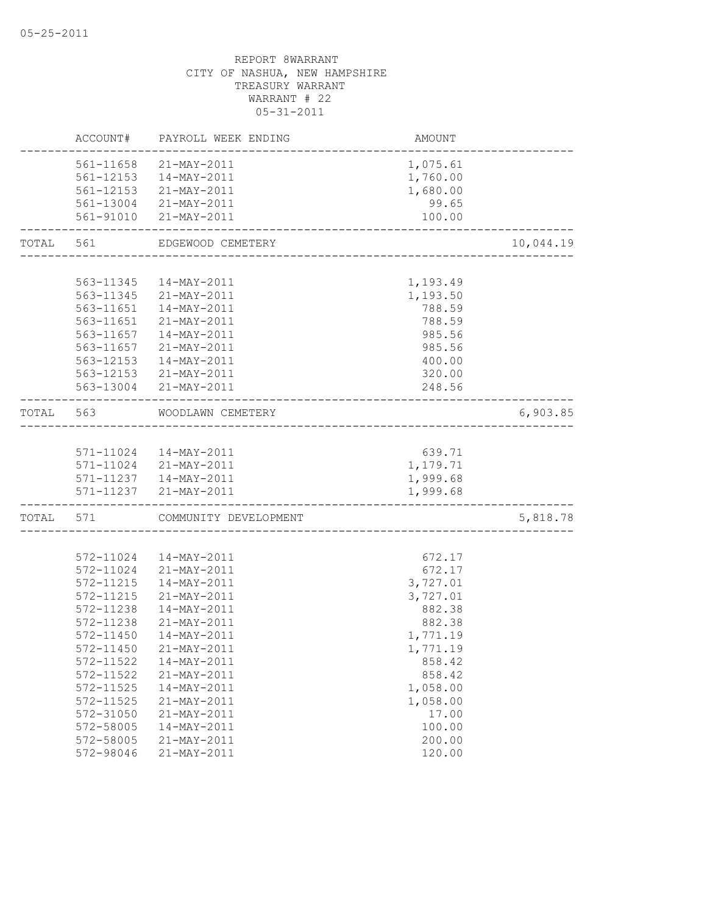05-25-2011

REPORT 8WARRANT
CITY OF NASHUA, NEW HAMPSHIRE
TREASURY WARRANT
WARRANT # 22
05-31-2011

| | ACCOUNT# | PAYROLL WEEK ENDING | AMOUNT | |
|---|---|---|---|---|
| | 561-11658 | 21-MAY-2011 | 1,075.61 | |
| | 561-12153 | 14-MAY-2011 | 1,760.00 | |
| | 561-12153 | 21-MAY-2011 | 1,680.00 | |
| | 561-13004 | 21-MAY-2011 | 99.65 | |
| | 561-91010 | 21-MAY-2011 | 100.00 | |
| TOTAL | 561 | EDGEWOOD CEMETERY | | 10,044.19 |
| | 563-11345 | 14-MAY-2011 | 1,193.49 | |
| | 563-11345 | 21-MAY-2011 | 1,193.50 | |
| | 563-11651 | 14-MAY-2011 | 788.59 | |
| | 563-11651 | 21-MAY-2011 | 788.59 | |
| | 563-11657 | 14-MAY-2011 | 985.56 | |
| | 563-11657 | 21-MAY-2011 | 985.56 | |
| | 563-12153 | 14-MAY-2011 | 400.00 | |
| | 563-12153 | 21-MAY-2011 | 320.00 | |
| | 563-13004 | 21-MAY-2011 | 248.56 | |
| TOTAL | 563 | WOODLAWN CEMETERY | | 6,903.85 |
| | 571-11024 | 14-MAY-2011 | 639.71 | |
| | 571-11024 | 21-MAY-2011 | 1,179.71 | |
| | 571-11237 | 14-MAY-2011 | 1,999.68 | |
| | 571-11237 | 21-MAY-2011 | 1,999.68 | |
| TOTAL | 571 | COMMUNITY DEVELOPMENT | | 5,818.78 |
| | 572-11024 | 14-MAY-2011 | 672.17 | |
| | 572-11024 | 21-MAY-2011 | 672.17 | |
| | 572-11215 | 14-MAY-2011 | 3,727.01 | |
| | 572-11215 | 21-MAY-2011 | 3,727.01 | |
| | 572-11238 | 14-MAY-2011 | 882.38 | |
| | 572-11238 | 21-MAY-2011 | 882.38 | |
| | 572-11450 | 14-MAY-2011 | 1,771.19 | |
| | 572-11450 | 21-MAY-2011 | 1,771.19 | |
| | 572-11522 | 14-MAY-2011 | 858.42 | |
| | 572-11522 | 21-MAY-2011 | 858.42 | |
| | 572-11525 | 14-MAY-2011 | 1,058.00 | |
| | 572-11525 | 21-MAY-2011 | 1,058.00 | |
| | 572-31050 | 21-MAY-2011 | 17.00 | |
| | 572-58005 | 14-MAY-2011 | 100.00 | |
| | 572-58005 | 21-MAY-2011 | 200.00 | |
| | 572-98046 | 21-MAY-2011 | 120.00 | |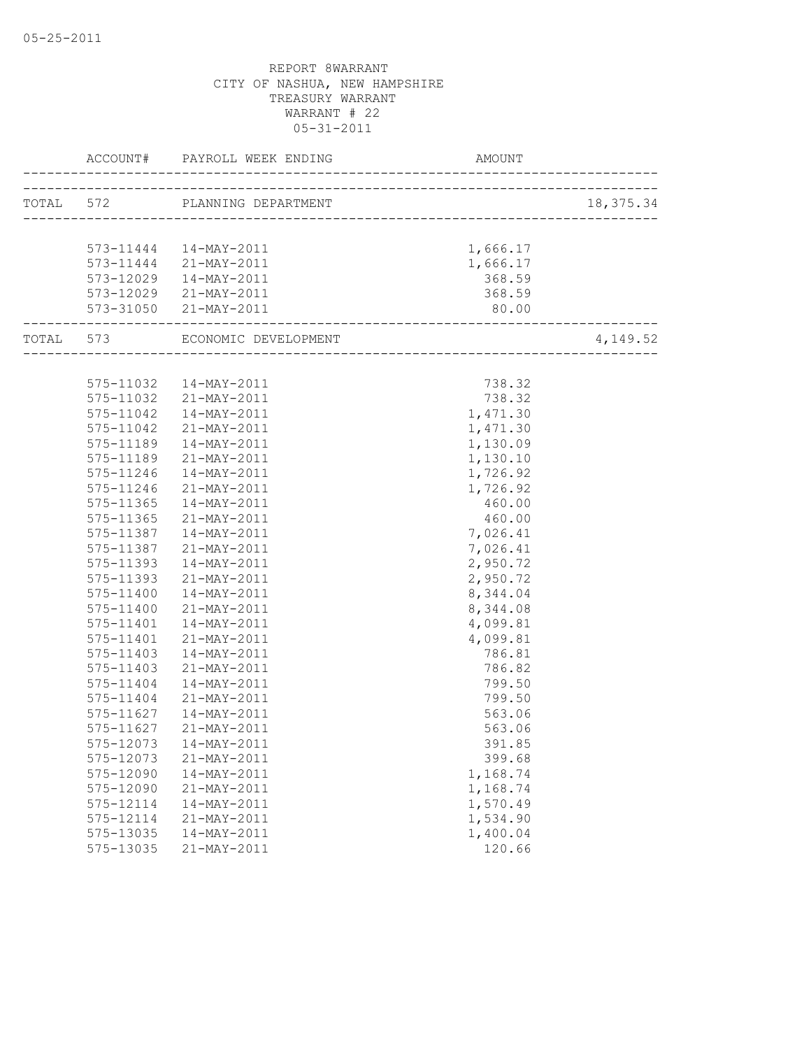05-25-2011

REPORT 8WARRANT
CITY OF NASHUA, NEW HAMPSHIRE
TREASURY WARRANT
WARRANT # 22
05-31-2011

| | ACCOUNT# | PAYROLL WEEK ENDING | AMOUNT | |
|---|---|---|---|---|
| TOTAL | 572 | PLANNING DEPARTMENT | | 18,375.34 |
| | 573-11444 | 14-MAY-2011 | 1,666.17 | |
| | 573-11444 | 21-MAY-2011 | 1,666.17 | |
| | 573-12029 | 14-MAY-2011 | 368.59 | |
| | 573-12029 | 21-MAY-2011 | 368.59 | |
| | 573-31050 | 21-MAY-2011 | 80.00 | |
| TOTAL | 573 | ECONOMIC DEVELOPMENT | | 4,149.52 |
| | 575-11032 | 14-MAY-2011 | 738.32 | |
| | 575-11032 | 21-MAY-2011 | 738.32 | |
| | 575-11042 | 14-MAY-2011 | 1,471.30 | |
| | 575-11042 | 21-MAY-2011 | 1,471.30 | |
| | 575-11189 | 14-MAY-2011 | 1,130.09 | |
| | 575-11189 | 21-MAY-2011 | 1,130.10 | |
| | 575-11246 | 14-MAY-2011 | 1,726.92 | |
| | 575-11246 | 21-MAY-2011 | 1,726.92 | |
| | 575-11365 | 14-MAY-2011 | 460.00 | |
| | 575-11365 | 21-MAY-2011 | 460.00 | |
| | 575-11387 | 14-MAY-2011 | 7,026.41 | |
| | 575-11387 | 21-MAY-2011 | 7,026.41 | |
| | 575-11393 | 14-MAY-2011 | 2,950.72 | |
| | 575-11393 | 21-MAY-2011 | 2,950.72 | |
| | 575-11400 | 14-MAY-2011 | 8,344.04 | |
| | 575-11400 | 21-MAY-2011 | 8,344.08 | |
| | 575-11401 | 14-MAY-2011 | 4,099.81 | |
| | 575-11401 | 21-MAY-2011 | 4,099.81 | |
| | 575-11403 | 14-MAY-2011 | 786.81 | |
| | 575-11403 | 21-MAY-2011 | 786.82 | |
| | 575-11404 | 14-MAY-2011 | 799.50 | |
| | 575-11404 | 21-MAY-2011 | 799.50 | |
| | 575-11627 | 14-MAY-2011 | 563.06 | |
| | 575-11627 | 21-MAY-2011 | 563.06 | |
| | 575-12073 | 14-MAY-2011 | 391.85 | |
| | 575-12073 | 21-MAY-2011 | 399.68 | |
| | 575-12090 | 14-MAY-2011 | 1,168.74 | |
| | 575-12090 | 21-MAY-2011 | 1,168.74 | |
| | 575-12114 | 14-MAY-2011 | 1,570.49 | |
| | 575-12114 | 21-MAY-2011 | 1,534.90 | |
| | 575-13035 | 14-MAY-2011 | 1,400.04 | |
| | 575-13035 | 21-MAY-2011 | 120.66 | |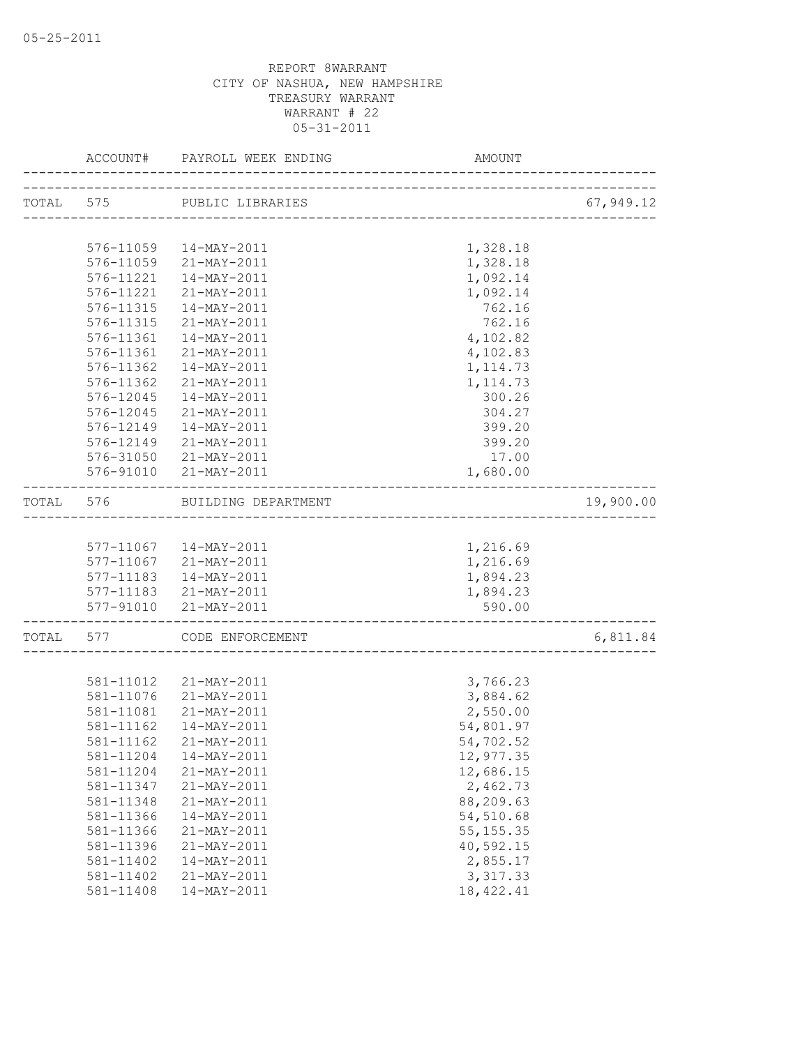05-25-2011

REPORT 8WARRANT
CITY OF NASHUA, NEW HAMPSHIRE
TREASURY WARRANT
WARRANT # 22
05-31-2011

| | ACCOUNT# | PAYROLL WEEK ENDING | AMOUNT | |
|---|---|---|---|---|
| TOTAL | 575 | PUBLIC LIBRARIES | | 67,949.12 |
| | 576-11059 | 14-MAY-2011 | 1,328.18 | |
| | 576-11059 | 21-MAY-2011 | 1,328.18 | |
| | 576-11221 | 14-MAY-2011 | 1,092.14 | |
| | 576-11221 | 21-MAY-2011 | 1,092.14 | |
| | 576-11315 | 14-MAY-2011 | 762.16 | |
| | 576-11315 | 21-MAY-2011 | 762.16 | |
| | 576-11361 | 14-MAY-2011 | 4,102.82 | |
| | 576-11361 | 21-MAY-2011 | 4,102.83 | |
| | 576-11362 | 14-MAY-2011 | 1,114.73 | |
| | 576-11362 | 21-MAY-2011 | 1,114.73 | |
| | 576-12045 | 14-MAY-2011 | 300.26 | |
| | 576-12045 | 21-MAY-2011 | 304.27 | |
| | 576-12149 | 14-MAY-2011 | 399.20 | |
| | 576-12149 | 21-MAY-2011 | 399.20 | |
| | 576-31050 | 21-MAY-2011 | 17.00 | |
| | 576-91010 | 21-MAY-2011 | 1,680.00 | |
| TOTAL | 576 | BUILDING DEPARTMENT | | 19,900.00 |
| | 577-11067 | 14-MAY-2011 | 1,216.69 | |
| | 577-11067 | 21-MAY-2011 | 1,216.69 | |
| | 577-11183 | 14-MAY-2011 | 1,894.23 | |
| | 577-11183 | 21-MAY-2011 | 1,894.23 | |
| | 577-91010 | 21-MAY-2011 | 590.00 | |
| TOTAL | 577 | CODE ENFORCEMENT | | 6,811.84 |
| | 581-11012 | 21-MAY-2011 | 3,766.23 | |
| | 581-11076 | 21-MAY-2011 | 3,884.62 | |
| | 581-11081 | 21-MAY-2011 | 2,550.00 | |
| | 581-11162 | 14-MAY-2011 | 54,801.97 | |
| | 581-11162 | 21-MAY-2011 | 54,702.52 | |
| | 581-11204 | 14-MAY-2011 | 12,977.35 | |
| | 581-11204 | 21-MAY-2011 | 12,686.15 | |
| | 581-11347 | 21-MAY-2011 | 2,462.73 | |
| | 581-11348 | 21-MAY-2011 | 88,209.63 | |
| | 581-11366 | 14-MAY-2011 | 54,510.68 | |
| | 581-11366 | 21-MAY-2011 | 55,155.35 | |
| | 581-11396 | 21-MAY-2011 | 40,592.15 | |
| | 581-11402 | 14-MAY-2011 | 2,855.17 | |
| | 581-11402 | 21-MAY-2011 | 3,317.33 | |
| | 581-11408 | 14-MAY-2011 | 18,422.41 | |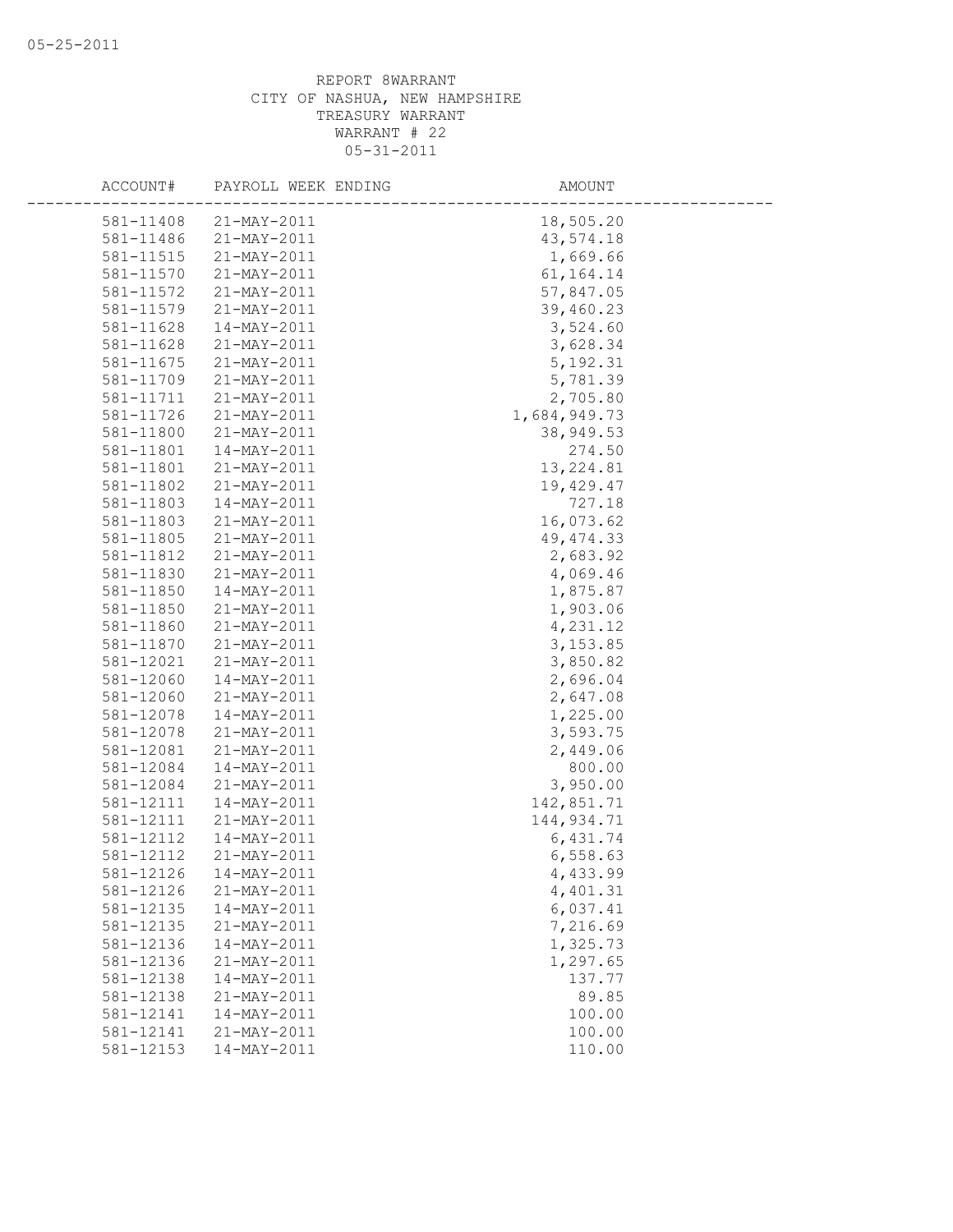REPORT 8WARRANT
CITY OF NASHUA, NEW HAMPSHIRE
TREASURY WARRANT
WARRANT # 22
05-31-2011

| ACCOUNT# | PAYROLL WEEK ENDING | AMOUNT |
|---|---|---|
| 581-11408 | 21-MAY-2011 | 18,505.20 |
| 581-11486 | 21-MAY-2011 | 43,574.18 |
| 581-11515 | 21-MAY-2011 | 1,669.66 |
| 581-11570 | 21-MAY-2011 | 61,164.14 |
| 581-11572 | 21-MAY-2011 | 57,847.05 |
| 581-11579 | 21-MAY-2011 | 39,460.23 |
| 581-11628 | 14-MAY-2011 | 3,524.60 |
| 581-11628 | 21-MAY-2011 | 3,628.34 |
| 581-11675 | 21-MAY-2011 | 5,192.31 |
| 581-11709 | 21-MAY-2011 | 5,781.39 |
| 581-11711 | 21-MAY-2011 | 2,705.80 |
| 581-11726 | 21-MAY-2011 | 1,684,949.73 |
| 581-11800 | 21-MAY-2011 | 38,949.53 |
| 581-11801 | 14-MAY-2011 | 274.50 |
| 581-11801 | 21-MAY-2011 | 13,224.81 |
| 581-11802 | 21-MAY-2011 | 19,429.47 |
| 581-11803 | 14-MAY-2011 | 727.18 |
| 581-11803 | 21-MAY-2011 | 16,073.62 |
| 581-11805 | 21-MAY-2011 | 49,474.33 |
| 581-11812 | 21-MAY-2011 | 2,683.92 |
| 581-11830 | 21-MAY-2011 | 4,069.46 |
| 581-11850 | 14-MAY-2011 | 1,875.87 |
| 581-11850 | 21-MAY-2011 | 1,903.06 |
| 581-11860 | 21-MAY-2011 | 4,231.12 |
| 581-11870 | 21-MAY-2011 | 3,153.85 |
| 581-12021 | 21-MAY-2011 | 3,850.82 |
| 581-12060 | 14-MAY-2011 | 2,696.04 |
| 581-12060 | 21-MAY-2011 | 2,647.08 |
| 581-12078 | 14-MAY-2011 | 1,225.00 |
| 581-12078 | 21-MAY-2011 | 3,593.75 |
| 581-12081 | 21-MAY-2011 | 2,449.06 |
| 581-12084 | 14-MAY-2011 | 800.00 |
| 581-12084 | 21-MAY-2011 | 3,950.00 |
| 581-12111 | 14-MAY-2011 | 142,851.71 |
| 581-12111 | 21-MAY-2011 | 144,934.71 |
| 581-12112 | 14-MAY-2011 | 6,431.74 |
| 581-12112 | 21-MAY-2011 | 6,558.63 |
| 581-12126 | 14-MAY-2011 | 4,433.99 |
| 581-12126 | 21-MAY-2011 | 4,401.31 |
| 581-12135 | 14-MAY-2011 | 6,037.41 |
| 581-12135 | 21-MAY-2011 | 7,216.69 |
| 581-12136 | 14-MAY-2011 | 1,325.73 |
| 581-12136 | 21-MAY-2011 | 1,297.65 |
| 581-12138 | 14-MAY-2011 | 137.77 |
| 581-12138 | 21-MAY-2011 | 89.85 |
| 581-12141 | 14-MAY-2011 | 100.00 |
| 581-12141 | 21-MAY-2011 | 100.00 |
| 581-12153 | 14-MAY-2011 | 110.00 |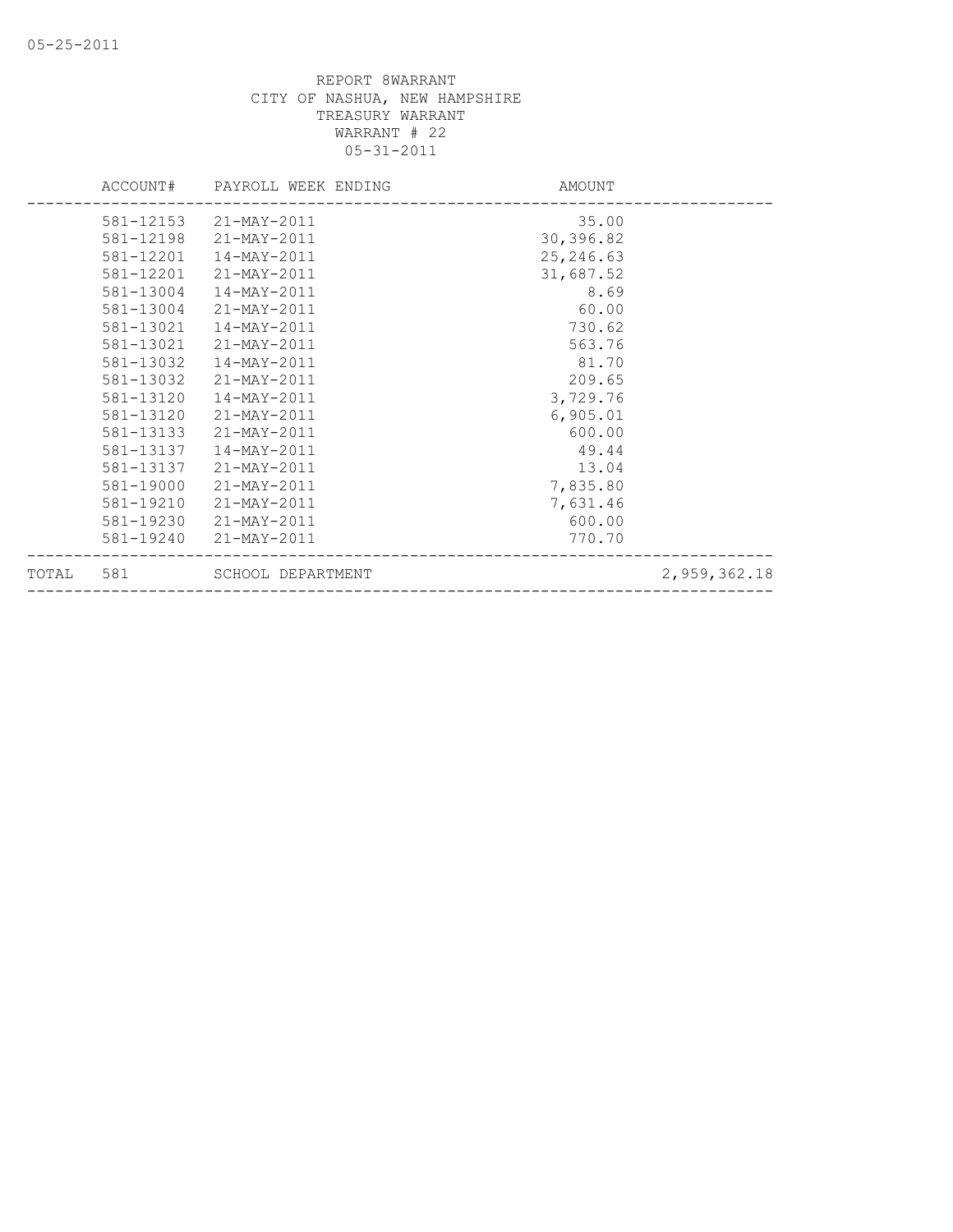REPORT 8WARRANT
CITY OF NASHUA, NEW HAMPSHIRE
TREASURY WARRANT
WARRANT # 22
05-31-2011

| ACCOUNT# | PAYROLL WEEK ENDING | AMOUNT | |
|---|---|---|---|
| 581-12153 | 21-MAY-2011 | 35.00 | |
| 581-12198 | 21-MAY-2011 | 30,396.82 | |
| 581-12201 | 14-MAY-2011 | 25,246.63 | |
| 581-12201 | 21-MAY-2011 | 31,687.52 | |
| 581-13004 | 14-MAY-2011 | 8.69 | |
| 581-13004 | 21-MAY-2011 | 60.00 | |
| 581-13021 | 14-MAY-2011 | 730.62 | |
| 581-13021 | 21-MAY-2011 | 563.76 | |
| 581-13032 | 14-MAY-2011 | 81.70 | |
| 581-13032 | 21-MAY-2011 | 209.65 | |
| 581-13120 | 14-MAY-2011 | 3,729.76 | |
| 581-13120 | 21-MAY-2011 | 6,905.01 | |
| 581-13133 | 21-MAY-2011 | 600.00 | |
| 581-13137 | 14-MAY-2011 | 49.44 | |
| 581-13137 | 21-MAY-2011 | 13.04 | |
| 581-19000 | 21-MAY-2011 | 7,835.80 | |
| 581-19210 | 21-MAY-2011 | 7,631.46 | |
| 581-19230 | 21-MAY-2011 | 600.00 | |
| 581-19240 | 21-MAY-2011 | 770.70 | |
| TOTAL 581 | SCHOOL DEPARTMENT | | 2,959,362.18 |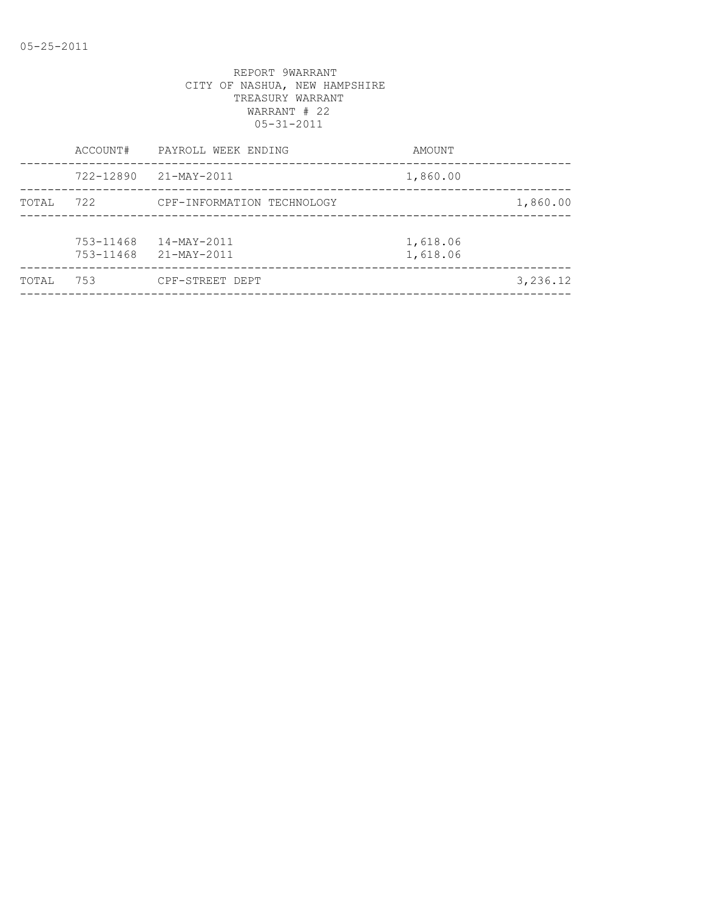05-25-2011

REPORT 9WARRANT
CITY OF NASHUA, NEW HAMPSHIRE
TREASURY WARRANT
WARRANT # 22
05-31-2011

| | ACCOUNT# | PAYROLL WEEK ENDING | AMOUNT | |
|---|---|---|---|---|
| | 722-12890 | 21-MAY-2011 | 1,860.00 | |
| TOTAL | 722 | CPF-INFORMATION TECHNOLOGY | | 1,860.00 |
| | 753-11468 | 14-MAY-2011 | 1,618.06 | |
| | 753-11468 | 21-MAY-2011 | 1,618.06 | |
| TOTAL | 753 | CPF-STREET DEPT | | 3,236.12 |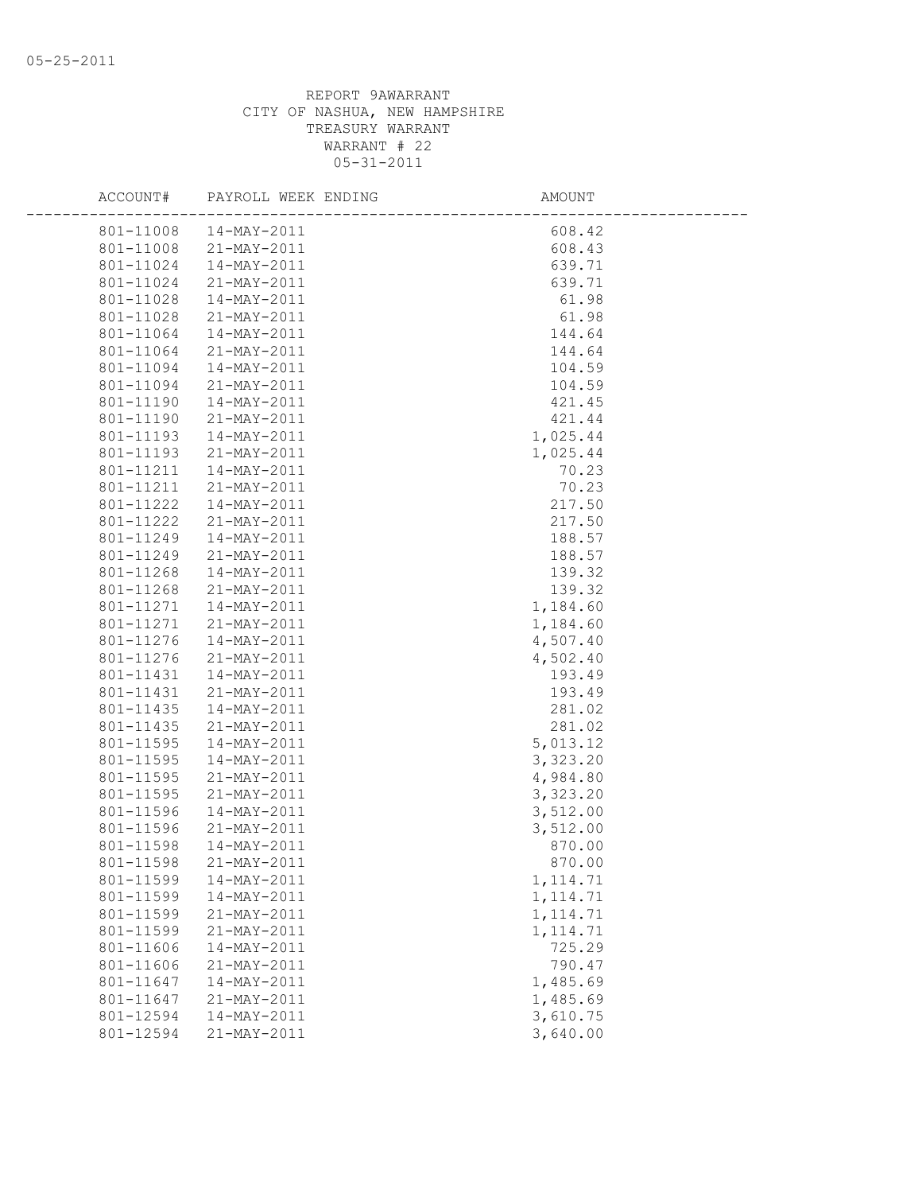05-25-2011

REPORT 9AWARRANT
CITY OF NASHUA, NEW HAMPSHIRE
TREASURY WARRANT
WARRANT # 22
05-31-2011

| ACCOUNT# | PAYROLL WEEK ENDING | AMOUNT |
|---|---|---|
| 801-11008 | 14-MAY-2011 | 608.42 |
| 801-11008 | 21-MAY-2011 | 608.43 |
| 801-11024 | 14-MAY-2011 | 639.71 |
| 801-11024 | 21-MAY-2011 | 639.71 |
| 801-11028 | 14-MAY-2011 | 61.98 |
| 801-11028 | 21-MAY-2011 | 61.98 |
| 801-11064 | 14-MAY-2011 | 144.64 |
| 801-11064 | 21-MAY-2011 | 144.64 |
| 801-11094 | 14-MAY-2011 | 104.59 |
| 801-11094 | 21-MAY-2011 | 104.59 |
| 801-11190 | 14-MAY-2011 | 421.45 |
| 801-11190 | 21-MAY-2011 | 421.44 |
| 801-11193 | 14-MAY-2011 | 1,025.44 |
| 801-11193 | 21-MAY-2011 | 1,025.44 |
| 801-11211 | 14-MAY-2011 | 70.23 |
| 801-11211 | 21-MAY-2011 | 70.23 |
| 801-11222 | 14-MAY-2011 | 217.50 |
| 801-11222 | 21-MAY-2011 | 217.50 |
| 801-11249 | 14-MAY-2011 | 188.57 |
| 801-11249 | 21-MAY-2011 | 188.57 |
| 801-11268 | 14-MAY-2011 | 139.32 |
| 801-11268 | 21-MAY-2011 | 139.32 |
| 801-11271 | 14-MAY-2011 | 1,184.60 |
| 801-11271 | 21-MAY-2011 | 1,184.60 |
| 801-11276 | 14-MAY-2011 | 4,507.40 |
| 801-11276 | 21-MAY-2011 | 4,502.40 |
| 801-11431 | 14-MAY-2011 | 193.49 |
| 801-11431 | 21-MAY-2011 | 193.49 |
| 801-11435 | 14-MAY-2011 | 281.02 |
| 801-11435 | 21-MAY-2011 | 281.02 |
| 801-11595 | 14-MAY-2011 | 5,013.12 |
| 801-11595 | 14-MAY-2011 | 3,323.20 |
| 801-11595 | 21-MAY-2011 | 4,984.80 |
| 801-11595 | 21-MAY-2011 | 3,323.20 |
| 801-11596 | 14-MAY-2011 | 3,512.00 |
| 801-11596 | 21-MAY-2011 | 3,512.00 |
| 801-11598 | 14-MAY-2011 | 870.00 |
| 801-11598 | 21-MAY-2011 | 870.00 |
| 801-11599 | 14-MAY-2011 | 1,114.71 |
| 801-11599 | 14-MAY-2011 | 1,114.71 |
| 801-11599 | 21-MAY-2011 | 1,114.71 |
| 801-11599 | 21-MAY-2011 | 1,114.71 |
| 801-11606 | 14-MAY-2011 | 725.29 |
| 801-11606 | 21-MAY-2011 | 790.47 |
| 801-11647 | 14-MAY-2011 | 1,485.69 |
| 801-11647 | 21-MAY-2011 | 1,485.69 |
| 801-12594 | 14-MAY-2011 | 3,610.75 |
| 801-12594 | 21-MAY-2011 | 3,640.00 |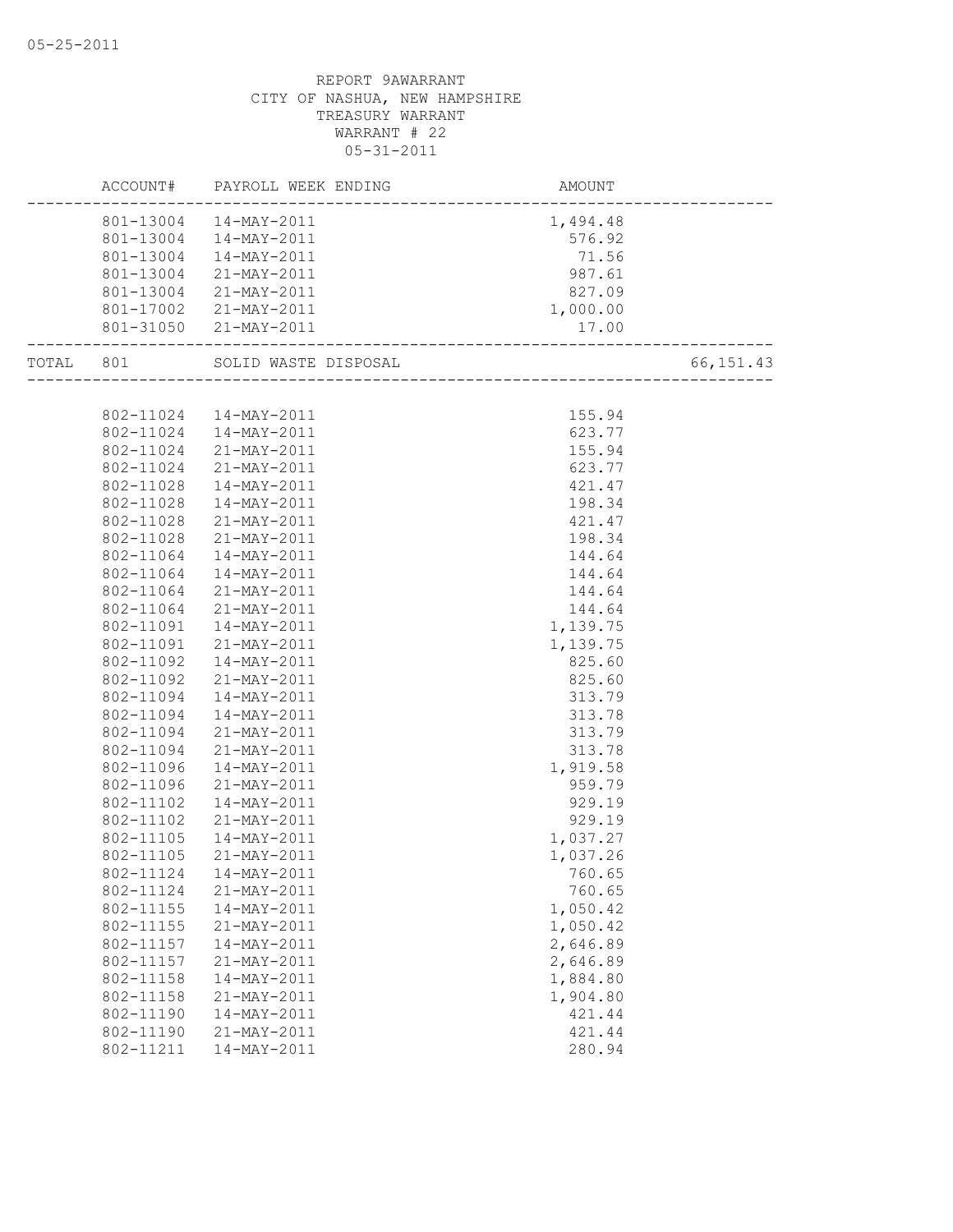REPORT 9AWARRANT
CITY OF NASHUA, NEW HAMPSHIRE
TREASURY WARRANT
WARRANT # 22
05-31-2011

| ACCOUNT# | PAYROLL WEEK ENDING | AMOUNT | |
|---|---|---|---|
| 801-13004 | 14-MAY-2011 | 1,494.48 | |
| 801-13004 | 14-MAY-2011 | 576.92 | |
| 801-13004 | 14-MAY-2011 | 71.56 | |
| 801-13004 | 21-MAY-2011 | 987.61 | |
| 801-13004 | 21-MAY-2011 | 827.09 | |
| 801-17002 | 21-MAY-2011 | 1,000.00 | |
| 801-31050 | 21-MAY-2011 | 17.00 | |
| TOTAL 801 | SOLID WASTE DISPOSAL | | 66,151.43 |
| 802-11024 | 14-MAY-2011 | 155.94 | |
| 802-11024 | 14-MAY-2011 | 623.77 | |
| 802-11024 | 21-MAY-2011 | 155.94 | |
| 802-11024 | 21-MAY-2011 | 623.77 | |
| 802-11028 | 14-MAY-2011 | 421.47 | |
| 802-11028 | 14-MAY-2011 | 198.34 | |
| 802-11028 | 21-MAY-2011 | 421.47 | |
| 802-11028 | 21-MAY-2011 | 198.34 | |
| 802-11064 | 14-MAY-2011 | 144.64 | |
| 802-11064 | 14-MAY-2011 | 144.64 | |
| 802-11064 | 21-MAY-2011 | 144.64 | |
| 802-11064 | 21-MAY-2011 | 144.64 | |
| 802-11091 | 14-MAY-2011 | 1,139.75 | |
| 802-11091 | 21-MAY-2011 | 1,139.75 | |
| 802-11092 | 14-MAY-2011 | 825.60 | |
| 802-11092 | 21-MAY-2011 | 825.60 | |
| 802-11094 | 14-MAY-2011 | 313.79 | |
| 802-11094 | 14-MAY-2011 | 313.78 | |
| 802-11094 | 21-MAY-2011 | 313.79 | |
| 802-11094 | 21-MAY-2011 | 313.78 | |
| 802-11096 | 14-MAY-2011 | 1,919.58 | |
| 802-11096 | 21-MAY-2011 | 959.79 | |
| 802-11102 | 14-MAY-2011 | 929.19 | |
| 802-11102 | 21-MAY-2011 | 929.19 | |
| 802-11105 | 14-MAY-2011 | 1,037.27 | |
| 802-11105 | 21-MAY-2011 | 1,037.26 | |
| 802-11124 | 14-MAY-2011 | 760.65 | |
| 802-11124 | 21-MAY-2011 | 760.65 | |
| 802-11155 | 14-MAY-2011 | 1,050.42 | |
| 802-11155 | 21-MAY-2011 | 1,050.42 | |
| 802-11157 | 14-MAY-2011 | 2,646.89 | |
| 802-11157 | 21-MAY-2011 | 2,646.89 | |
| 802-11158 | 14-MAY-2011 | 1,884.80 | |
| 802-11158 | 21-MAY-2011 | 1,904.80 | |
| 802-11190 | 14-MAY-2011 | 421.44 | |
| 802-11190 | 21-MAY-2011 | 421.44 | |
| 802-11211 | 14-MAY-2011 | 280.94 | |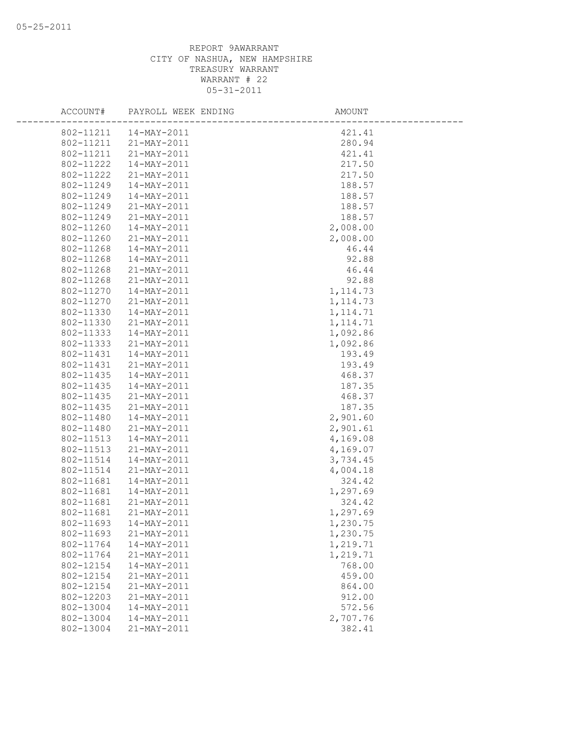REPORT 9AWARRANT
CITY OF NASHUA, NEW HAMPSHIRE
TREASURY WARRANT
WARRANT # 22
05-31-2011

| ACCOUNT# | PAYROLL WEEK ENDING | AMOUNT |
|---|---|---|
| 802-11211 | 14-MAY-2011 | 421.41 |
| 802-11211 | 21-MAY-2011 | 280.94 |
| 802-11211 | 21-MAY-2011 | 421.41 |
| 802-11222 | 14-MAY-2011 | 217.50 |
| 802-11222 | 21-MAY-2011 | 217.50 |
| 802-11249 | 14-MAY-2011 | 188.57 |
| 802-11249 | 14-MAY-2011 | 188.57 |
| 802-11249 | 21-MAY-2011 | 188.57 |
| 802-11249 | 21-MAY-2011 | 188.57 |
| 802-11260 | 14-MAY-2011 | 2,008.00 |
| 802-11260 | 21-MAY-2011 | 2,008.00 |
| 802-11268 | 14-MAY-2011 | 46.44 |
| 802-11268 | 14-MAY-2011 | 92.88 |
| 802-11268 | 21-MAY-2011 | 46.44 |
| 802-11268 | 21-MAY-2011 | 92.88 |
| 802-11270 | 14-MAY-2011 | 1,114.73 |
| 802-11270 | 21-MAY-2011 | 1,114.73 |
| 802-11330 | 14-MAY-2011 | 1,114.71 |
| 802-11330 | 21-MAY-2011 | 1,114.71 |
| 802-11333 | 14-MAY-2011 | 1,092.86 |
| 802-11333 | 21-MAY-2011 | 1,092.86 |
| 802-11431 | 14-MAY-2011 | 193.49 |
| 802-11431 | 21-MAY-2011 | 193.49 |
| 802-11435 | 14-MAY-2011 | 468.37 |
| 802-11435 | 14-MAY-2011 | 187.35 |
| 802-11435 | 21-MAY-2011 | 468.37 |
| 802-11435 | 21-MAY-2011 | 187.35 |
| 802-11480 | 14-MAY-2011 | 2,901.60 |
| 802-11480 | 21-MAY-2011 | 2,901.61 |
| 802-11513 | 14-MAY-2011 | 4,169.08 |
| 802-11513 | 21-MAY-2011 | 4,169.07 |
| 802-11514 | 14-MAY-2011 | 3,734.45 |
| 802-11514 | 21-MAY-2011 | 4,004.18 |
| 802-11681 | 14-MAY-2011 | 324.42 |
| 802-11681 | 14-MAY-2011 | 1,297.69 |
| 802-11681 | 21-MAY-2011 | 324.42 |
| 802-11681 | 21-MAY-2011 | 1,297.69 |
| 802-11693 | 14-MAY-2011 | 1,230.75 |
| 802-11693 | 21-MAY-2011 | 1,230.75 |
| 802-11764 | 14-MAY-2011 | 1,219.71 |
| 802-11764 | 21-MAY-2011 | 1,219.71 |
| 802-12154 | 14-MAY-2011 | 768.00 |
| 802-12154 | 21-MAY-2011 | 459.00 |
| 802-12154 | 21-MAY-2011 | 864.00 |
| 802-12203 | 21-MAY-2011 | 912.00 |
| 802-13004 | 14-MAY-2011 | 572.56 |
| 802-13004 | 14-MAY-2011 | 2,707.76 |
| 802-13004 | 21-MAY-2011 | 382.41 |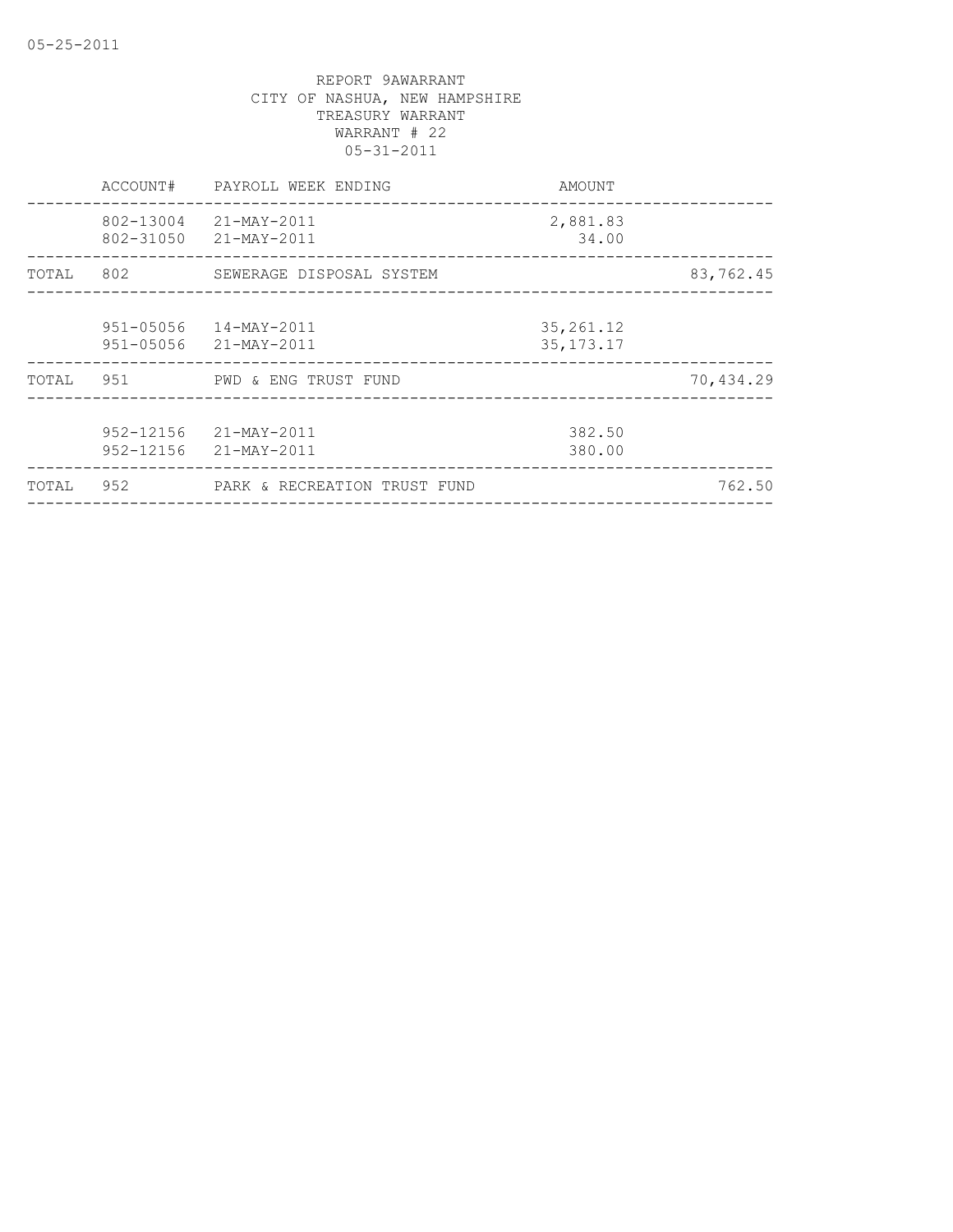REPORT 9AWARRANT
CITY OF NASHUA, NEW HAMPSHIRE
TREASURY WARRANT
WARRANT # 22
05-31-2011

| | ACCOUNT# | PAYROLL WEEK ENDING | AMOUNT | |
|---|---|---|---|---|
| | 802-13004 | 21-MAY-2011 | 2,881.83 | |
| | 802-31050 | 21-MAY-2011 | 34.00 | |
| TOTAL | 802 | SEWERAGE DISPOSAL SYSTEM | | 83,762.45 |
| | 951-05056 | 14-MAY-2011 | 35,261.12 | |
| | 951-05056 | 21-MAY-2011 | 35,173.17 | |
| TOTAL | 951 | PWD & ENG TRUST FUND | | 70,434.29 |
| | 952-12156 | 21-MAY-2011 | 382.50 | |
| | 952-12156 | 21-MAY-2011 | 380.00 | |
| TOTAL | 952 | PARK & RECREATION TRUST FUND | | 762.50 |